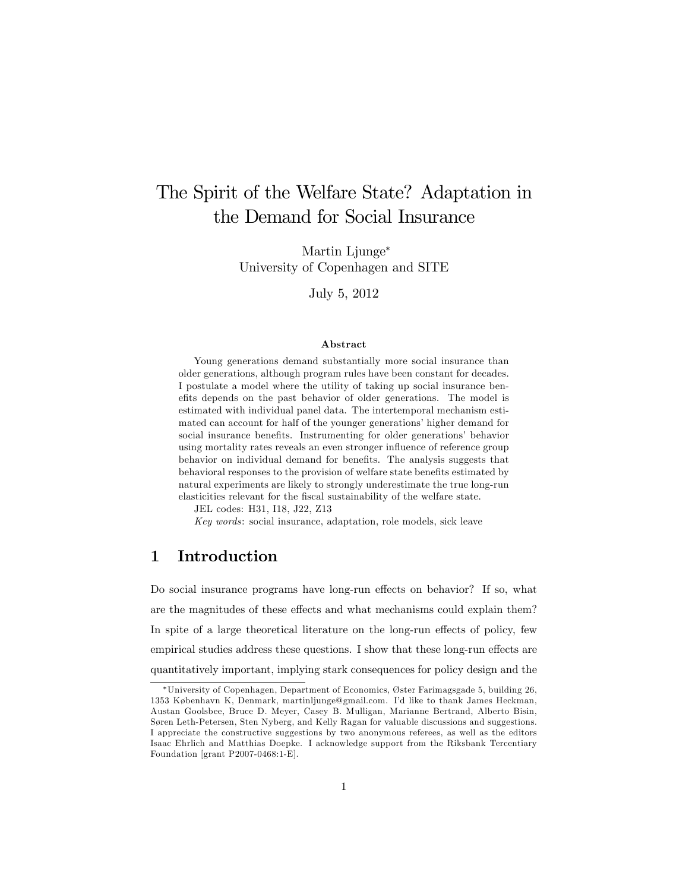# The Spirit of the Welfare State? Adaptation in the Demand for Social Insurance

Martin Ljunge*
University of Copenhagen and SITE

July 5, 2012

### Abstract

Young generations demand substantially more social insurance than older generations, although program rules have been constant for decades. I postulate a model where the utility of taking up social insurance benefits depends on the past behavior of older generations. The model is estimated with individual panel data. The intertemporal mechanism estimated can account for half of the younger generations' higher demand for social insurance benefits. Instrumenting for older generations' behavior using mortality rates reveals an even stronger influence of reference group behavior on individual demand for benefits. The analysis suggests that behavioral responses to the provision of welfare state benefits estimated by natural experiments are likely to strongly underestimate the true long-run elasticities relevant for the fiscal sustainability of the welfare state.

JEL codes: H31, I18, J22, Z13

*Key words*: social insurance, adaptation, role models, sick leave

## 1 Introduction

Do social insurance programs have long-run effects on behavior? If so, what are the magnitudes of these effects and what mechanisms could explain them? In spite of a large theoretical literature on the long-run effects of policy, few empirical studies address these questions. I show that these long-run effects are quantitatively important, implying stark consequences for policy design and the

---

*University of Copenhagen, Department of Economics, Øster Farimagsgade 5, building 26, 1353 København K, Denmark, martinljunge@gmail.com. I'd like to thank James Heckman, Austan Goolsbee, Bruce D. Meyer, Casey B. Mulligan, Marianne Bertrand, Alberto Bisin, Søren Leth-Petersen, Sten Nyberg, and Kelly Ragan for valuable discussions and suggestions. I appreciate the constructive suggestions by two anonymous referees, as well as the editors Isaac Ehrlich and Matthias Doepke. I acknowledge support from the Riksbank Tercentiary Foundation [grant P2007-0468:1-E].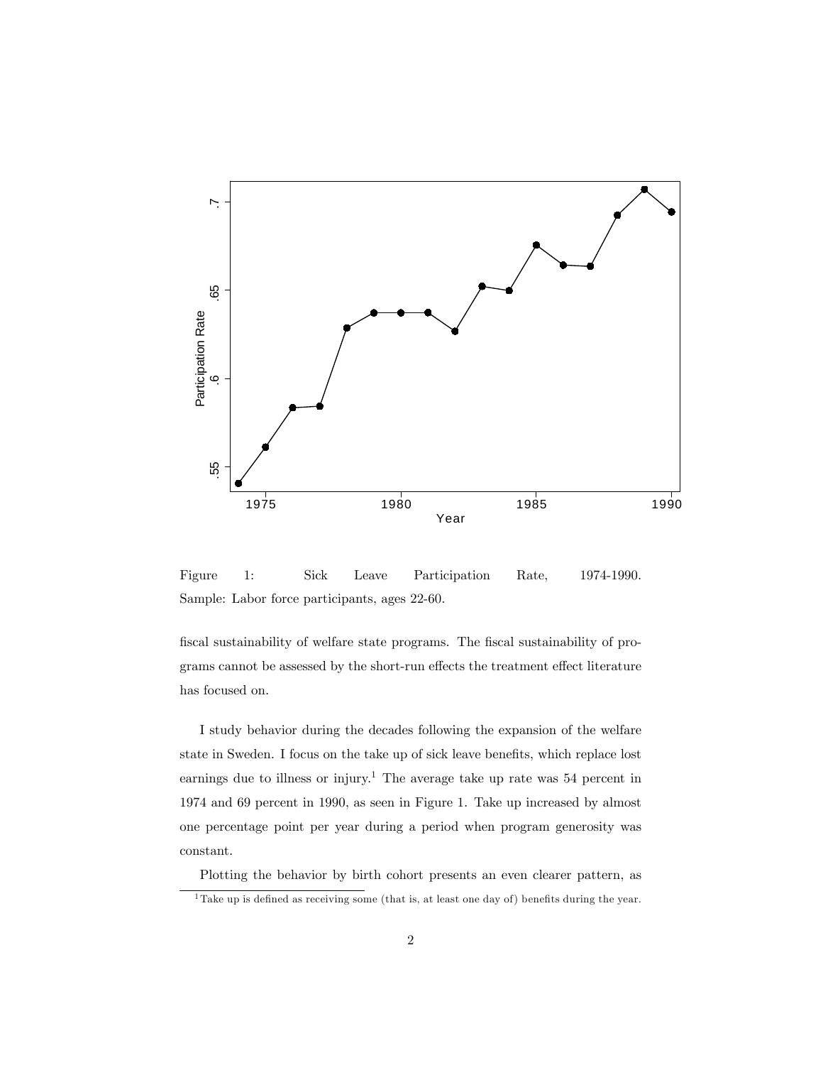Figure 1: Sick Leave Participation Rate, 1974-1990. Sample: Labor force participants, ages 22-60.

fiscal sustainability of welfare state programs. The fiscal sustainability of programs cannot be assessed by the short-run effects the treatment effect literature has focused on.

I study behavior during the decades following the expansion of the welfare state in Sweden. I focus on the take up of sick leave benefits, which replace lost earnings due to illness or injury.[1] The average take up rate was 54 percent in 1974 and 69 percent in 1990, as seen in Figure 1. Take up increased by almost one percentage point per year during a period when program generosity was constant.

Plotting the behavior by birth cohort presents an even clearer pattern, as

[1] Take up is defined as receiving some (that is, at least one day of) benefits during the year.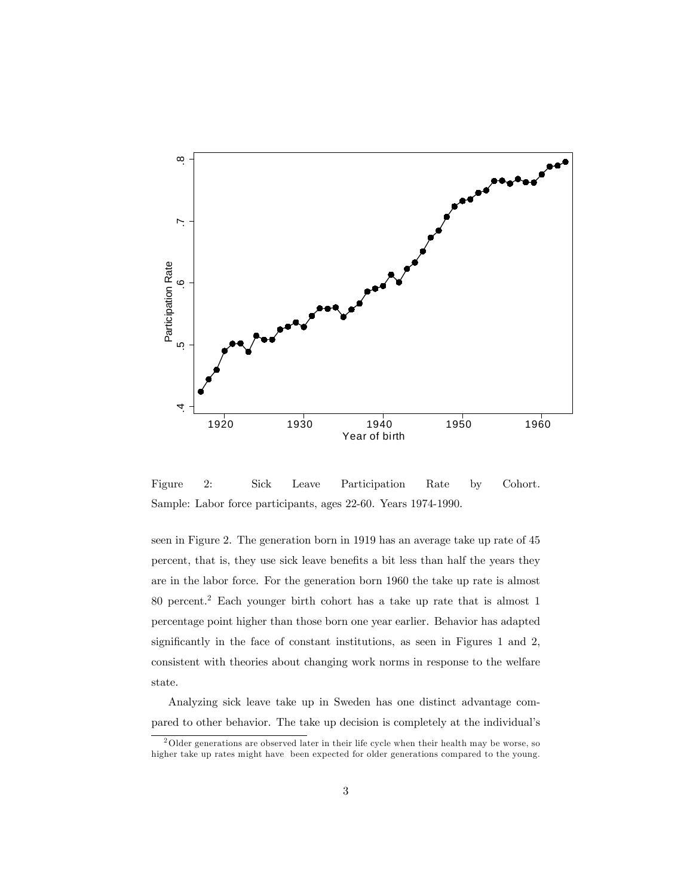Figure 2: Sick Leave Participation Rate by Cohort. Sample: Labor force participants, ages 22-60. Years 1974-1990.

seen in Figure 2. The generation born in 1919 has an average take up rate of 45 percent, that is, they use sick leave benefits a bit less than half the years they are in the labor force. For the generation born 1960 the take up rate is almost 80 percent.[2] Each younger birth cohort has a take up rate that is almost 1 percentage point higher than those born one year earlier. Behavior has adapted significantly in the face of constant institutions, as seen in Figures 1 and 2, consistent with theories about changing work norms in response to the welfare state.

Analyzing sick leave take up in Sweden has one distinct advantage compared to other behavior. The take up decision is completely at the individual's

[2] Older generations are observed later in their life cycle when their health may be worse, so higher take up rates might have been expected for older generations compared to the young.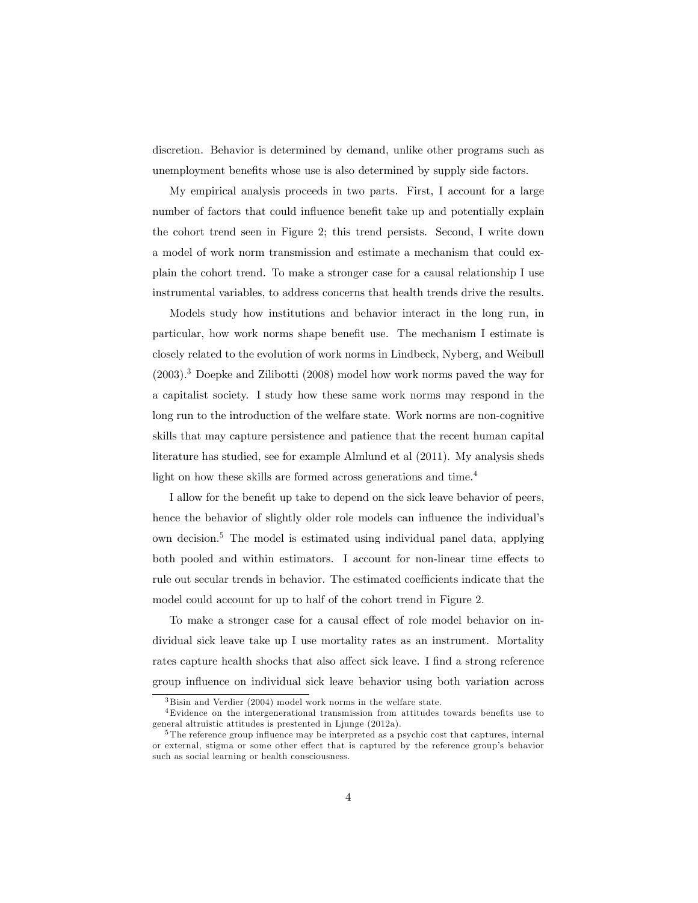discretion. Behavior is determined by demand, unlike other programs such as unemployment benefits whose use is also determined by supply side factors.

My empirical analysis proceeds in two parts. First, I account for a large number of factors that could influence benefit take up and potentially explain the cohort trend seen in Figure 2; this trend persists. Second, I write down a model of work norm transmission and estimate a mechanism that could explain the cohort trend. To make a stronger case for a causal relationship I use instrumental variables, to address concerns that health trends drive the results.

Models study how institutions and behavior interact in the long run, in particular, how work norms shape benefit use. The mechanism I estimate is closely related to the evolution of work norms in Lindbeck, Nyberg, and Weibull (2003).[3] Doepke and Zilibotti (2008) model how work norms paved the way for a capitalist society. I study how these same work norms may respond in the long run to the introduction of the welfare state. Work norms are non-cognitive skills that may capture persistence and patience that the recent human capital literature has studied, see for example Almlund et al (2011). My analysis sheds light on how these skills are formed across generations and time.[4]

I allow for the benefit up take to depend on the sick leave behavior of peers, hence the behavior of slightly older role models can influence the individual's own decision.[5] The model is estimated using individual panel data, applying both pooled and within estimators. I account for non-linear time effects to rule out secular trends in behavior. The estimated coefficients indicate that the model could account for up to half of the cohort trend in Figure 2.

To make a stronger case for a causal effect of role model behavior on individual sick leave take up I use mortality rates as an instrument. Mortality rates capture health shocks that also affect sick leave. I find a strong reference group influence on individual sick leave behavior using both variation across

[3] Bisin and Verdier (2004) model work norms in the welfare state.

[4] Evidence on the intergenerational transmission from attitudes towards benefits use to general altruistic attitudes is prestented in Ljunge (2012a).

[5] The reference group influence may be interpreted as a psychic cost that captures, internal or external, stigma or some other effect that is captured by the reference group's behavior such as social learning or health consciousness.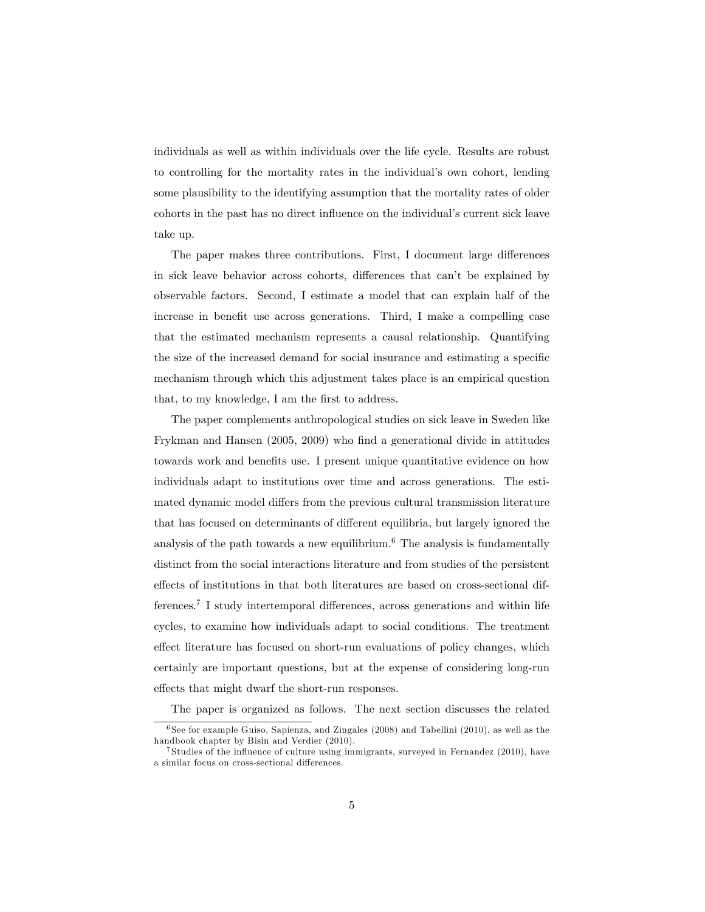individuals as well as within individuals over the life cycle. Results are robust to controlling for the mortality rates in the individual's own cohort, lending some plausibility to the identifying assumption that the mortality rates of older cohorts in the past has no direct influence on the individual's current sick leave take up.

The paper makes three contributions. First, I document large differences in sick leave behavior across cohorts, differences that can't be explained by observable factors. Second, I estimate a model that can explain half of the increase in benefit use across generations. Third, I make a compelling case that the estimated mechanism represents a causal relationship. Quantifying the size of the increased demand for social insurance and estimating a specific mechanism through which this adjustment takes place is an empirical question that, to my knowledge, I am the first to address.

The paper complements anthropological studies on sick leave in Sweden like Frykman and Hansen (2005, 2009) who find a generational divide in attitudes towards work and benefits use. I present unique quantitative evidence on how individuals adapt to institutions over time and across generations. The estimated dynamic model differs from the previous cultural transmission literature that has focused on determinants of different equilibria, but largely ignored the analysis of the path towards a new equilibrium.[6] The analysis is fundamentally distinct from the social interactions literature and from studies of the persistent effects of institutions in that both literatures are based on cross-sectional differences.[7] I study intertemporal differences, across generations and within life cycles, to examine how individuals adapt to social conditions. The treatment effect literature has focused on short-run evaluations of policy changes, which certainly are important questions, but at the expense of considering long-run effects that might dwarf the short-run responses.

The paper is organized as follows. The next section discusses the related

[6] See for example Guiso, Sapienza, and Zingales (2008) and Tabellini (2010), as well as the handbook chapter by Bisin and Verdier (2010).

[7] Studies of the influence of culture using immigrants, surveyed in Fernandez (2010), have a similar focus on cross-sectional differences.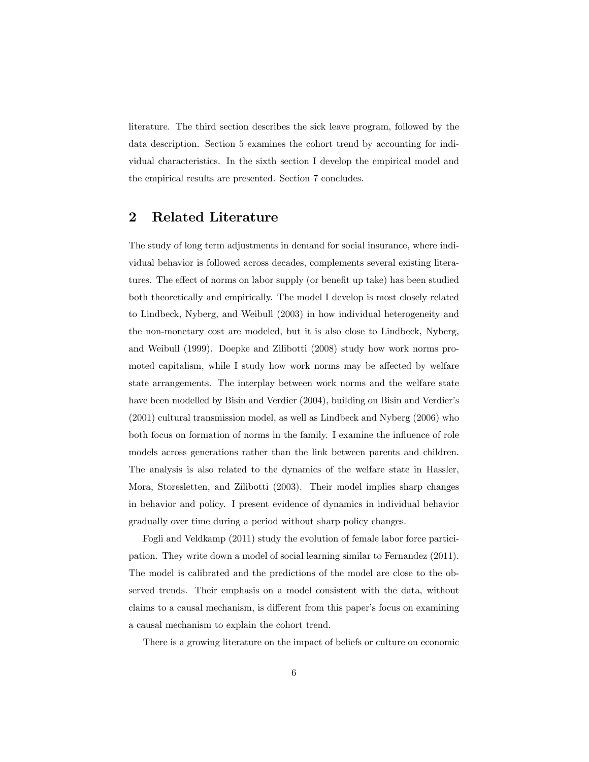literature. The third section describes the sick leave program, followed by the data description. Section 5 examines the cohort trend by accounting for individual characteristics. In the sixth section I develop the empirical model and the empirical results are presented. Section 7 concludes.

## 2 Related Literature

The study of long term adjustments in demand for social insurance, where individual behavior is followed across decades, complements several existing literatures. The effect of norms on labor supply (or benefit up take) has been studied both theoretically and empirically. The model I develop is most closely related to Lindbeck, Nyberg, and Weibull (2003) in how individual heterogeneity and the non-monetary cost are modeled, but it is also close to Lindbeck, Nyberg, and Weibull (1999). Doepke and Zilibotti (2008) study how work norms promoted capitalism, while I study how work norms may be affected by welfare state arrangements. The interplay between work norms and the welfare state have been modelled by Bisin and Verdier (2004), building on Bisin and Verdier's (2001) cultural transmission model, as well as Lindbeck and Nyberg (2006) who both focus on formation of norms in the family. I examine the influence of role models across generations rather than the link between parents and children. The analysis is also related to the dynamics of the welfare state in Hassler, Mora, Storesletten, and Zilibotti (2003). Their model implies sharp changes in behavior and policy. I present evidence of dynamics in individual behavior gradually over time during a period without sharp policy changes.

Fogli and Veldkamp (2011) study the evolution of female labor force participation. They write down a model of social learning similar to Fernandez (2011). The model is calibrated and the predictions of the model are close to the observed trends. Their emphasis on a model consistent with the data, without claims to a causal mechanism, is different from this paper's focus on examining a causal mechanism to explain the cohort trend.

There is a growing literature on the impact of beliefs or culture on economic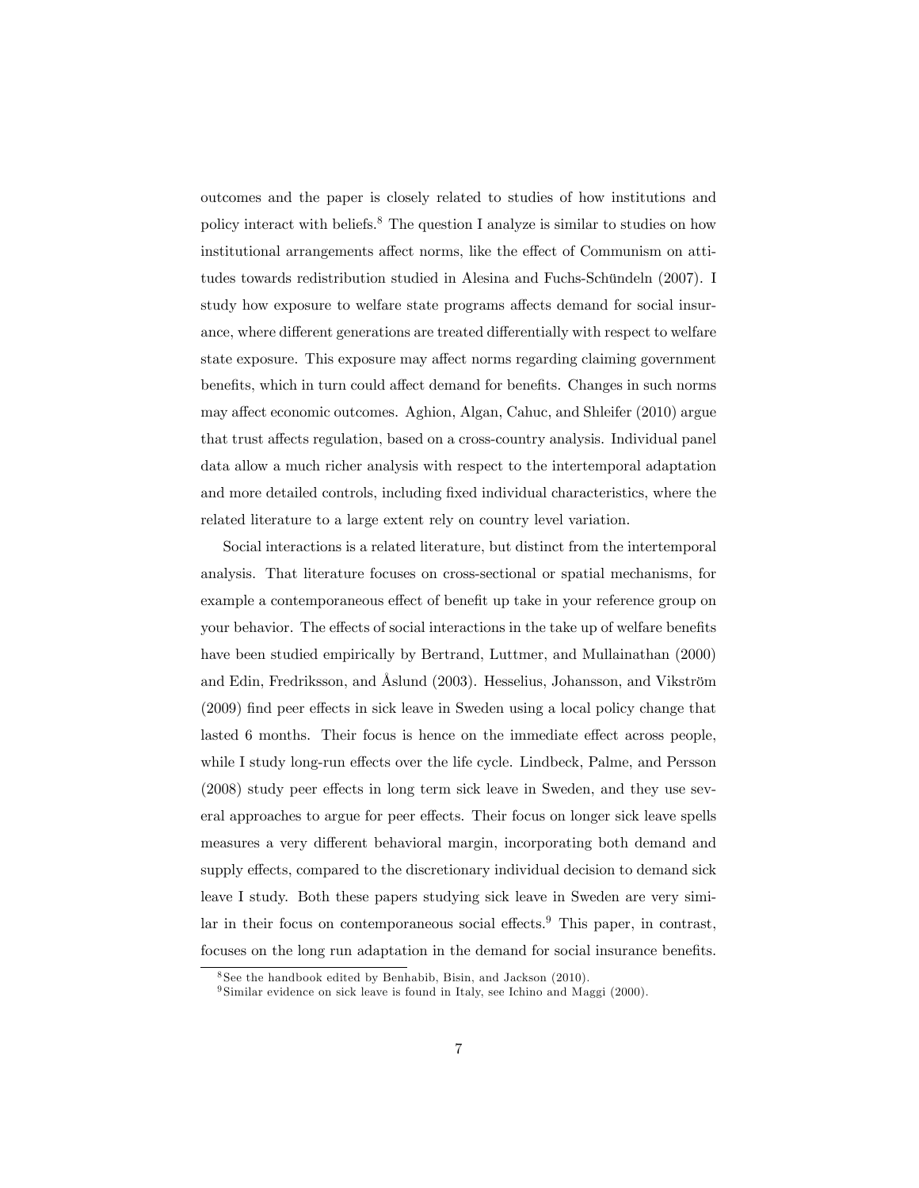outcomes and the paper is closely related to studies of how institutions and policy interact with beliefs.[8] The question I analyze is similar to studies on how institutional arrangements affect norms, like the effect of Communism on attitudes towards redistribution studied in Alesina and Fuchs-Schündeln (2007). I study how exposure to welfare state programs affects demand for social insurance, where different generations are treated differentially with respect to welfare state exposure. This exposure may affect norms regarding claiming government benefits, which in turn could affect demand for benefits. Changes in such norms may affect economic outcomes. Aghion, Algan, Cahuc, and Shleifer (2010) argue that trust affects regulation, based on a cross-country analysis. Individual panel data allow a much richer analysis with respect to the intertemporal adaptation and more detailed controls, including fixed individual characteristics, where the related literature to a large extent rely on country level variation.

Social interactions is a related literature, but distinct from the intertemporal analysis. That literature focuses on cross-sectional or spatial mechanisms, for example a contemporaneous effect of benefit up take in your reference group on your behavior. The effects of social interactions in the take up of welfare benefits have been studied empirically by Bertrand, Luttmer, and Mullainathan (2000) and Edin, Fredriksson, and Åslund (2003). Hesselius, Johansson, and Vikström (2009) find peer effects in sick leave in Sweden using a local policy change that lasted 6 months. Their focus is hence on the immediate effect across people, while I study long-run effects over the life cycle. Lindbeck, Palme, and Persson (2008) study peer effects in long term sick leave in Sweden, and they use several approaches to argue for peer effects. Their focus on longer sick leave spells measures a very different behavioral margin, incorporating both demand and supply effects, compared to the discretionary individual decision to demand sick leave I study. Both these papers studying sick leave in Sweden are very similar in their focus on contemporaneous social effects.[9] This paper, in contrast, focuses on the long run adaptation in the demand for social insurance benefits.

[8] See the handbook edited by Benhabib, Bisin, and Jackson (2010).

[9] Similar evidence on sick leave is found in Italy, see Ichino and Maggi (2000).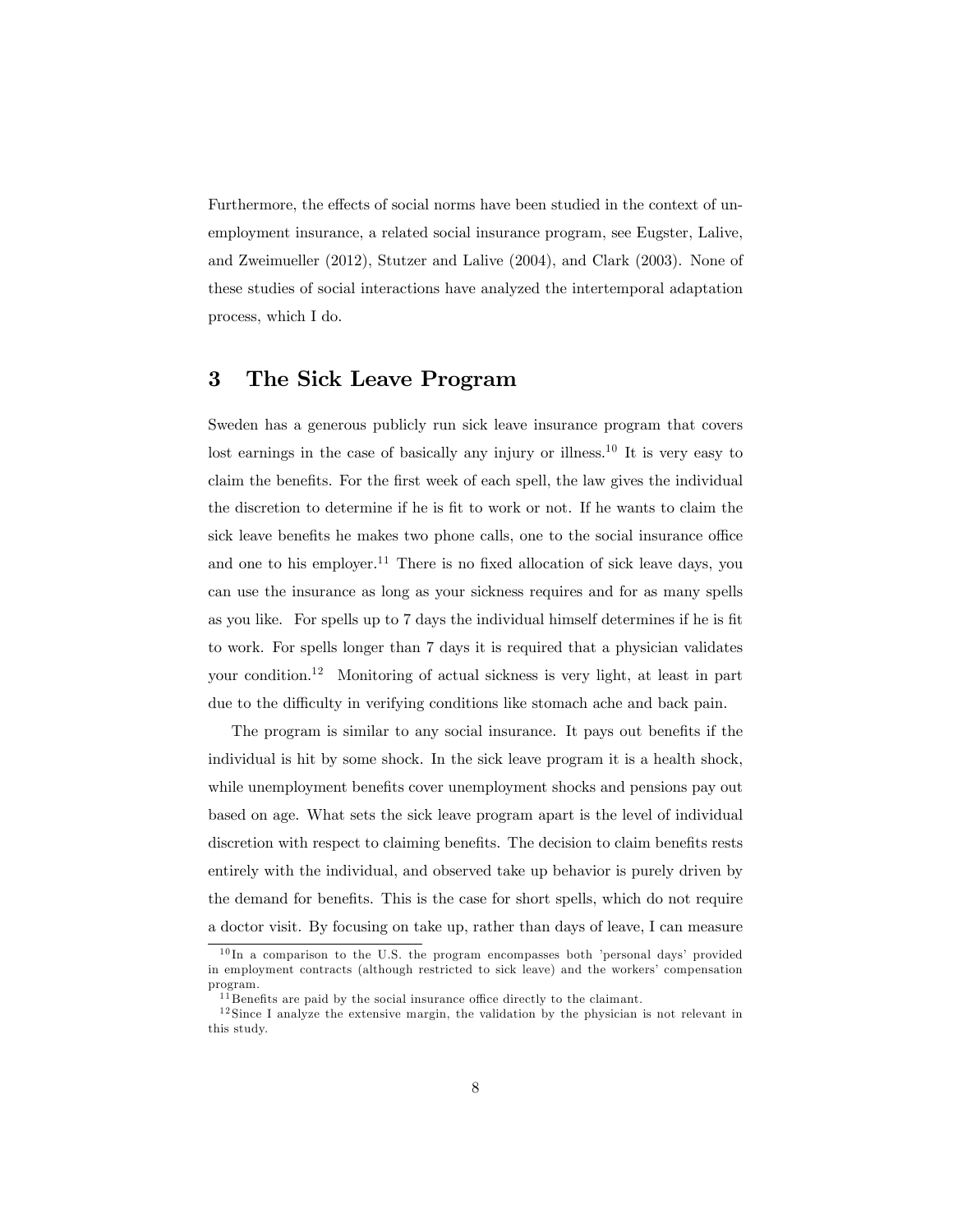Furthermore, the effects of social norms have been studied in the context of unemployment insurance, a related social insurance program, see Eugster, Lalive, and Zweimueller (2012), Stutzer and Lalive (2004), and Clark (2003). None of these studies of social interactions have analyzed the intertemporal adaptation process, which I do.

## 3 The Sick Leave Program

Sweden has a generous publicly run sick leave insurance program that covers lost earnings in the case of basically any injury or illness.[10] It is very easy to claim the benefits. For the first week of each spell, the law gives the individual the discretion to determine if he is fit to work or not. If he wants to claim the sick leave benefits he makes two phone calls, one to the social insurance office and one to his employer.[11] There is no fixed allocation of sick leave days, you can use the insurance as long as your sickness requires and for as many spells as you like. For spells up to 7 days the individual himself determines if he is fit to work. For spells longer than 7 days it is required that a physician validates your condition.[12] Monitoring of actual sickness is very light, at least in part due to the difficulty in verifying conditions like stomach ache and back pain.

The program is similar to any social insurance. It pays out benefits if the individual is hit by some shock. In the sick leave program it is a health shock, while unemployment benefits cover unemployment shocks and pensions pay out based on age. What sets the sick leave program apart is the level of individual discretion with respect to claiming benefits. The decision to claim benefits rests entirely with the individual, and observed take up behavior is purely driven by the demand for benefits. This is the case for short spells, which do not require a doctor visit. By focusing on take up, rather than days of leave, I can measure

[10] In a comparison to the U.S. the program encompasses both 'personal days' provided in employment contracts (although restricted to sick leave) and the workers' compensation program.

[11] Benefits are paid by the social insurance office directly to the claimant.

[12] Since I analyze the extensive margin, the validation by the physician is not relevant in this study.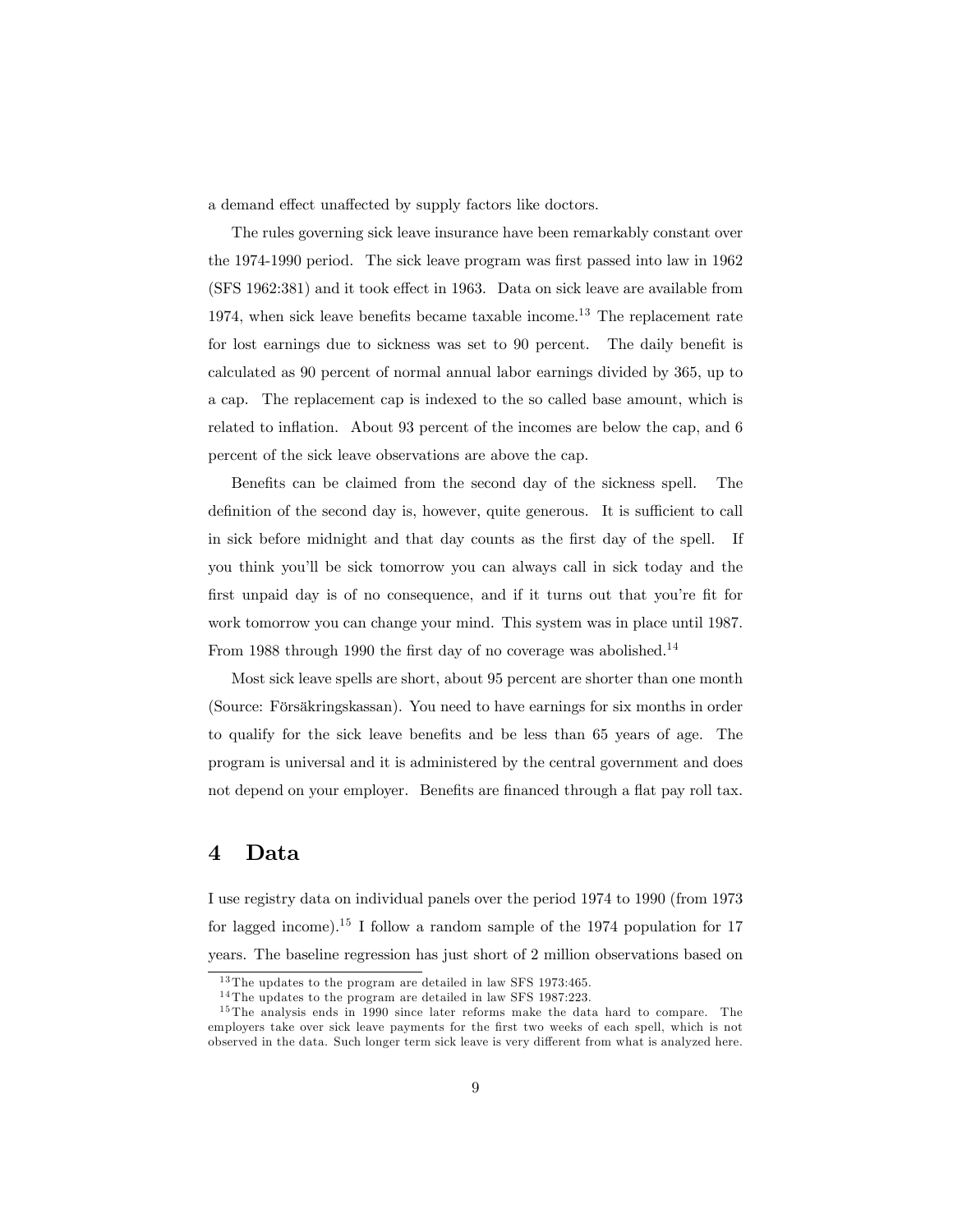a demand effect unaffected by supply factors like doctors.

The rules governing sick leave insurance have been remarkably constant over the 1974-1990 period. The sick leave program was first passed into law in 1962 (SFS 1962:381) and it took effect in 1963. Data on sick leave are available from 1974, when sick leave benefits became taxable income.[13] The replacement rate for lost earnings due to sickness was set to 90 percent. The daily benefit is calculated as 90 percent of normal annual labor earnings divided by 365, up to a cap. The replacement cap is indexed to the so called base amount, which is related to inflation. About 93 percent of the incomes are below the cap, and 6 percent of the sick leave observations are above the cap.

Benefits can be claimed from the second day of the sickness spell. The definition of the second day is, however, quite generous. It is sufficient to call in sick before midnight and that day counts as the first day of the spell. If you think you'll be sick tomorrow you can always call in sick today and the first unpaid day is of no consequence, and if it turns out that you're fit for work tomorrow you can change your mind. This system was in place until 1987. From 1988 through 1990 the first day of no coverage was abolished.[14]

Most sick leave spells are short, about 95 percent are shorter than one month (Source: Försäkringskassan). You need to have earnings for six months in order to qualify for the sick leave benefits and be less than 65 years of age. The program is universal and it is administered by the central government and does not depend on your employer. Benefits are financed through a flat pay roll tax.

## 4 Data

I use registry data on individual panels over the period 1974 to 1990 (from 1973 for lagged income).[15] I follow a random sample of the 1974 population for 17 years. The baseline regression has just short of 2 million observations based on

[13] The updates to the program are detailed in law SFS 1973:465.

[14] The updates to the program are detailed in law SFS 1987:223.

[15] The analysis ends in 1990 since later reforms make the data hard to compare. The employers take over sick leave payments for the first two weeks of each spell, which is not observed in the data. Such longer term sick leave is very different from what is analyzed here.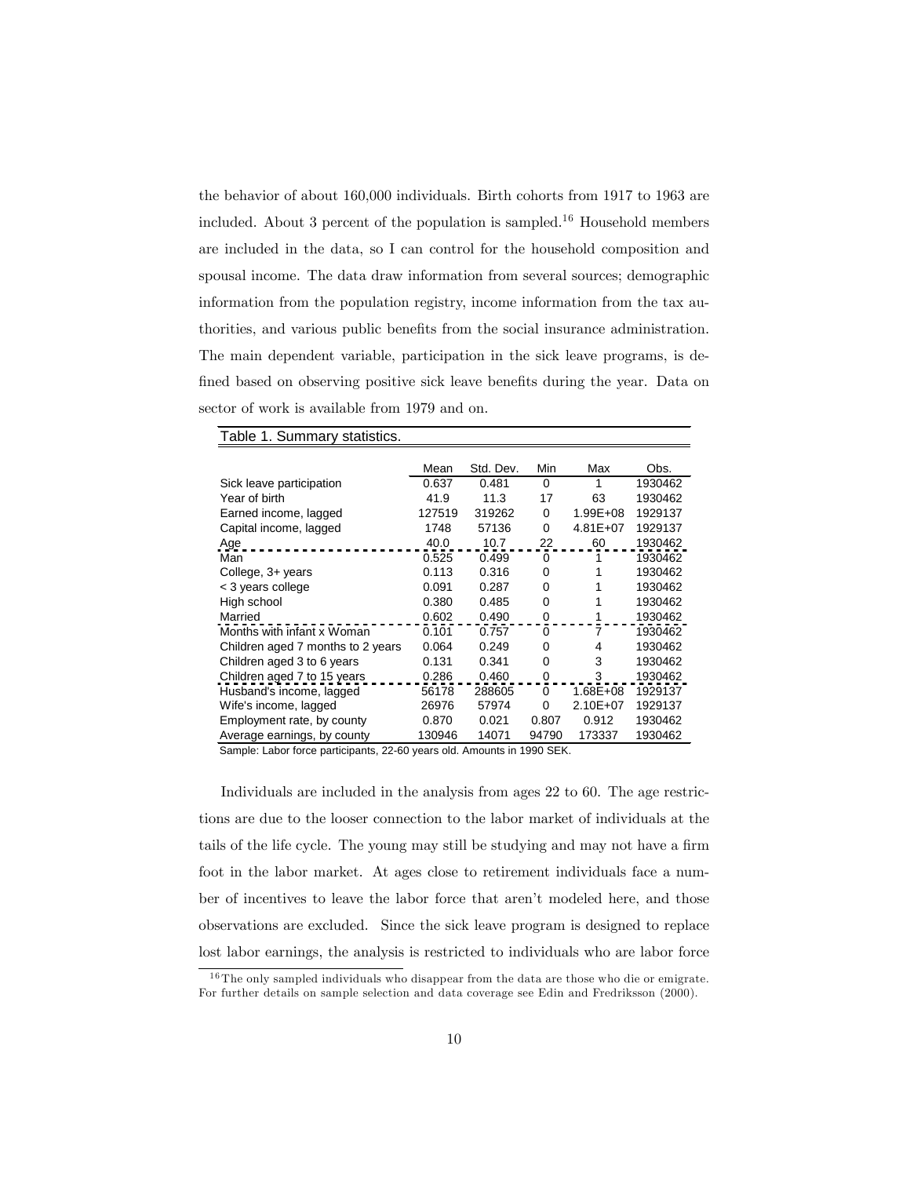the behavior of about 160,000 individuals. Birth cohorts from 1917 to 1963 are included. About 3 percent of the population is sampled.[16] Household members are included in the data, so I can control for the household composition and spousal income. The data draw information from several sources; demographic information from the population registry, income information from the tax authorities, and various public benefits from the social insurance administration. The main dependent variable, participation in the sick leave programs, is defined based on observing positive sick leave benefits during the year. Data on sector of work is available from 1979 and on.

Table 1. Summary statistics.

| | Mean | Std. Dev. | Min | Max | Obs. |
|---|---|---|---|---|---|
| Sick leave participation | 0.637 | 0.481 | 0 | 1 | 1930462 |
| Year of birth | 41.9 | 11.3 | 17 | 63 | 1930462 |
| Earned income, lagged | 127519 | 319262 | 0 | 1.99E+08 | 1929137 |
| Capital income, lagged | 1748 | 57136 | 0 | 4.81E+07 | 1929137 |
| Age | 40.0 | 10.7 | 22 | 60 | 1930462 |
| Man | 0.525 | 0.499 | 0 | 1 | 1930462 |
| College, 3+ years | 0.113 | 0.316 | 0 | 1 | 1930462 |
| < 3 years college | 0.091 | 0.287 | 0 | 1 | 1930462 |
| High school | 0.380 | 0.485 | 0 | 1 | 1930462 |
| Married | 0.602 | 0.490 | 0 | 1 | 1930462 |
| Months with infant x Woman | 0.101 | 0.757 | 0 | 7 | 1930462 |
| Children aged 7 months to 2 years | 0.064 | 0.249 | 0 | 4 | 1930462 |
| Children aged 3 to 6 years | 0.131 | 0.341 | 0 | 3 | 1930462 |
| Children aged 7 to 15 years | 0.286 | 0.460 | 0 | 3 | 1930462 |
| Husband's income, lagged | 56178 | 288605 | 0 | 1.68E+08 | 1929137 |
| Wife's income, lagged | 26976 | 57974 | 0 | 2.10E+07 | 1929137 |
| Employment rate, by county | 0.870 | 0.021 | 0.807 | 0.912 | 1930462 |
| Average earnings, by county | 130946 | 14071 | 94790 | 173337 | 1930462 |

Sample: Labor force participants, 22-60 years old. Amounts in 1990 SEK.

Individuals are included in the analysis from ages 22 to 60. The age restrictions are due to the looser connection to the labor market of individuals at the tails of the life cycle. The young may still be studying and may not have a firm foot in the labor market. At ages close to retirement individuals face a number of incentives to leave the labor force that aren't modeled here, and those observations are excluded. Since the sick leave program is designed to replace lost labor earnings, the analysis is restricted to individuals who are labor force

[16] The only sampled individuals who disappear from the data are those who die or emigrate. For further details on sample selection and data coverage see Edin and Fredriksson (2000).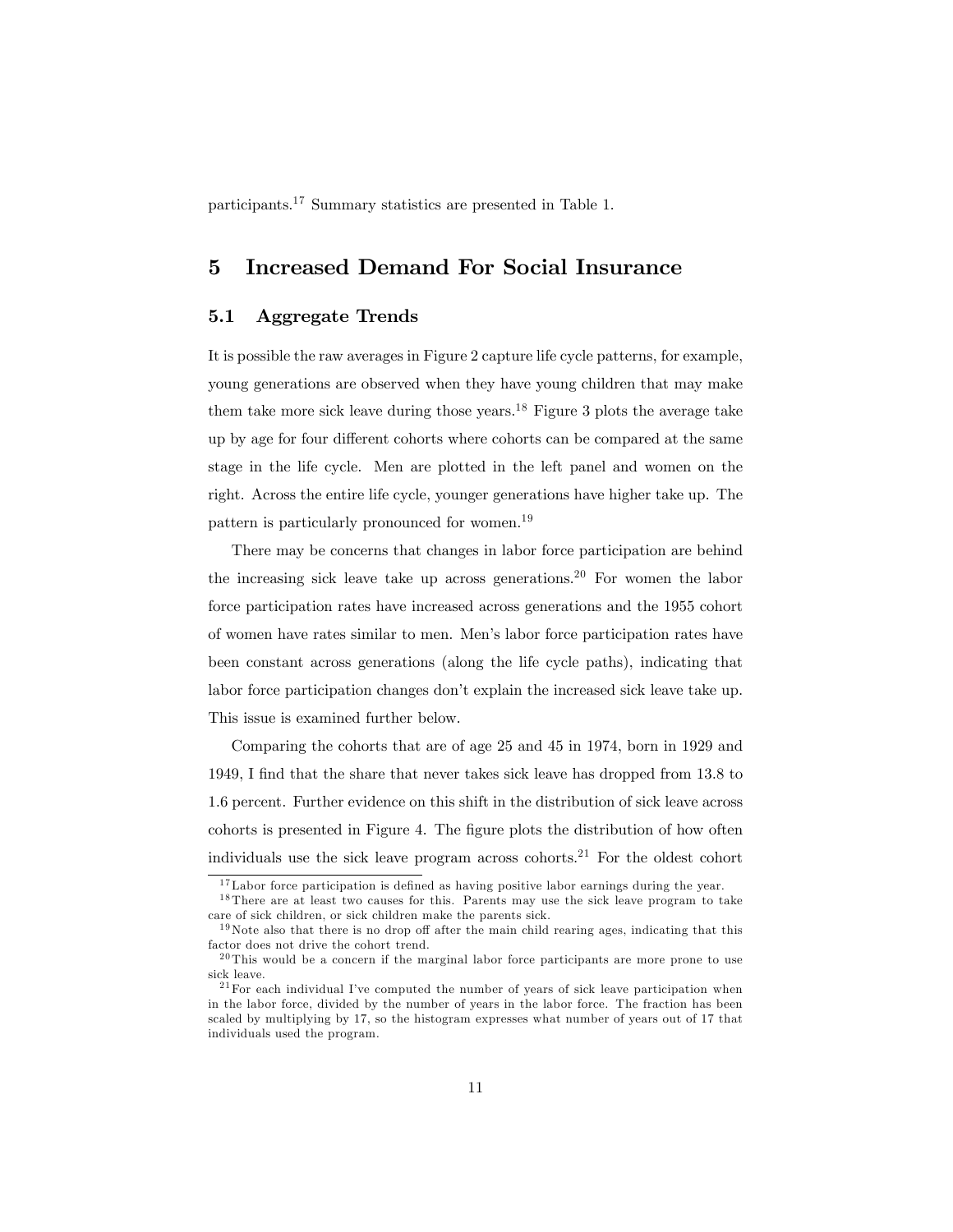participants.[17] Summary statistics are presented in Table 1.

# 5 Increased Demand For Social Insurance

## 5.1 Aggregate Trends

It is possible the raw averages in Figure 2 capture life cycle patterns, for example, young generations are observed when they have young children that may make them take more sick leave during those years.[18] Figure 3 plots the average take up by age for four different cohorts where cohorts can be compared at the same stage in the life cycle. Men are plotted in the left panel and women on the right. Across the entire life cycle, younger generations have higher take up. The pattern is particularly pronounced for women.[19]

There may be concerns that changes in labor force participation are behind the increasing sick leave take up across generations.[20] For women the labor force participation rates have increased across generations and the 1955 cohort of women have rates similar to men. Men's labor force participation rates have been constant across generations (along the life cycle paths), indicating that labor force participation changes don't explain the increased sick leave take up. This issue is examined further below.

Comparing the cohorts that are of age 25 and 45 in 1974, born in 1929 and 1949, I find that the share that never takes sick leave has dropped from 13.8 to 1.6 percent. Further evidence on this shift in the distribution of sick leave across cohorts is presented in Figure 4. The figure plots the distribution of how often individuals use the sick leave program across cohorts.[21] For the oldest cohort

[17] Labor force participation is defined as having positive labor earnings during the year.

[18] There are at least two causes for this. Parents may use the sick leave program to take care of sick children, or sick children make the parents sick.

[19] Note also that there is no drop off after the main child rearing ages, indicating that this factor does not drive the cohort trend.

[20] This would be a concern if the marginal labor force participants are more prone to use sick leave.

[21] For each individual I've computed the number of years of sick leave participation when in the labor force, divided by the number of years in the labor force. The fraction has been scaled by multiplying by 17, so the histogram expresses what number of years out of 17 that individuals used the program.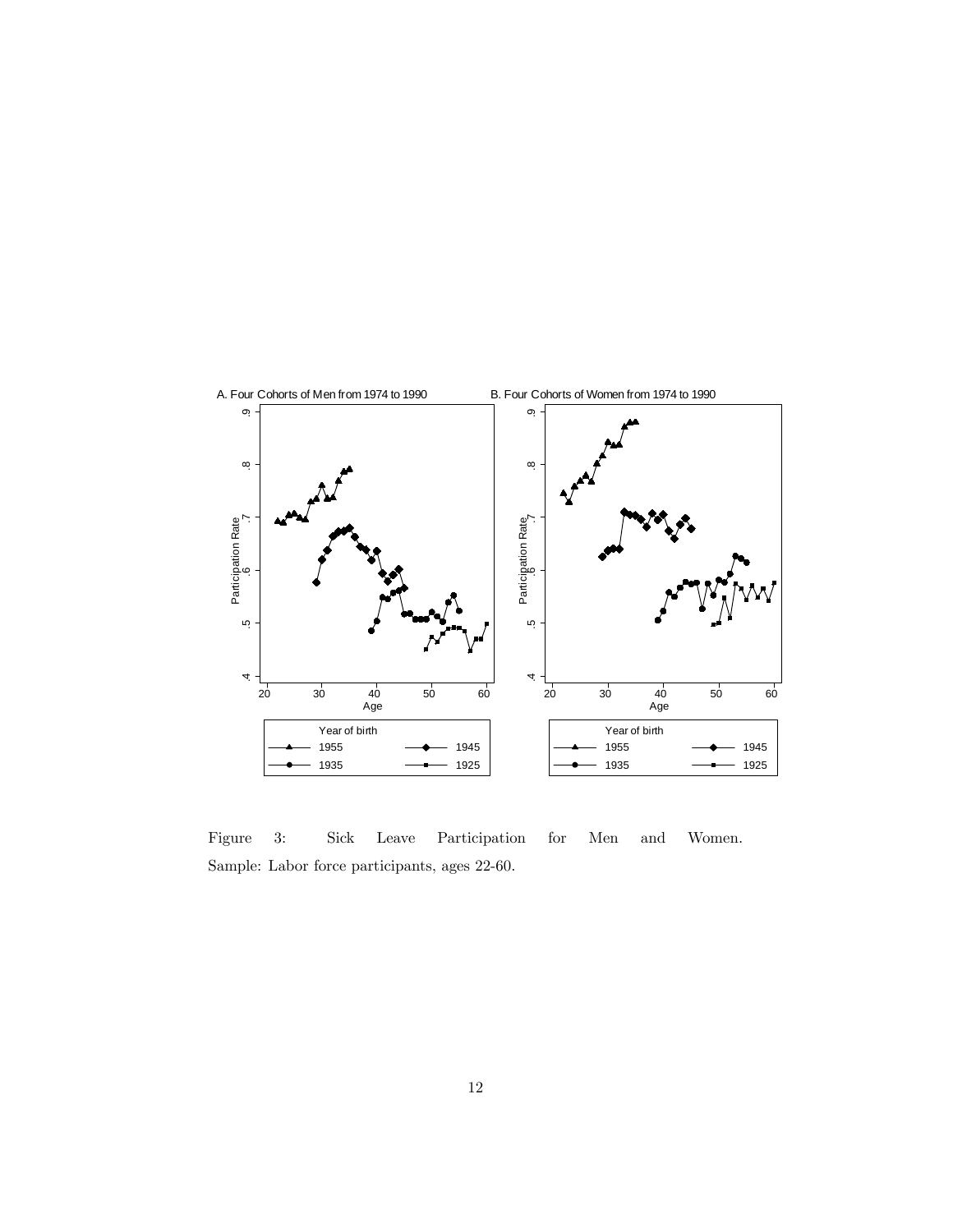Figure 3: Sick Leave Participation for Men and Women. Sample: Labor force participants, ages 22-60.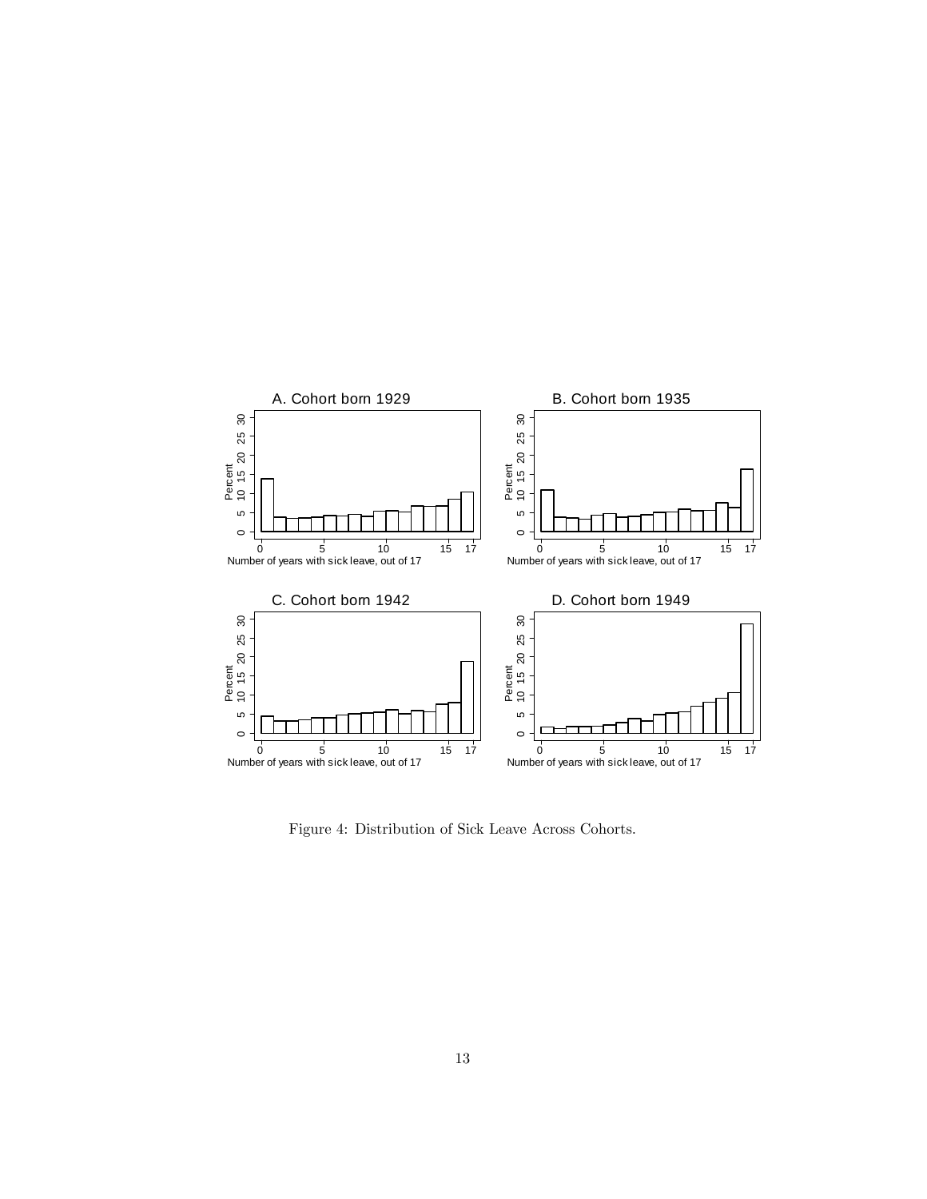Figure 4: Distribution of Sick Leave Across Cohorts.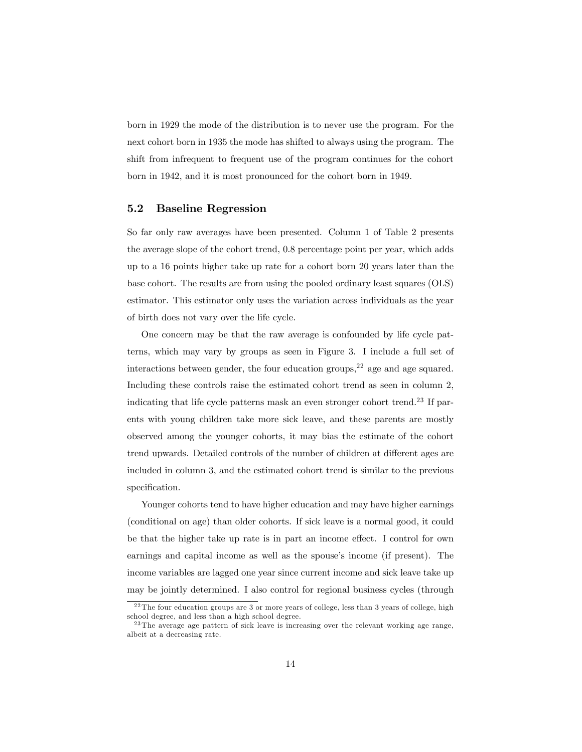born in 1929 the mode of the distribution is to never use the program. For the next cohort born in 1935 the mode has shifted to always using the program. The shift from infrequent to frequent use of the program continues for the cohort born in 1942, and it is most pronounced for the cohort born in 1949.

## 5.2 Baseline Regression

So far only raw averages have been presented. Column 1 of Table 2 presents the average slope of the cohort trend, 0.8 percentage point per year, which adds up to a 16 points higher take up rate for a cohort born 20 years later than the base cohort. The results are from using the pooled ordinary least squares (OLS) estimator. This estimator only uses the variation across individuals as the year of birth does not vary over the life cycle.

One concern may be that the raw average is confounded by life cycle patterns, which may vary by groups as seen in Figure 3. I include a full set of interactions between gender, the four education groups,[22] age and age squared. Including these controls raise the estimated cohort trend as seen in column 2, indicating that life cycle patterns mask an even stronger cohort trend.[23] If parents with young children take more sick leave, and these parents are mostly observed among the younger cohorts, it may bias the estimate of the cohort trend upwards. Detailed controls of the number of children at different ages are included in column 3, and the estimated cohort trend is similar to the previous specification.

Younger cohorts tend to have higher education and may have higher earnings (conditional on age) than older cohorts. If sick leave is a normal good, it could be that the higher take up rate is in part an income effect. I control for own earnings and capital income as well as the spouse's income (if present). The income variables are lagged one year since current income and sick leave take up may be jointly determined. I also control for regional business cycles (through

[22] The four education groups are 3 or more years of college, less than 3 years of college, high school degree, and less than a high school degree.

[23] The average age pattern of sick leave is increasing over the relevant working age range, albeit at a decreasing rate.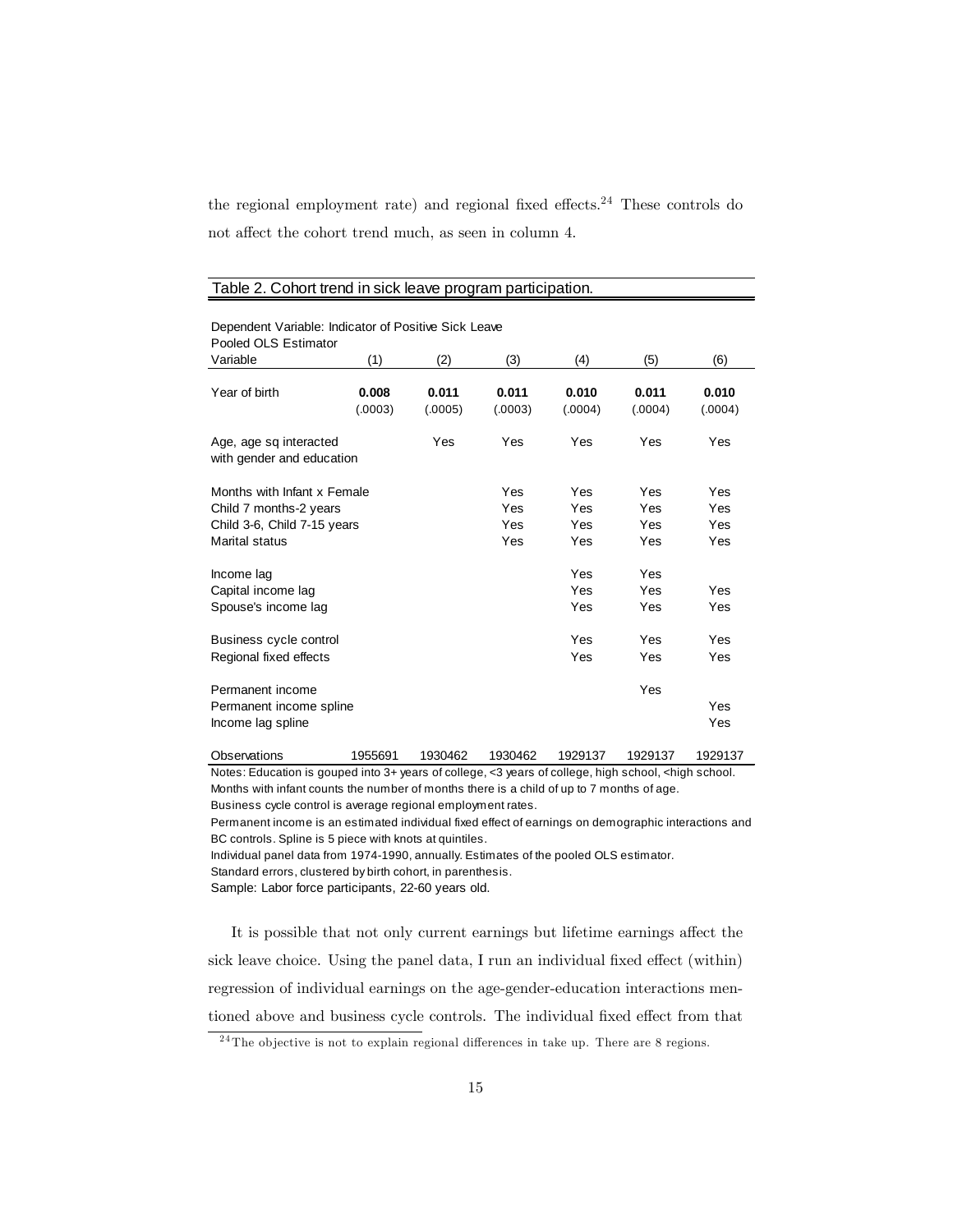the regional employment rate) and regional fixed effects.[24] These controls do not affect the cohort trend much, as seen in column 4.

Table 2. Cohort trend in sick leave program participation.

Dependent Variable: Indicator of Positive Sick Leave
Pooled OLS Estimator

| Variable | (1) | (2) | (3) | (4) | (5) | (6) |
|---|---|---|---|---|---|---|
| Year of birth | **0.008** | **0.011** | **0.011** | **0.010** | **0.011** | **0.010** |
| | (.0003) | (.0005) | (.0003) | (.0004) | (.0004) | (.0004) |
| Age, age sq interacted with gender and education | | Yes | Yes | Yes | Yes | Yes |
| Months with Infant x Female | | | Yes | Yes | Yes | Yes |
| Child 7 months-2 years | | | Yes | Yes | Yes | Yes |
| Child 3-6, Child 7-15 years | | | Yes | Yes | Yes | Yes |
| Marital status | | | Yes | Yes | Yes | Yes |
| Income lag | | | | Yes | Yes | |
| Capital income lag | | | | Yes | Yes | Yes |
| Spouse's income lag | | | | Yes | Yes | Yes |
| Business cycle control | | | | Yes | Yes | Yes |
| Regional fixed effects | | | | Yes | Yes | Yes |
| Permanent income | | | | | Yes | |
| Permanent income spline | | | | | | Yes |
| Income lag spline | | | | | | Yes |
| Observations | 1955691 | 1930462 | 1930462 | 1929137 | 1929137 | 1929137 |

Notes: Education is gouped into 3+ years of college, <3 years of college, high school, <high school.
Months with infant counts the number of months there is a child of up to 7 months of age.
Business cycle control is average regional employment rates.
Permanent income is an estimated individual fixed effect of earnings on demographic interactions and BC controls. Spline is 5 piece with knots at quintiles.
Individual panel data from 1974-1990, annually. Estimates of the pooled OLS estimator.
Standard errors, clustered by birth cohort, in parenthesis.
Sample: Labor force participants, 22-60 years old.

It is possible that not only current earnings but lifetime earnings affect the sick leave choice. Using the panel data, I run an individual fixed effect (within) regression of individual earnings on the age-gender-education interactions mentioned above and business cycle controls. The individual fixed effect from that

[24] The objective is not to explain regional differences in take up. There are 8 regions.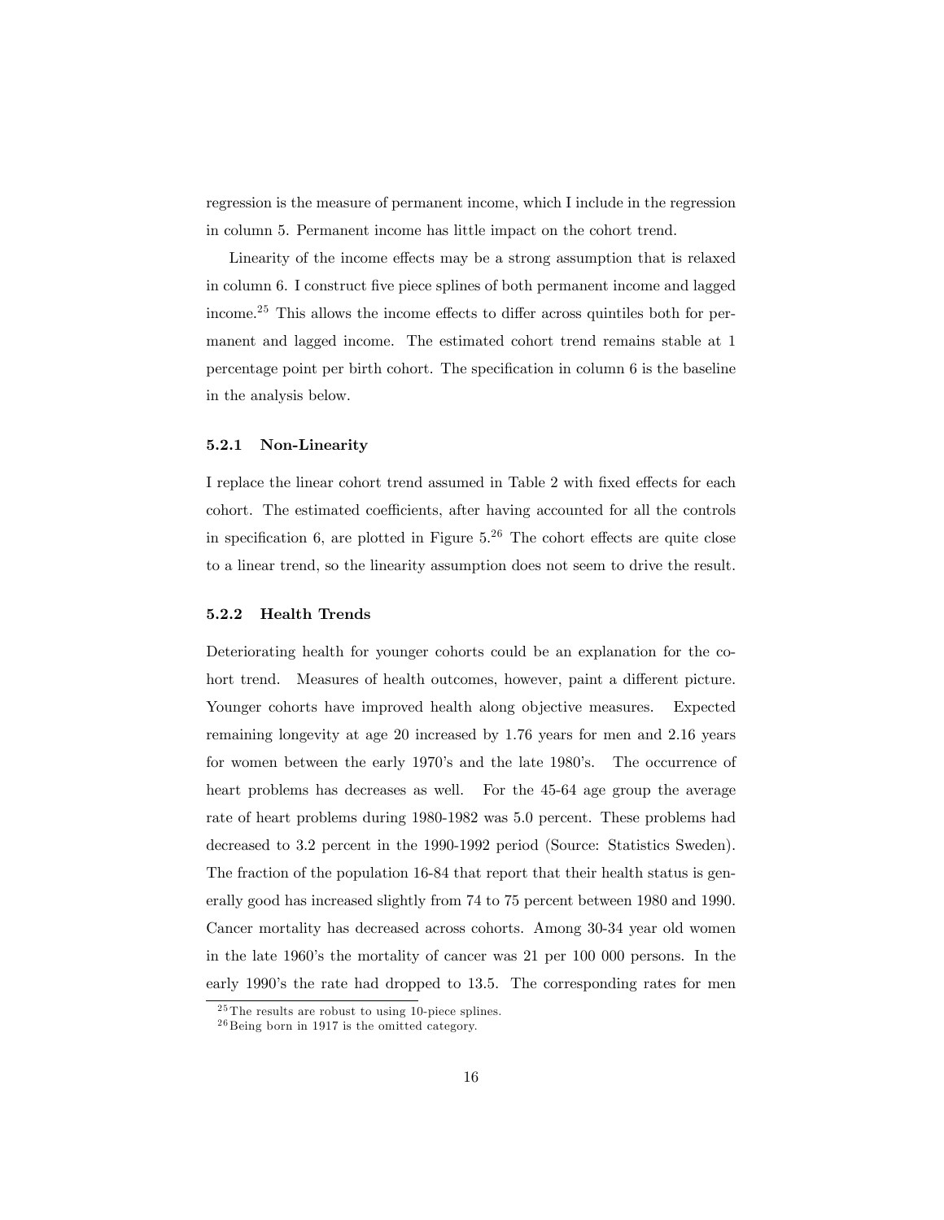regression is the measure of permanent income, which I include in the regression in column 5. Permanent income has little impact on the cohort trend.

Linearity of the income effects may be a strong assumption that is relaxed in column 6. I construct five piece splines of both permanent income and lagged income.[25] This allows the income effects to differ across quintiles both for permanent and lagged income. The estimated cohort trend remains stable at 1 percentage point per birth cohort. The specification in column 6 is the baseline in the analysis below.

### 5.2.1 Non-Linearity

I replace the linear cohort trend assumed in Table 2 with fixed effects for each cohort. The estimated coefficients, after having accounted for all the controls in specification 6, are plotted in Figure 5.[26] The cohort effects are quite close to a linear trend, so the linearity assumption does not seem to drive the result.

### 5.2.2 Health Trends

Deteriorating health for younger cohorts could be an explanation for the cohort trend. Measures of health outcomes, however, paint a different picture. Younger cohorts have improved health along objective measures. Expected remaining longevity at age 20 increased by 1.76 years for men and 2.16 years for women between the early 1970's and the late 1980's. The occurrence of heart problems has decreases as well. For the 45-64 age group the average rate of heart problems during 1980-1982 was 5.0 percent. These problems had decreased to 3.2 percent in the 1990-1992 period (Source: Statistics Sweden). The fraction of the population 16-84 that report that their health status is generally good has increased slightly from 74 to 75 percent between 1980 and 1990. Cancer mortality has decreased across cohorts. Among 30-34 year old women in the late 1960's the mortality of cancer was 21 per 100 000 persons. In the early 1990's the rate had dropped to 13.5. The corresponding rates for men

[25] The results are robust to using 10-piece splines.

[26] Being born in 1917 is the omitted category.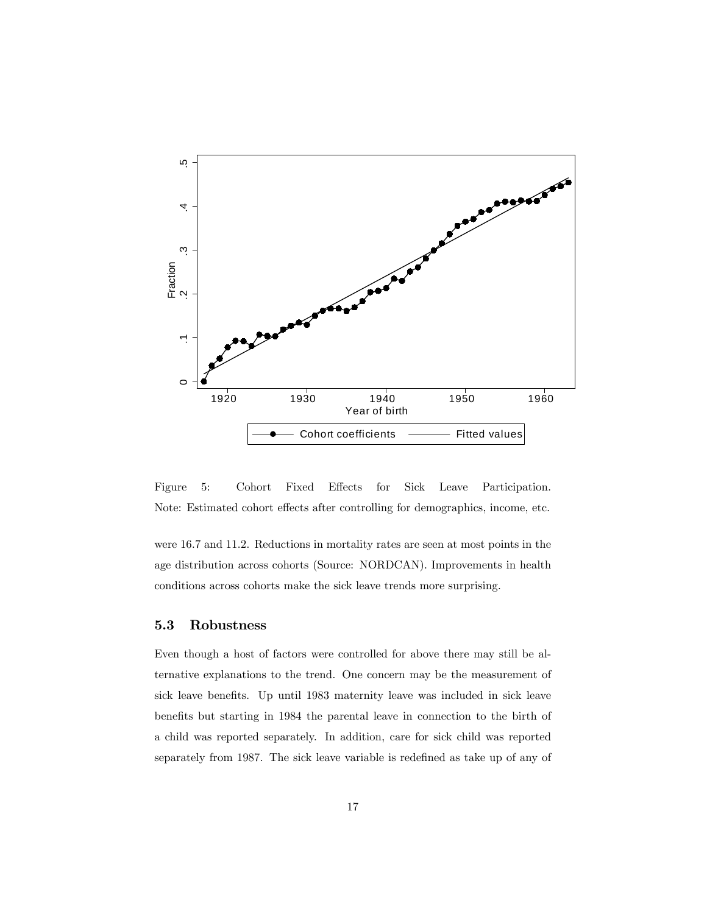Figure 5: Cohort Fixed Effects for Sick Leave Participation. Note: Estimated cohort effects after controlling for demographics, income, etc.

were 16.7 and 11.2. Reductions in mortality rates are seen at most points in the age distribution across cohorts (Source: NORDCAN). Improvements in health conditions across cohorts make the sick leave trends more surprising.

### 5.3 Robustness

Even though a host of factors were controlled for above there may still be alternative explanations to the trend. One concern may be the measurement of sick leave benefits. Up until 1983 maternity leave was included in sick leave benefits but starting in 1984 the parental leave in connection to the birth of a child was reported separately. In addition, care for sick child was reported separately from 1987. The sick leave variable is redefined as take up of any of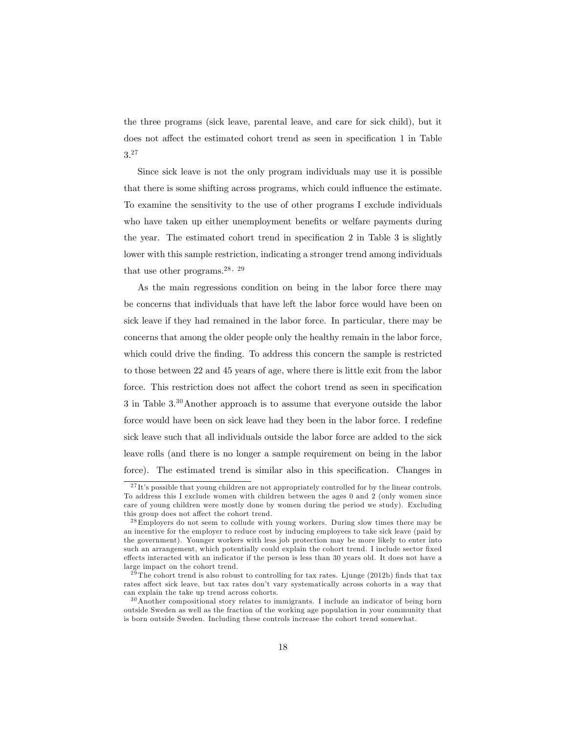the three programs (sick leave, parental leave, and care for sick child), but it does not affect the estimated cohort trend as seen in specification 1 in Table 3.[27]

Since sick leave is not the only program individuals may use it is possible that there is some shifting across programs, which could influence the estimate. To examine the sensitivity to the use of other programs I exclude individuals who have taken up either unemployment benefits or welfare payments during the year. The estimated cohort trend in specification 2 in Table 3 is slightly lower with this sample restriction, indicating a stronger trend among individuals that use other programs.[28, 29]

As the main regressions condition on being in the labor force there may be concerns that individuals that have left the labor force would have been on sick leave if they had remained in the labor force. In particular, there may be concerns that among the older people only the healthy remain in the labor force, which could drive the finding. To address this concern the sample is restricted to those between 22 and 45 years of age, where there is little exit from the labor force. This restriction does not affect the cohort trend as seen in specification 3 in Table 3.[30] Another approach is to assume that everyone outside the labor force would have been on sick leave had they been in the labor force. I redefine sick leave such that all individuals outside the labor force are added to the sick leave rolls (and there is no longer a sample requirement on being in the labor force). The estimated trend is similar also in this specification. Changes in

[27] It's possible that young children are not appropriately controlled for by the linear controls. To address this I exclude women with children between the ages 0 and 2 (only women since care of young children were mostly done by women during the period we study). Excluding this group does not affect the cohort trend.

[28] Employers do not seem to collude with young workers. During slow times there may be an incentive for the employer to reduce cost by inducing employees to take sick leave (paid by the government). Younger workers with less job protection may be more likely to enter into such an arrangement, which potentially could explain the cohort trend. I include sector fixed effects interacted with an indicator if the person is less than 30 years old. It does not have a large impact on the cohort trend.

[29] The cohort trend is also robust to controlling for tax rates. Ljunge (2012b) finds that tax rates affect sick leave, but tax rates don't vary systematically across cohorts in a way that can explain the take up trend across cohorts.

[30] Another compositional story relates to immigrants. I include an indicator of being born outside Sweden as well as the fraction of the working age population in your community that is born outside Sweden. Including these controls increase the cohort trend somewhat.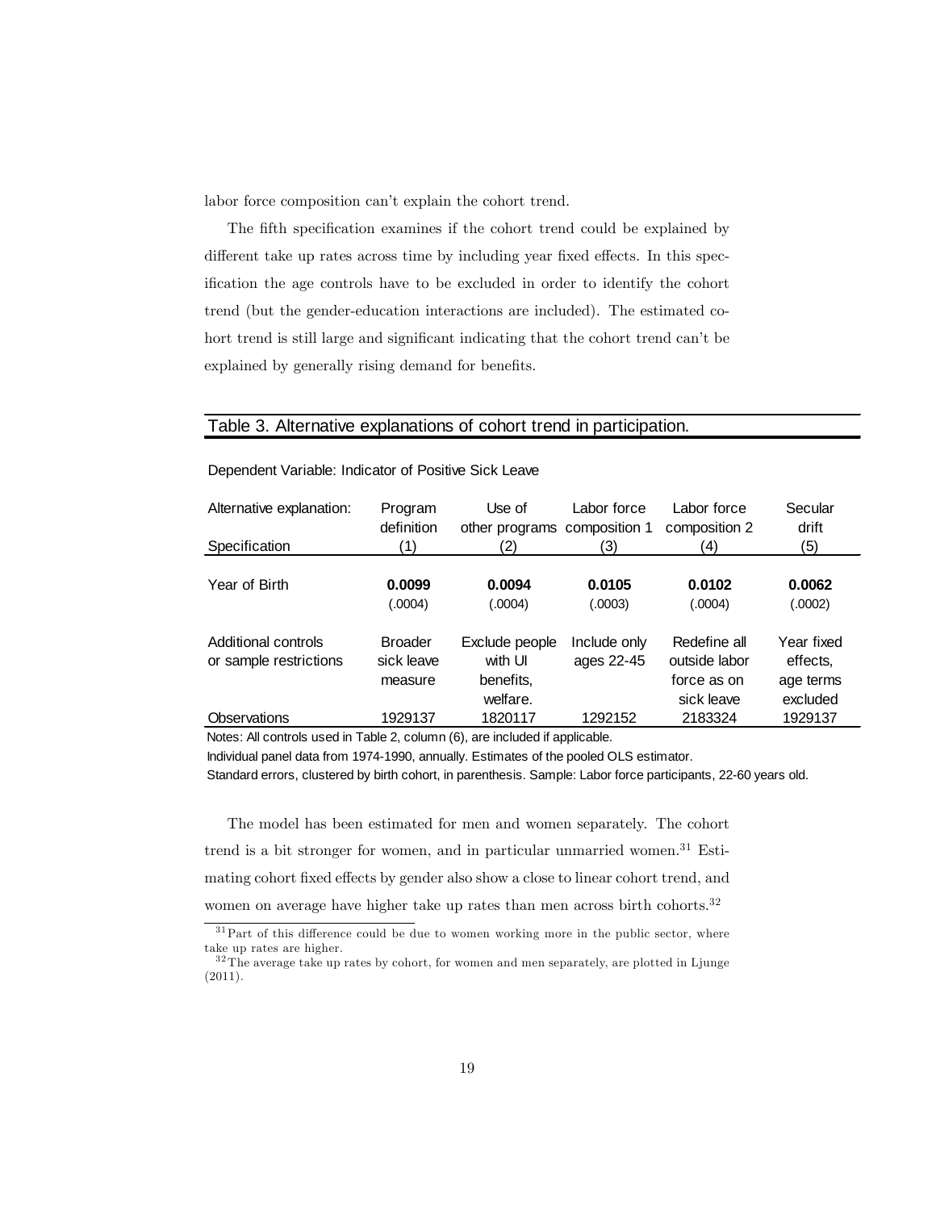labor force composition can't explain the cohort trend.

The fifth specification examines if the cohort trend could be explained by different take up rates across time by including year fixed effects. In this specification the age controls have to be excluded in order to identify the cohort trend (but the gender-education interactions are included). The estimated cohort trend is still large and significant indicating that the cohort trend can't be explained by generally rising demand for benefits.

Table 3. Alternative explanations of cohort trend in participation.

Dependent Variable: Indicator of Positive Sick Leave

| Alternative explanation: | Program definition | Use of other programs | Labor force composition 1 | Labor force composition 2 | Secular drift |
|---|---|---|---|---|---|
| Specification | (1) | (2) | (3) | (4) | (5) |
| Year of Birth | **0.0099** | **0.0094** | **0.0105** | **0.0102** | **0.0062** |
| | (.0004) | (.0004) | (.0003) | (.0004) | (.0002) |
| Additional controls or sample restrictions | Broader sick leave measure | Exclude people with UI benefits, welfare. | Include only ages 22-45 | Redefine all outside labor force as on sick leave | Year fixed effects, age terms excluded |
| Observations | 1929137 | 1820117 | 1292152 | 2183324 | 1929137 |

Notes: All controls used in Table 2, column (6), are included if applicable.
Individual panel data from 1974-1990, annually. Estimates of the pooled OLS estimator.
Standard errors, clustered by birth cohort, in parenthesis. Sample: Labor force participants, 22-60 years old.

The model has been estimated for men and women separately. The cohort trend is a bit stronger for women, and in particular unmarried women.[31] Estimating cohort fixed effects by gender also show a close to linear cohort trend, and women on average have higher take up rates than men across birth cohorts.[32]

[31] Part of this difference could be due to women working more in the public sector, where take up rates are higher.

[32] The average take up rates by cohort, for women and men separately, are plotted in Ljunge (2011).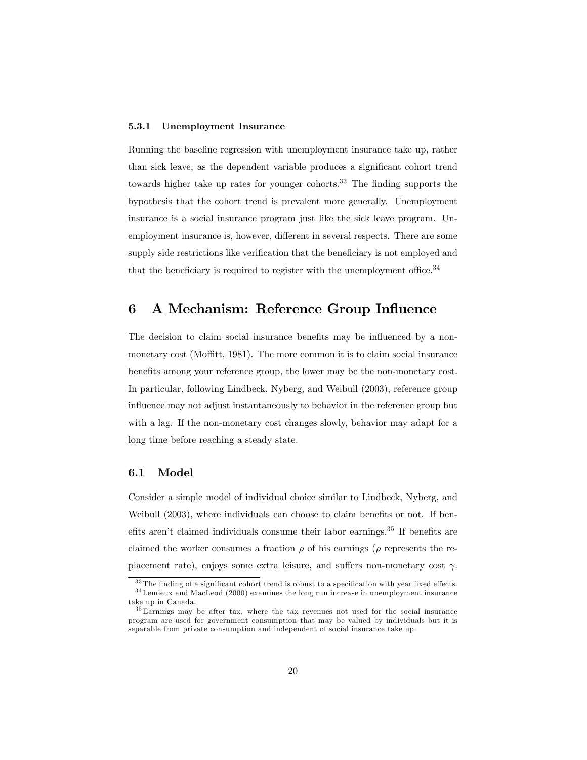#### 5.3.1 Unemployment Insurance

Running the baseline regression with unemployment insurance take up, rather than sick leave, as the dependent variable produces a significant cohort trend towards higher take up rates for younger cohorts.[33] The finding supports the hypothesis that the cohort trend is prevalent more generally. Unemployment insurance is a social insurance program just like the sick leave program. Unemployment insurance is, however, different in several respects. There are some supply side restrictions like verification that the beneficiary is not employed and that the beneficiary is required to register with the unemployment office.[34]

## 6 A Mechanism: Reference Group Influence

The decision to claim social insurance benefits may be influenced by a non-monetary cost (Moffitt, 1981). The more common it is to claim social insurance benefits among your reference group, the lower may be the non-monetary cost. In particular, following Lindbeck, Nyberg, and Weibull (2003), reference group influence may not adjust instantaneously to behavior in the reference group but with a lag. If the non-monetary cost changes slowly, behavior may adapt for a long time before reaching a steady state.

### 6.1 Model

Consider a simple model of individual choice similar to Lindbeck, Nyberg, and Weibull (2003), where individuals can choose to claim benefits or not. If benefits aren't claimed individuals consume their labor earnings.[35] If benefits are claimed the worker consumes a fraction $\rho$ of his earnings ($\rho$ represents the replacement rate), enjoys some extra leisure, and suffers non-monetary cost $\gamma$.

[33] The finding of a significant cohort trend is robust to a specification with year fixed effects.

[34] Lemieux and MacLeod (2000) examines the long run increase in unemployment insurance take up in Canada.

[35] Earnings may be after tax, where the tax revenues not used for the social insurance program are used for government consumption that may be valued by individuals but it is separable from private consumption and independent of social insurance take up.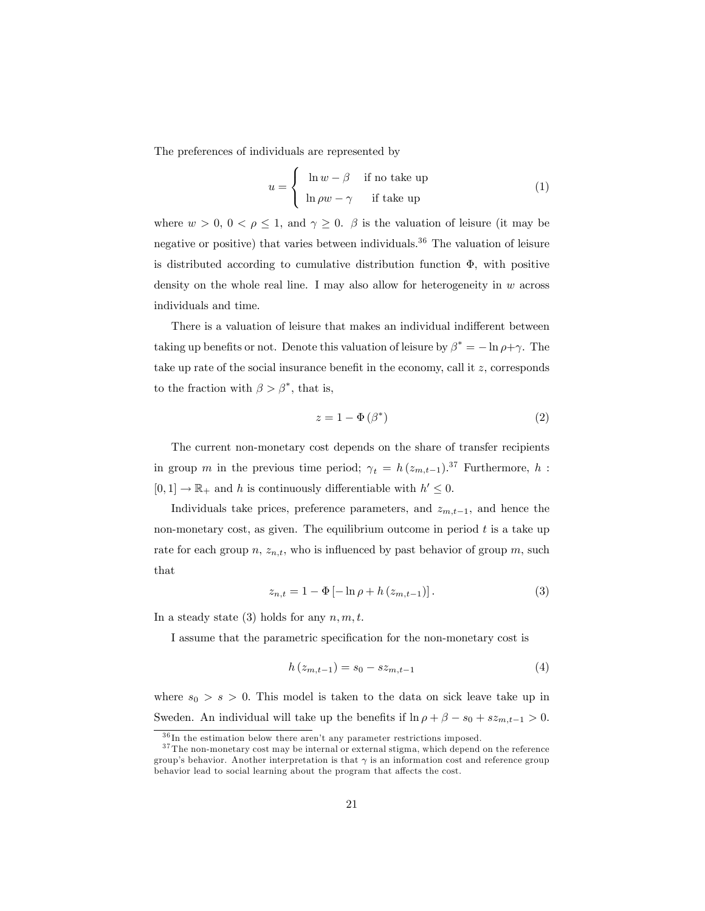The preferences of individuals are represented by

$$u = \begin{cases} \ln w - \beta & \text{if no take up} \\ \ln \rho w - \gamma & \text{if take up} \end{cases} \tag{1}$$

where $w > 0$, $0 < \rho \leq 1$, and $\gamma \geq 0$. $\beta$ is the valuation of leisure (it may be negative or positive) that varies between individuals.[36] The valuation of leisure is distributed according to cumulative distribution function $\Phi$, with positive density on the whole real line. I may also allow for heterogeneity in $w$ across individuals and time.

There is a valuation of leisure that makes an individual indifferent between taking up benefits or not. Denote this valuation of leisure by $\beta^* = -\ln \rho + \gamma$. The take up rate of the social insurance benefit in the economy, call it $z$, corresponds to the fraction with $\beta > \beta^*$, that is,

$$z = 1 - \Phi(\beta^*) \tag{2}$$

The current non-monetary cost depends on the share of transfer recipients in group $m$ in the previous time period; $\gamma_t = h(z_{m,t-1})$.[37] Furthermore, $h : [0, 1] \rightarrow \mathbb{R}_+$ and $h$ is continuously differentiable with $h' \leq 0$.

Individuals take prices, preference parameters, and $z_{m,t-1}$, and hence the non-monetary cost, as given. The equilibrium outcome in period $t$ is a take up rate for each group $n$, $z_{n,t}$, who is influenced by past behavior of group $m$, such that

$$z_{n,t} = 1 - \Phi[-\ln \rho + h(z_{m,t-1})]. \tag{3}$$

In a steady state (3) holds for any $n, m, t$.

I assume that the parametric specification for the non-monetary cost is

$$h(z_{m,t-1}) = s_0 - s z_{m,t-1} \tag{4}$$

where $s_0 > s > 0$. This model is taken to the data on sick leave take up in Sweden. An individual will take up the benefits if $\ln \rho + \beta - s_0 + s z_{m,t-1} > 0$.

[36] In the estimation below there aren't any parameter restrictions imposed.

[37] The non-monetary cost may be internal or external stigma, which depend on the reference group's behavior. Another interpretation is that $\gamma$ is an information cost and reference group behavior lead to social learning about the program that affects the cost.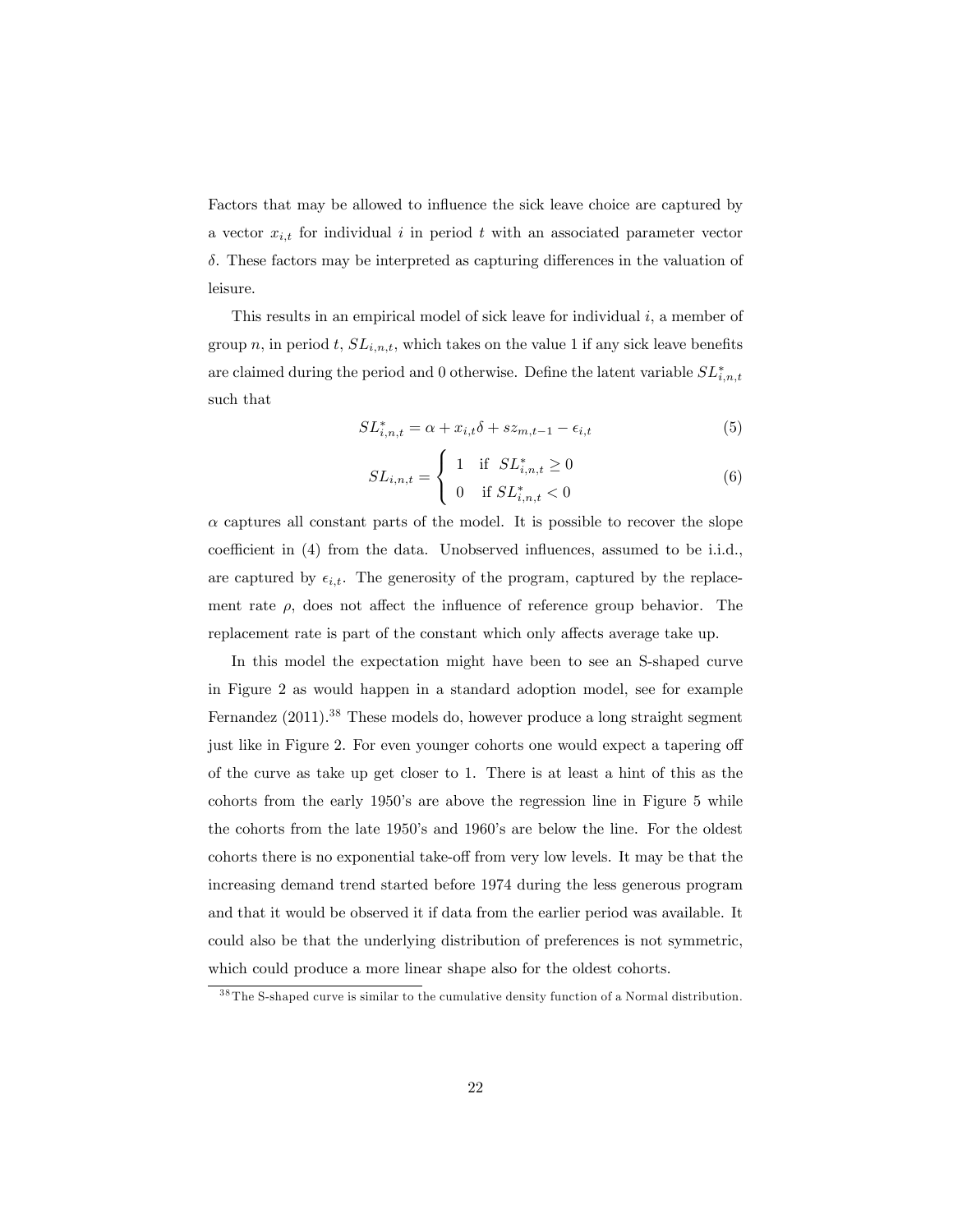Factors that may be allowed to influence the sick leave choice are captured by a vector $x_{i,t}$ for individual $i$ in period $t$ with an associated parameter vector $\delta$. These factors may be interpreted as capturing differences in the valuation of leisure.

This results in an empirical model of sick leave for individual $i$, a member of group $n$, in period $t$, $SL_{i,n,t}$, which takes on the value 1 if any sick leave benefits are claimed during the period and 0 otherwise. Define the latent variable $SL^{*}_{i,n,t}$ such that

$$SL^{*}_{i,n,t} = \alpha + x_{i,t}\delta + sz_{m,t-1} - \epsilon_{i,t} \tag{5}$$

$$SL_{i,n,t} = \begin{cases} 1 & \text{if } SL^{*}_{i,n,t} \geq 0 \\ 0 & \text{if } SL^{*}_{i,n,t} < 0 \end{cases} \tag{6}$$

$\alpha$ captures all constant parts of the model. It is possible to recover the slope coefficient in (4) from the data. Unobserved influences, assumed to be i.i.d., are captured by $\epsilon_{i,t}$. The generosity of the program, captured by the replacement rate $\rho$, does not affect the influence of reference group behavior. The replacement rate is part of the constant which only affects average take up.

In this model the expectation might have been to see an S-shaped curve in Figure 2 as would happen in a standard adoption model, see for example Fernandez (2011).[38] These models do, however produce a long straight segment just like in Figure 2. For even younger cohorts one would expect a tapering off of the curve as take up get closer to 1. There is at least a hint of this as the cohorts from the early 1950's are above the regression line in Figure 5 while the cohorts from the late 1950's and 1960's are below the line. For the oldest cohorts there is no exponential take-off from very low levels. It may be that the increasing demand trend started before 1974 during the less generous program and that it would be observed it if data from the earlier period was available. It could also be that the underlying distribution of preferences is not symmetric, which could produce a more linear shape also for the oldest cohorts.

[38] The S-shaped curve is similar to the cumulative density function of a Normal distribution.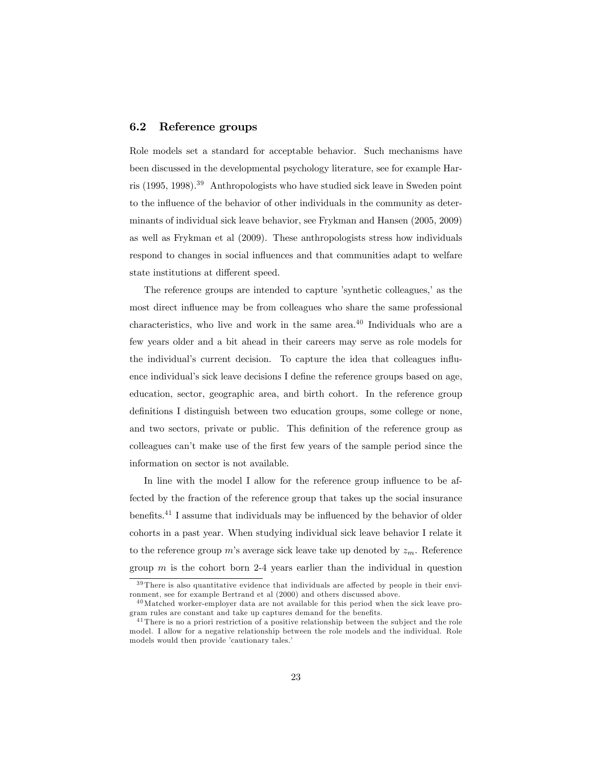### 6.2 Reference groups

Role models set a standard for acceptable behavior. Such mechanisms have been discussed in the developmental psychology literature, see for example Harris (1995, 1998).[39] Anthropologists who have studied sick leave in Sweden point to the influence of the behavior of other individuals in the community as determinants of individual sick leave behavior, see Frykman and Hansen (2005, 2009) as well as Frykman et al (2009). These anthropologists stress how individuals respond to changes in social influences and that communities adapt to welfare state institutions at different speed.

The reference groups are intended to capture 'synthetic colleagues,' as the most direct influence may be from colleagues who share the same professional characteristics, who live and work in the same area.[40] Individuals who are a few years older and a bit ahead in their careers may serve as role models for the individual's current decision. To capture the idea that colleagues influence individual's sick leave decisions I define the reference groups based on age, education, sector, geographic area, and birth cohort. In the reference group definitions I distinguish between two education groups, some college or none, and two sectors, private or public. This definition of the reference group as colleagues can't make use of the first few years of the sample period since the information on sector is not available.

In line with the model I allow for the reference group influence to be affected by the fraction of the reference group that takes up the social insurance benefits.[41] I assume that individuals may be influenced by the behavior of older cohorts in a past year. When studying individual sick leave behavior I relate it to the reference group $m$'s average sick leave take up denoted by $z_m$. Reference group $m$ is the cohort born 2-4 years earlier than the individual in question

[39] There is also quantitative evidence that individuals are affected by people in their environment, see for example Bertrand et al (2000) and others discussed above.

[40] Matched worker-employer data are not available for this period when the sick leave program rules are constant and take up captures demand for the benefits.

[41] There is no a priori restriction of a positive relationship between the subject and the role model. I allow for a negative relationship between the role models and the individual. Role models would then provide 'cautionary tales.'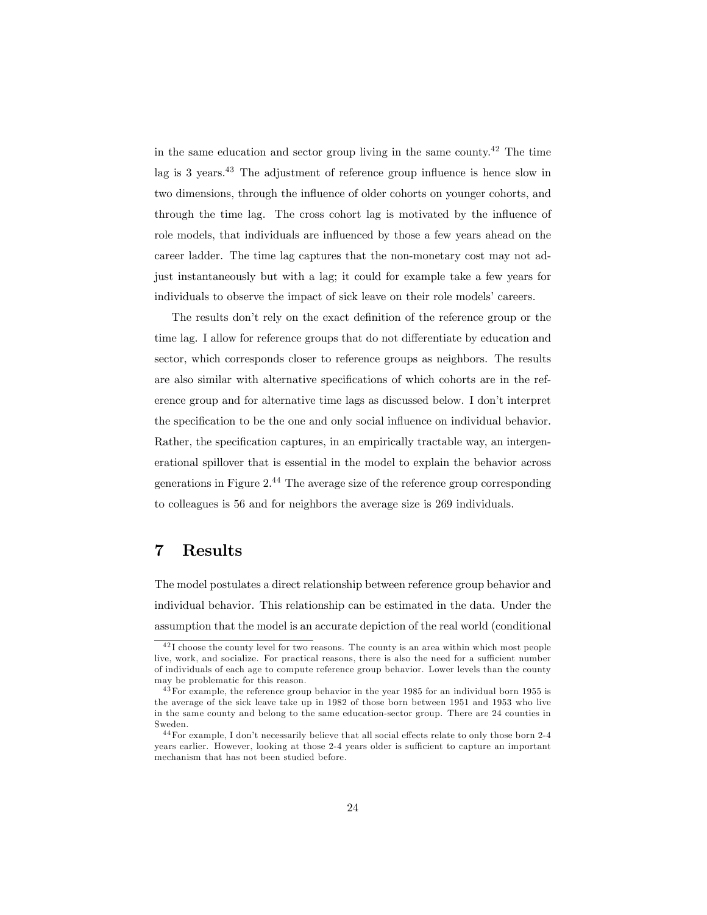in the same education and sector group living in the same county.[42] The time lag is 3 years.[43] The adjustment of reference group influence is hence slow in two dimensions, through the influence of older cohorts on younger cohorts, and through the time lag. The cross cohort lag is motivated by the influence of role models, that individuals are influenced by those a few years ahead on the career ladder. The time lag captures that the non-monetary cost may not adjust instantaneously but with a lag; it could for example take a few years for individuals to observe the impact of sick leave on their role models' careers.

The results don't rely on the exact definition of the reference group or the time lag. I allow for reference groups that do not differentiate by education and sector, which corresponds closer to reference groups as neighbors. The results are also similar with alternative specifications of which cohorts are in the reference group and for alternative time lags as discussed below. I don't interpret the specification to be the one and only social influence on individual behavior. Rather, the specification captures, in an empirically tractable way, an intergenerational spillover that is essential in the model to explain the behavior across generations in Figure 2.[44] The average size of the reference group corresponding to colleagues is 56 and for neighbors the average size is 269 individuals.

# 7 Results

The model postulates a direct relationship between reference group behavior and individual behavior. This relationship can be estimated in the data. Under the assumption that the model is an accurate depiction of the real world (conditional

[42] I choose the county level for two reasons. The county is an area within which most people live, work, and socialize. For practical reasons, there is also the need for a sufficient number of individuals of each age to compute reference group behavior. Lower levels than the county may be problematic for this reason.

[43] For example, the reference group behavior in the year 1985 for an individual born 1955 is the average of the sick leave take up in 1982 of those born between 1951 and 1953 who live in the same county and belong to the same education-sector group. There are 24 counties in Sweden.

[44] For example, I don't necessarily believe that all social effects relate to only those born 2-4 years earlier. However, looking at those 2-4 years older is sufficient to capture an important mechanism that has not been studied before.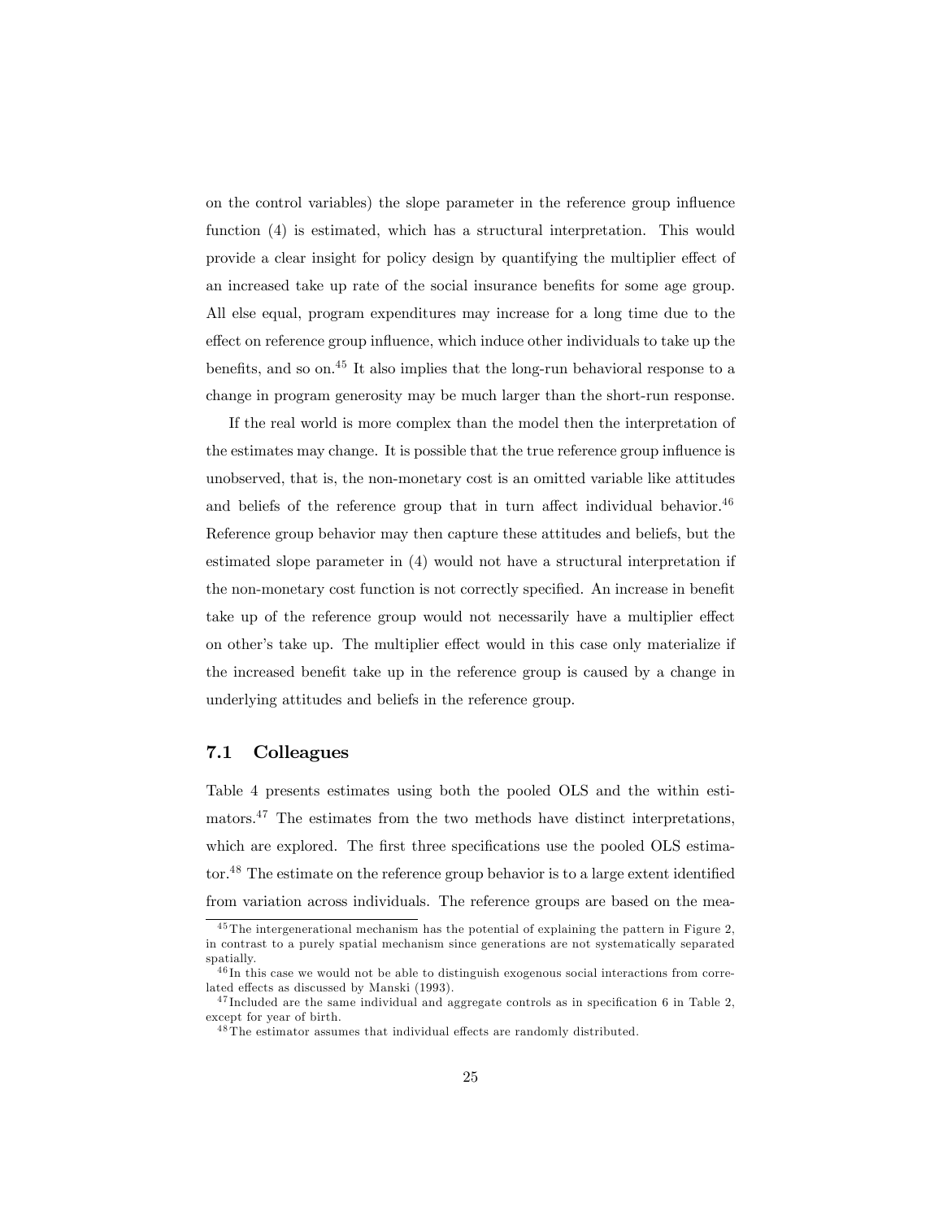on the control variables) the slope parameter in the reference group influence function (4) is estimated, which has a structural interpretation. This would provide a clear insight for policy design by quantifying the multiplier effect of an increased take up rate of the social insurance benefits for some age group. All else equal, program expenditures may increase for a long time due to the effect on reference group influence, which induce other individuals to take up the benefits, and so on.[45] It also implies that the long-run behavioral response to a change in program generosity may be much larger than the short-run response.

If the real world is more complex than the model then the interpretation of the estimates may change. It is possible that the true reference group influence is unobserved, that is, the non-monetary cost is an omitted variable like attitudes and beliefs of the reference group that in turn affect individual behavior.[46] Reference group behavior may then capture these attitudes and beliefs, but the estimated slope parameter in (4) would not have a structural interpretation if the non-monetary cost function is not correctly specified. An increase in benefit take up of the reference group would not necessarily have a multiplier effect on other's take up. The multiplier effect would in this case only materialize if the increased benefit take up in the reference group is caused by a change in underlying attitudes and beliefs in the reference group.

## 7.1 Colleagues

Table 4 presents estimates using both the pooled OLS and the within estimators.[47] The estimates from the two methods have distinct interpretations, which are explored. The first three specifications use the pooled OLS estimator.[48] The estimate on the reference group behavior is to a large extent identified from variation across individuals. The reference groups are based on the mea-

[45] The intergenerational mechanism has the potential of explaining the pattern in Figure 2, in contrast to a purely spatial mechanism since generations are not systematically separated spatially.

[46] In this case we would not be able to distinguish exogenous social interactions from correlated effects as discussed by Manski (1993).

[47] Included are the same individual and aggregate controls as in specification 6 in Table 2, except for year of birth.

[48] The estimator assumes that individual effects are randomly distributed.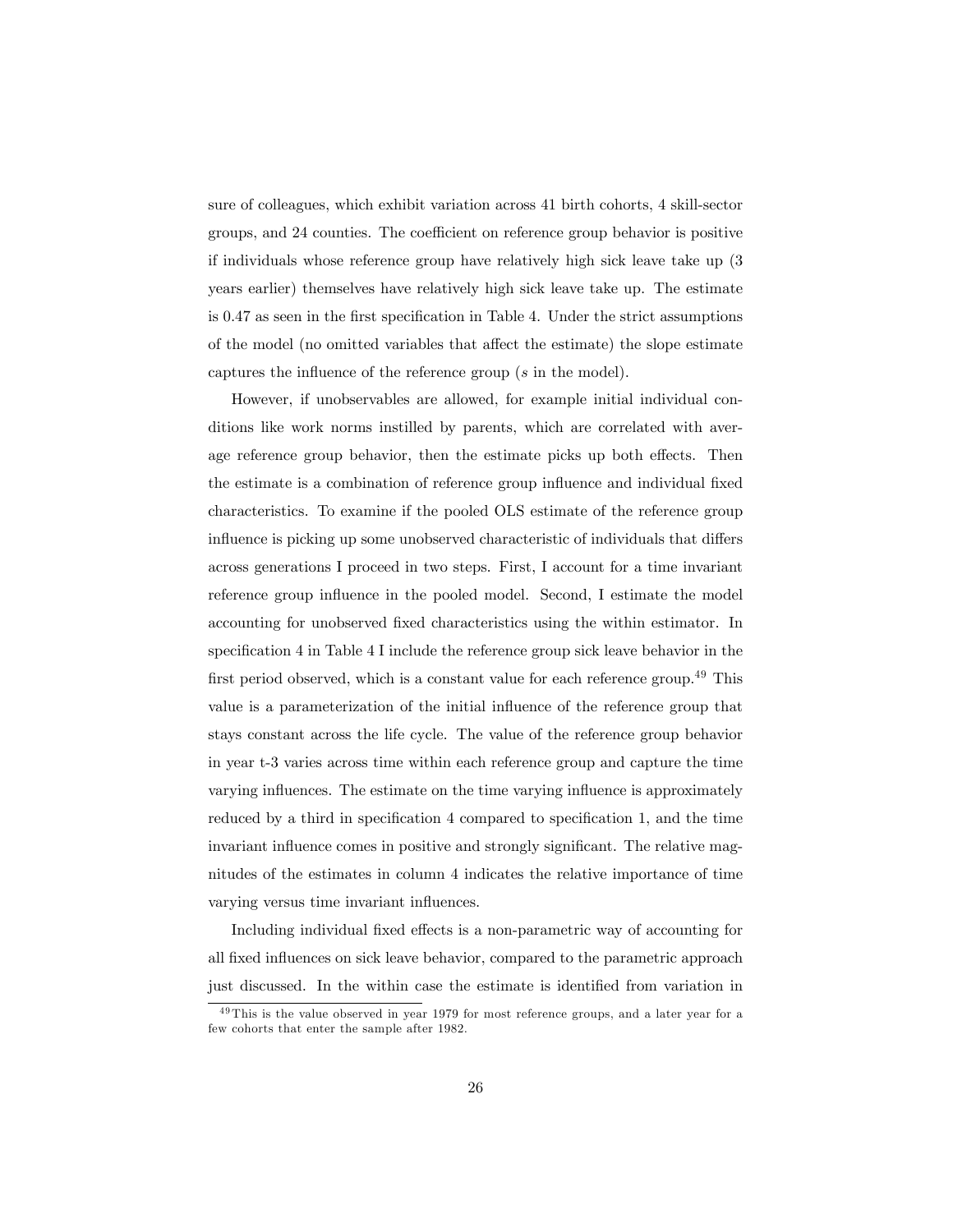sure of colleagues, which exhibit variation across 41 birth cohorts, 4 skill-sector groups, and 24 counties. The coefficient on reference group behavior is positive if individuals whose reference group have relatively high sick leave take up (3 years earlier) themselves have relatively high sick leave take up. The estimate is 0.47 as seen in the first specification in Table 4. Under the strict assumptions of the model (no omitted variables that affect the estimate) the slope estimate captures the influence of the reference group ($s$ in the model).

However, if unobservables are allowed, for example initial individual conditions like work norms instilled by parents, which are correlated with average reference group behavior, then the estimate picks up both effects. Then the estimate is a combination of reference group influence and individual fixed characteristics. To examine if the pooled OLS estimate of the reference group influence is picking up some unobserved characteristic of individuals that differs across generations I proceed in two steps. First, I account for a time invariant reference group influence in the pooled model. Second, I estimate the model accounting for unobserved fixed characteristics using the within estimator. In specification 4 in Table 4 I include the reference group sick leave behavior in the first period observed, which is a constant value for each reference group.[49] This value is a parameterization of the initial influence of the reference group that stays constant across the life cycle. The value of the reference group behavior in year t-3 varies across time within each reference group and capture the time varying influences. The estimate on the time varying influence is approximately reduced by a third in specification 4 compared to specification 1, and the time invariant influence comes in positive and strongly significant. The relative magnitudes of the estimates in column 4 indicates the relative importance of time varying versus time invariant influences.

Including individual fixed effects is a non-parametric way of accounting for all fixed influences on sick leave behavior, compared to the parametric approach just discussed. In the within case the estimate is identified from variation in

[49] This is the value observed in year 1979 for most reference groups, and a later year for a few cohorts that enter the sample after 1982.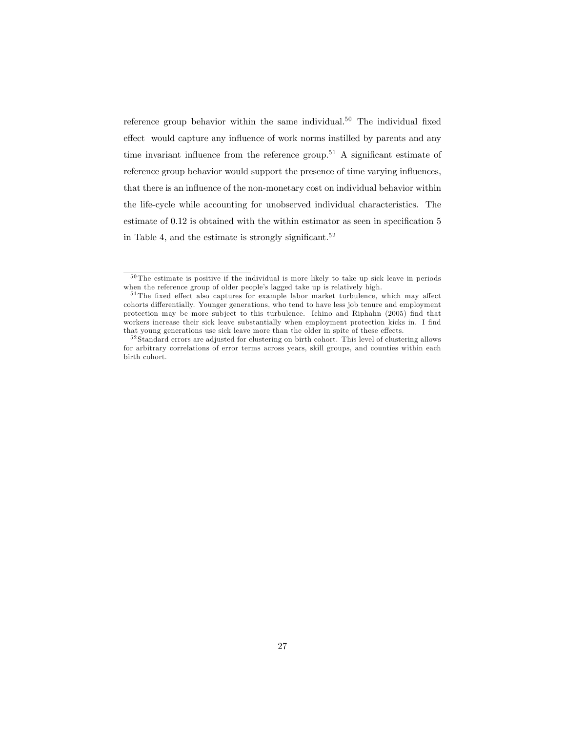reference group behavior within the same individual.[50] The individual fixed effect would capture any influence of work norms instilled by parents and any time invariant influence from the reference group.[51] A significant estimate of reference group behavior would support the presence of time varying influences, that there is an influence of the non-monetary cost on individual behavior within the life-cycle while accounting for unobserved individual characteristics. The estimate of 0.12 is obtained with the within estimator as seen in specification 5 in Table 4, and the estimate is strongly significant.[52]

---

[50] The estimate is positive if the individual is more likely to take up sick leave in periods when the reference group of older people's lagged take up is relatively high.

[51] The fixed effect also captures for example labor market turbulence, which may affect cohorts differentially. Younger generations, who tend to have less job tenure and employment protection may be more subject to this turbulence. Ichino and Riphahn (2005) find that workers increase their sick leave substantially when employment protection kicks in. I find that young generations use sick leave more than the older in spite of these effects.

[52] Standard errors are adjusted for clustering on birth cohort. This level of clustering allows for arbitrary correlations of error terms across years, skill groups, and counties within each birth cohort.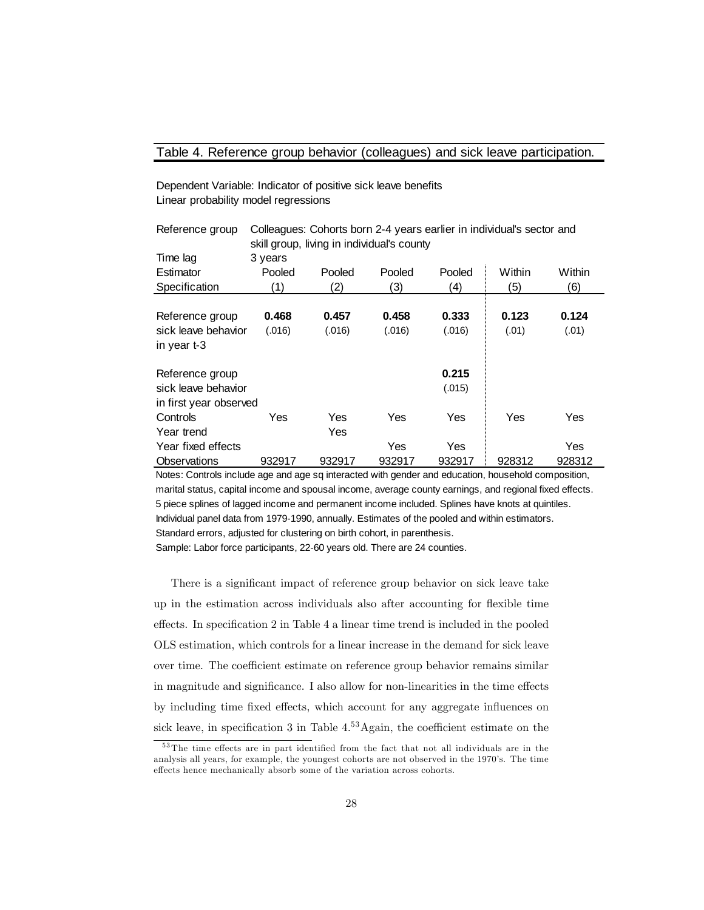Table 4. Reference group behavior (colleagues) and sick leave participation.

Dependent Variable: Indicator of positive sick leave benefits
Linear probability model regressions

| Reference group | Colleagues: Cohorts born 2-4 years earlier in individual's sector and skill group, living in individual's county | | | | | |
|---|---|---|---|---|---|---|
| Time lag | 3 years | | | | | |
| Estimator | Pooled | Pooled | Pooled | Pooled | Within | Within |
| Specification | (1) | (2) | (3) | (4) | (5) | (6) |
| Reference group sick leave behavior in year t-3 | **0.468** (.016) | **0.457** (.016) | **0.458** (.016) | **0.333** (.016) | **0.123** (.01) | **0.124** (.01) |
| Reference group sick leave behavior in first year observed | | | | **0.215** (.015) | | |
| Controls | Yes | Yes | Yes | Yes | Yes | Yes |
| Year trend | | Yes | | | | |
| Year fixed effects | | | Yes | Yes | | Yes |
| Observations | 932917 | 932917 | 932917 | 932917 | 928312 | 928312 |

Notes: Controls include age and age sq interacted with gender and education, household composition, marital status, capital income and spousal income, average county earnings, and regional fixed effects. 5 piece splines of lagged income and permanent income included. Splines have knots at quintiles. Individual panel data from 1979-1990, annually. Estimates of the pooled and within estimators. Standard errors, adjusted for clustering on birth cohort, in parenthesis.
Sample: Labor force participants, 22-60 years old. There are 24 counties.

There is a significant impact of reference group behavior on sick leave take up in the estimation across individuals also after accounting for flexible time effects. In specification 2 in Table 4 a linear time trend is included in the pooled OLS estimation, which controls for a linear increase in the demand for sick leave over time. The coefficient estimate on reference group behavior remains similar in magnitude and significance. I also allow for non-linearities in the time effects by including time fixed effects, which account for any aggregate influences on sick leave, in specification 3 in Table 4.[53] Again, the coefficient estimate on the

[53] The time effects are in part identified from the fact that not all individuals are in the analysis all years, for example, the youngest cohorts are not observed in the 1970's. The time effects hence mechanically absorb some of the variation across cohorts.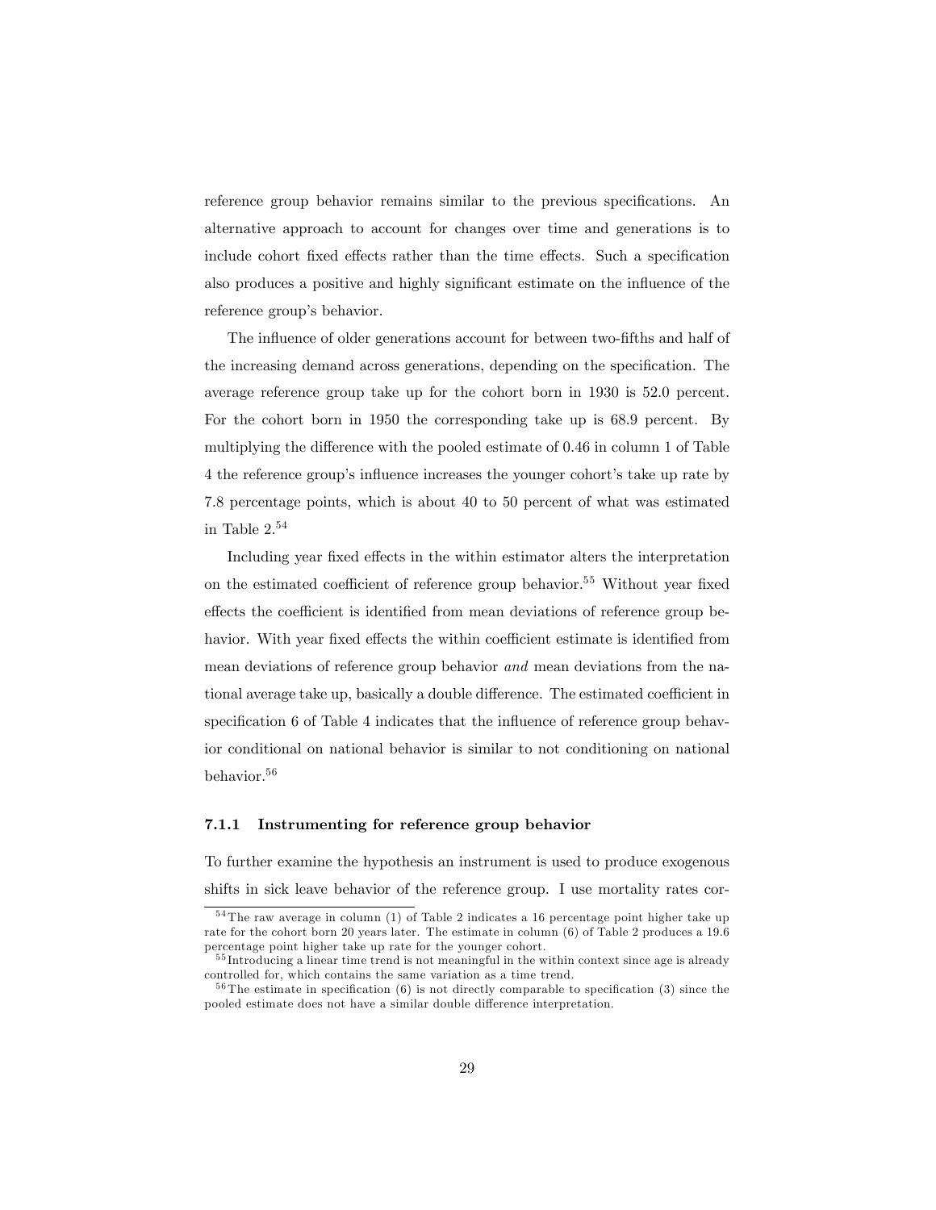reference group behavior remains similar to the previous specifications. An alternative approach to account for changes over time and generations is to include cohort fixed effects rather than the time effects. Such a specification also produces a positive and highly significant estimate on the influence of the reference group's behavior.

The influence of older generations account for between two-fifths and half of the increasing demand across generations, depending on the specification. The average reference group take up for the cohort born in 1930 is 52.0 percent. For the cohort born in 1950 the corresponding take up is 68.9 percent. By multiplying the difference with the pooled estimate of 0.46 in column 1 of Table 4 the reference group's influence increases the younger cohort's take up rate by 7.8 percentage points, which is about 40 to 50 percent of what was estimated in Table 2.[54]

Including year fixed effects in the within estimator alters the interpretation on the estimated coefficient of reference group behavior.[55] Without year fixed effects the coefficient is identified from mean deviations of reference group behavior. With year fixed effects the within coefficient estimate is identified from mean deviations of reference group behavior *and* mean deviations from the national average take up, basically a double difference. The estimated coefficient in specification 6 of Table 4 indicates that the influence of reference group behavior conditional on national behavior is similar to not conditioning on national behavior.[56]

### 7.1.1 Instrumenting for reference group behavior

To further examine the hypothesis an instrument is used to produce exogenous shifts in sick leave behavior of the reference group. I use mortality rates cor-

---

[54] The raw average in column (1) of Table 2 indicates a 16 percentage point higher take up rate for the cohort born 20 years later. The estimate in column (6) of Table 2 produces a 19.6 percentage point higher take up rate for the younger cohort.

[55] Introducing a linear time trend is not meaningful in the within context since age is already controlled for, which contains the same variation as a time trend.

[56] The estimate in specification (6) is not directly comparable to specification (3) since the pooled estimate does not have a similar double difference interpretation.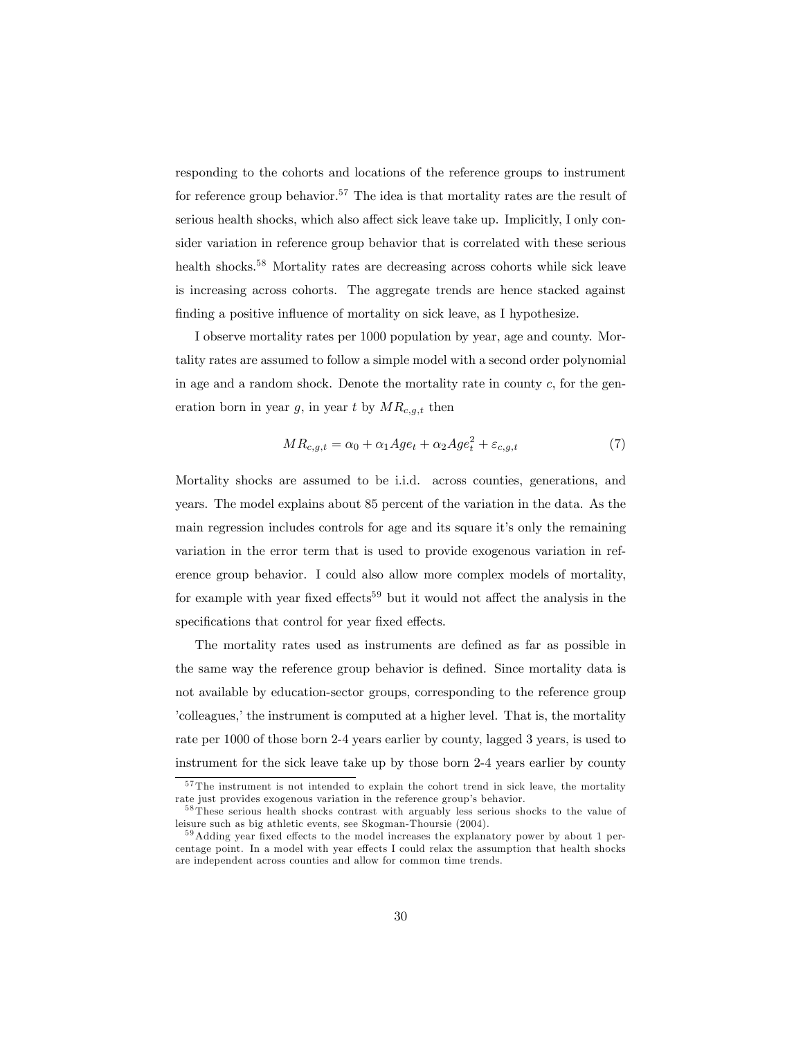responding to the cohorts and locations of the reference groups to instrument for reference group behavior.[57] The idea is that mortality rates are the result of serious health shocks, which also affect sick leave take up. Implicitly, I only consider variation in reference group behavior that is correlated with these serious health shocks.[58] Mortality rates are decreasing across cohorts while sick leave is increasing across cohorts. The aggregate trends are hence stacked against finding a positive influence of mortality on sick leave, as I hypothesize.

I observe mortality rates per 1000 population by year, age and county. Mortality rates are assumed to follow a simple model with a second order polynomial in age and a random shock. Denote the mortality rate in county $c$, for the generation born in year $g$, in year $t$ by $MR_{c,g,t}$ then

$$MR_{c,g,t} = \alpha_0 + \alpha_1 Age_t + \alpha_2 Age_t^2 + \varepsilon_{c,g,t} \tag{7}$$

Mortality shocks are assumed to be i.i.d. across counties, generations, and years. The model explains about 85 percent of the variation in the data. As the main regression includes controls for age and its square it's only the remaining variation in the error term that is used to provide exogenous variation in reference group behavior. I could also allow more complex models of mortality, for example with year fixed effects[59] but it would not affect the analysis in the specifications that control for year fixed effects.

The mortality rates used as instruments are defined as far as possible in the same way the reference group behavior is defined. Since mortality data is not available by education-sector groups, corresponding to the reference group 'colleagues,' the instrument is computed at a higher level. That is, the mortality rate per 1000 of those born 2-4 years earlier by county, lagged 3 years, is used to instrument for the sick leave take up by those born 2-4 years earlier by county

---

[57] The instrument is not intended to explain the cohort trend in sick leave, the mortality rate just provides exogenous variation in the reference group's behavior.

[58] These serious health shocks contrast with arguably less serious shocks to the value of leisure such as big athletic events, see Skogman-Thoursie (2004).

[59] Adding year fixed effects to the model increases the explanatory power by about 1 percentage point. In a model with year effects I could relax the assumption that health shocks are independent across counties and allow for common time trends.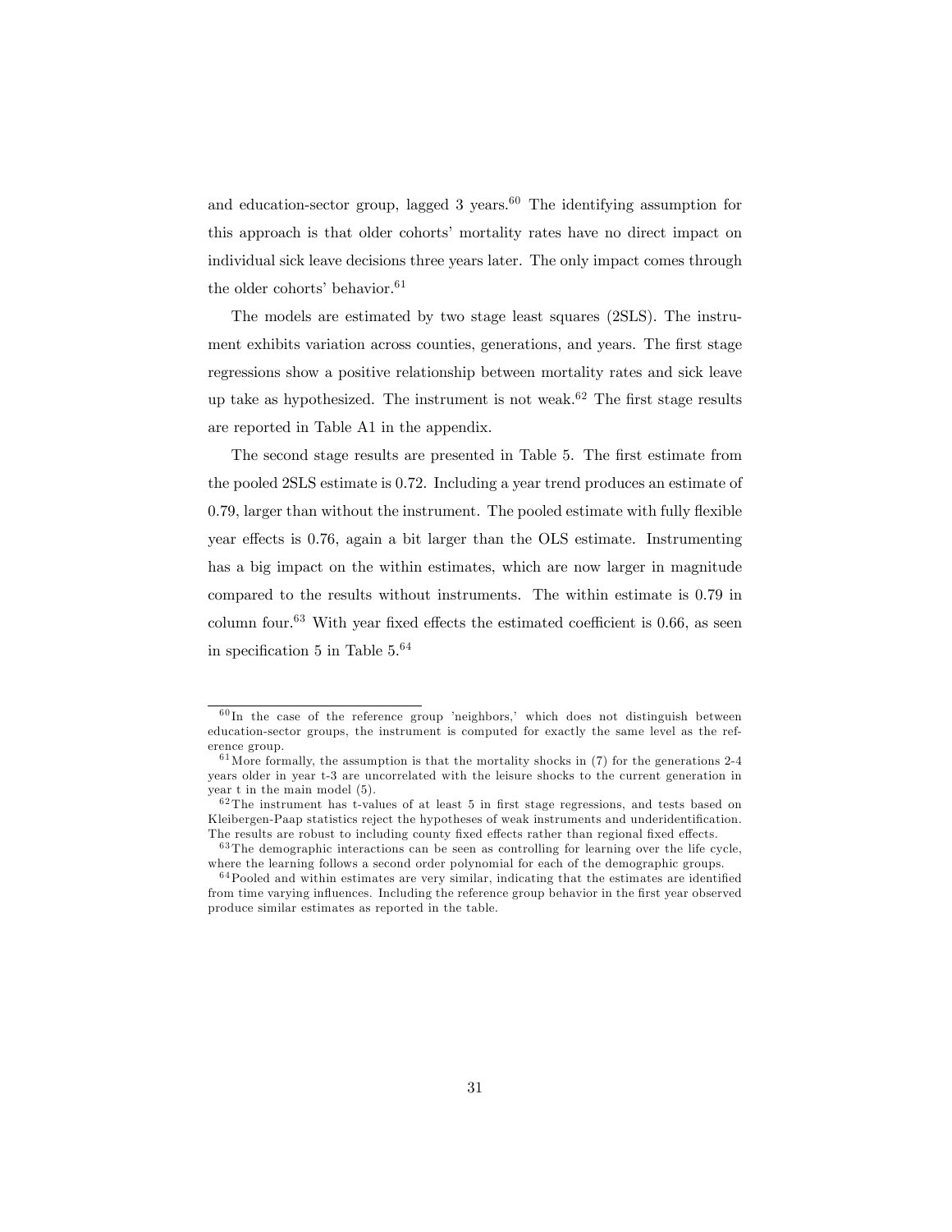and education-sector group, lagged 3 years.[60] The identifying assumption for this approach is that older cohorts' mortality rates have no direct impact on individual sick leave decisions three years later. The only impact comes through the older cohorts' behavior.[61]

The models are estimated by two stage least squares (2SLS). The instrument exhibits variation across counties, generations, and years. The first stage regressions show a positive relationship between mortality rates and sick leave up take as hypothesized. The instrument is not weak.[62] The first stage results are reported in Table A1 in the appendix.

The second stage results are presented in Table 5. The first estimate from the pooled 2SLS estimate is 0.72. Including a year trend produces an estimate of 0.79, larger than without the instrument. The pooled estimate with fully flexible year effects is 0.76, again a bit larger than the OLS estimate. Instrumenting has a big impact on the within estimates, which are now larger in magnitude compared to the results without instruments. The within estimate is 0.79 in column four.[63] With year fixed effects the estimated coefficient is 0.66, as seen in specification 5 in Table 5.[64]

---

[60] In the case of the reference group 'neighbors,' which does not distinguish between education-sector groups, the instrument is computed for exactly the same level as the reference group.

[61] More formally, the assumption is that the mortality shocks in (7) for the generations 2-4 years older in year t-3 are uncorrelated with the leisure shocks to the current generation in year t in the main model (5).

[62] The instrument has t-values of at least 5 in first stage regressions, and tests based on Kleibergen-Paap statistics reject the hypotheses of weak instruments and underidentification. The results are robust to including county fixed effects rather than regional fixed effects.

[63] The demographic interactions can be seen as controlling for learning over the life cycle, where the learning follows a second order polynomial for each of the demographic groups.

[64] Pooled and within estimates are very similar, indicating that the estimates are identified from time varying influences. Including the reference group behavior in the first year observed produce similar estimates as reported in the table.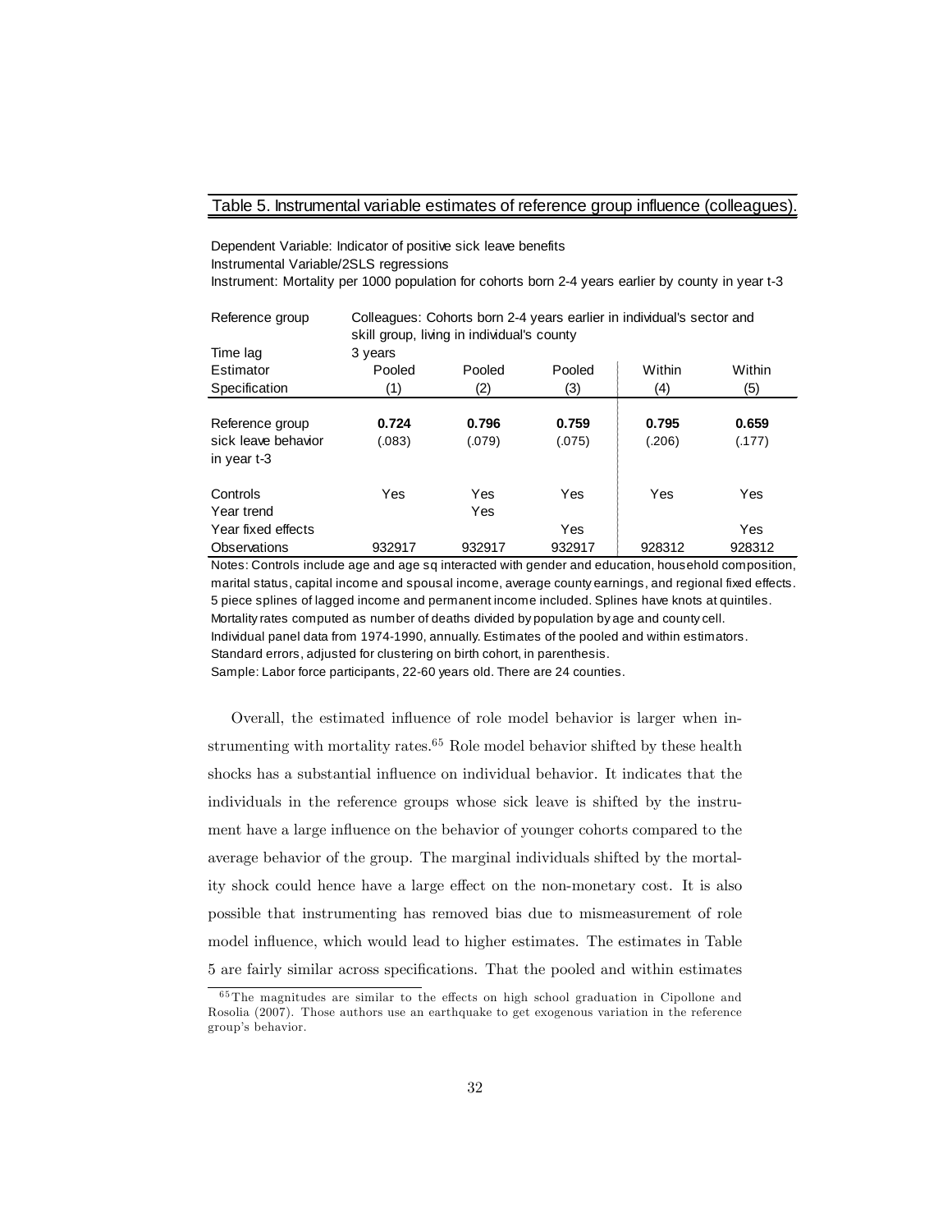Table 5. Instrumental variable estimates of reference group influence (colleagues).

Dependent Variable: Indicator of positive sick leave benefits
Instrumental Variable/2SLS regressions
Instrument: Mortality per 1000 population for cohorts born 2-4 years earlier by county in year t-3

| Reference group | Colleagues: Cohorts born 2-4 years earlier in individual's sector and skill group, living in individual's county | | | | |
|---|---|---|---|---|---|
| Time lag | 3 years | | | | |
| Estimator | Pooled | Pooled | Pooled | Within | Within |
| Specification | (1) | (2) | (3) | (4) | (5) |
| Reference group sick leave behavior in year t-3 | **0.724** | **0.796** | **0.759** | **0.795** | **0.659** |
| | (.083) | (.079) | (.075) | (.206) | (.177) |
| Controls | Yes | Yes | Yes | Yes | Yes |
| Year trend | | Yes | | | |
| Year fixed effects | | | Yes | | Yes |
| Observations | 932917 | 932917 | 932917 | 928312 | 928312 |

Notes: Controls include age and age sq interacted with gender and education, household composition, marital status, capital income and spousal income, average county earnings, and regional fixed effects. 5 piece splines of lagged income and permanent income included. Splines have knots at quintiles. Mortality rates computed as number of deaths divided by population by age and county cell. Individual panel data from 1974-1990, annually. Estimates of the pooled and within estimators. Standard errors, adjusted for clustering on birth cohort, in parenthesis.
Sample: Labor force participants, 22-60 years old. There are 24 counties.

Overall, the estimated influence of role model behavior is larger when instrumenting with mortality rates.[65] Role model behavior shifted by these health shocks has a substantial influence on individual behavior. It indicates that the individuals in the reference groups whose sick leave is shifted by the instrument have a large influence on the behavior of younger cohorts compared to the average behavior of the group. The marginal individuals shifted by the mortality shock could hence have a large effect on the non-monetary cost. It is also possible that instrumenting has removed bias due to mismeasurement of role model influence, which would lead to higher estimates. The estimates in Table 5 are fairly similar across specifications. That the pooled and within estimates

[65] The magnitudes are similar to the effects on high school graduation in Cipollone and Rosolia (2007). Those authors use an earthquake to get exogenous variation in the reference group's behavior.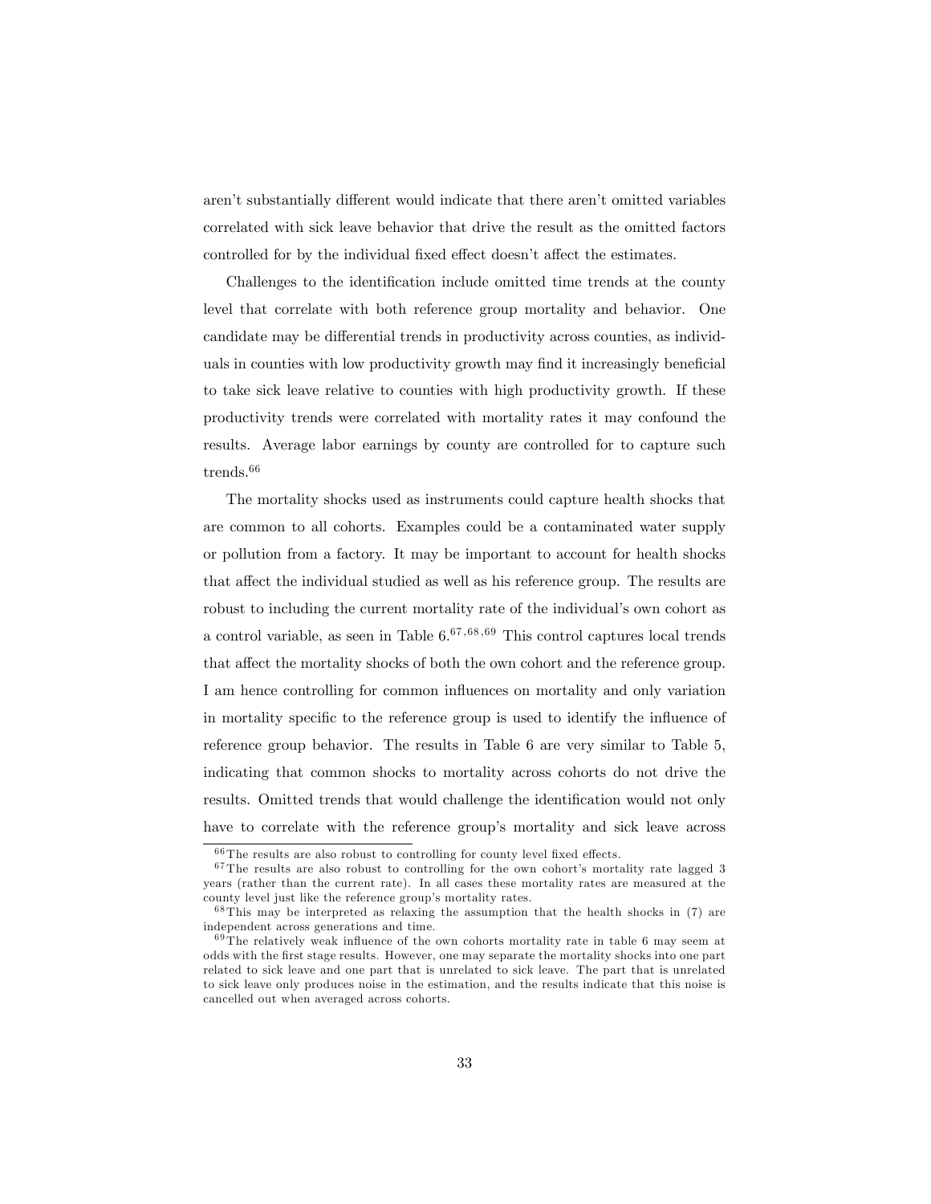aren't substantially different would indicate that there aren't omitted variables correlated with sick leave behavior that drive the result as the omitted factors controlled for by the individual fixed effect doesn't affect the estimates.

Challenges to the identification include omitted time trends at the county level that correlate with both reference group mortality and behavior. One candidate may be differential trends in productivity across counties, as individuals in counties with low productivity growth may find it increasingly beneficial to take sick leave relative to counties with high productivity growth. If these productivity trends were correlated with mortality rates it may confound the results. Average labor earnings by county are controlled for to capture such trends.[66]

The mortality shocks used as instruments could capture health shocks that are common to all cohorts. Examples could be a contaminated water supply or pollution from a factory. It may be important to account for health shocks that affect the individual studied as well as his reference group. The results are robust to including the current mortality rate of the individual's own cohort as a control variable, as seen in Table 6.[67,68,69] This control captures local trends that affect the mortality shocks of both the own cohort and the reference group. I am hence controlling for common influences on mortality and only variation in mortality specific to the reference group is used to identify the influence of reference group behavior. The results in Table 6 are very similar to Table 5, indicating that common shocks to mortality across cohorts do not drive the results. Omitted trends that would challenge the identification would not only have to correlate with the reference group's mortality and sick leave across

[66] The results are also robust to controlling for county level fixed effects.

[67] The results are also robust to controlling for the own cohort's mortality rate lagged 3 years (rather than the current rate). In all cases these mortality rates are measured at the county level just like the reference group's mortality rates.

[68] This may be interpreted as relaxing the assumption that the health shocks in (7) are independent across generations and time.

[69] The relatively weak influence of the own cohorts mortality rate in table 6 may seem at odds with the first stage results. However, one may separate the mortality shocks into one part related to sick leave and one part that is unrelated to sick leave. The part that is unrelated to sick leave only produces noise in the estimation, and the results indicate that this noise is cancelled out when averaged across cohorts.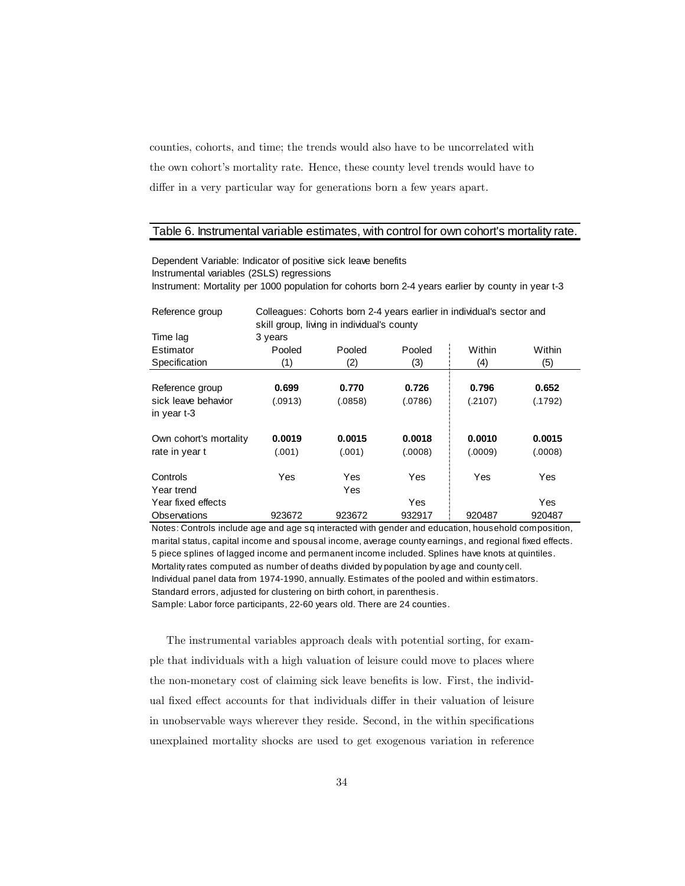counties, cohorts, and time; the trends would also have to be uncorrelated with the own cohort's mortality rate. Hence, these county level trends would have to differ in a very particular way for generations born a few years apart.

**Table 6. Instrumental variable estimates, with control for own cohort's mortality rate.**

Dependent Variable: Indicator of positive sick leave benefits
Instrumental variables (2SLS) regressions
Instrument: Mortality per 1000 population for cohorts born 2-4 years earlier by county in year t-3

| Reference group | Colleagues: Cohorts born 2-4 years earlier in individual's sector and skill group, living in individual's county | | | | |
|---|---|---|---|---|---|
| Time lag | 3 years | | | | |
| Estimator | Pooled | Pooled | Pooled | Within | Within |
| Specification | (1) | (2) | (3) | (4) | (5) |
| Reference group sick leave behavior in year t-3 | **0.699** | **0.770** | **0.726** | **0.796** | **0.652** |
| | (.0913) | (.0858) | (.0786) | (.2107) | (.1792) |
| Own cohort's mortality rate in year t | **0.0019** | **0.0015** | **0.0018** | **0.0010** | **0.0015** |
| | (.001) | (.001) | (.0008) | (.0009) | (.0008) |
| Controls | Yes | Yes | Yes | Yes | Yes |
| Year trend | | Yes | | | |
| Year fixed effects | | | Yes | | Yes |
| Observations | 923672 | 923672 | 932917 | 920487 | 920487 |

Notes: Controls include age and age sq interacted with gender and education, household composition, marital status, capital income and spousal income, average county earnings, and regional fixed effects. 5 piece splines of lagged income and permanent income included. Splines have knots at quintiles. Mortality rates computed as number of deaths divided by population by age and county cell. Individual panel data from 1974-1990, annually. Estimates of the pooled and within estimators. Standard errors, adjusted for clustering on birth cohort, in parenthesis. Sample: Labor force participants, 22-60 years old. There are 24 counties.

The instrumental variables approach deals with potential sorting, for example that individuals with a high valuation of leisure could move to places where the non-monetary cost of claiming sick leave benefits is low. First, the individual fixed effect accounts for that individuals differ in their valuation of leisure in unobservable ways wherever they reside. Second, in the within specifications unexplained mortality shocks are used to get exogenous variation in reference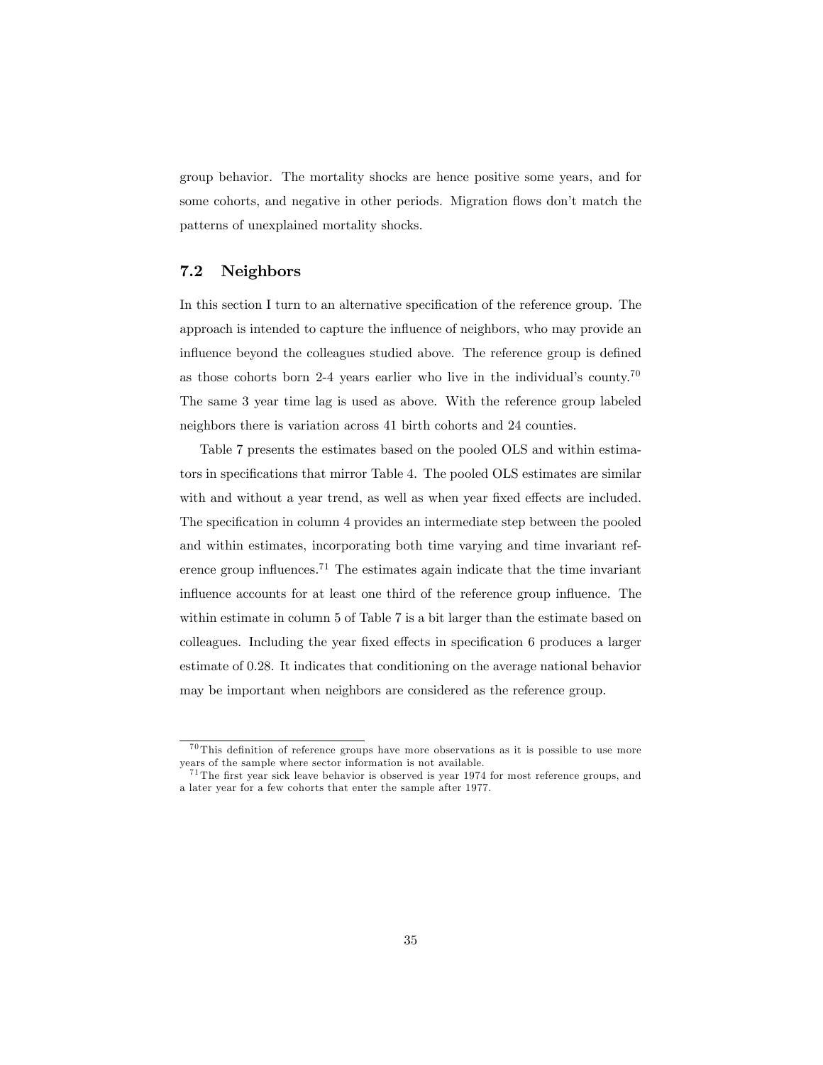group behavior. The mortality shocks are hence positive some years, and for some cohorts, and negative in other periods. Migration flows don't match the patterns of unexplained mortality shocks.

### 7.2 Neighbors

In this section I turn to an alternative specification of the reference group. The approach is intended to capture the influence of neighbors, who may provide an influence beyond the colleagues studied above. The reference group is defined as those cohorts born 2-4 years earlier who live in the individual's county.[70] The same 3 year time lag is used as above. With the reference group labeled neighbors there is variation across 41 birth cohorts and 24 counties.

Table 7 presents the estimates based on the pooled OLS and within estimators in specifications that mirror Table 4. The pooled OLS estimates are similar with and without a year trend, as well as when year fixed effects are included. The specification in column 4 provides an intermediate step between the pooled and within estimates, incorporating both time varying and time invariant reference group influences.[71] The estimates again indicate that the time invariant influence accounts for at least one third of the reference group influence. The within estimate in column 5 of Table 7 is a bit larger than the estimate based on colleagues. Including the year fixed effects in specification 6 produces a larger estimate of 0.28. It indicates that conditioning on the average national behavior may be important when neighbors are considered as the reference group.

[70] This definition of reference groups have more observations as it is possible to use more years of the sample where sector information is not available.

[71] The first year sick leave behavior is observed is year 1974 for most reference groups, and a later year for a few cohorts that enter the sample after 1977.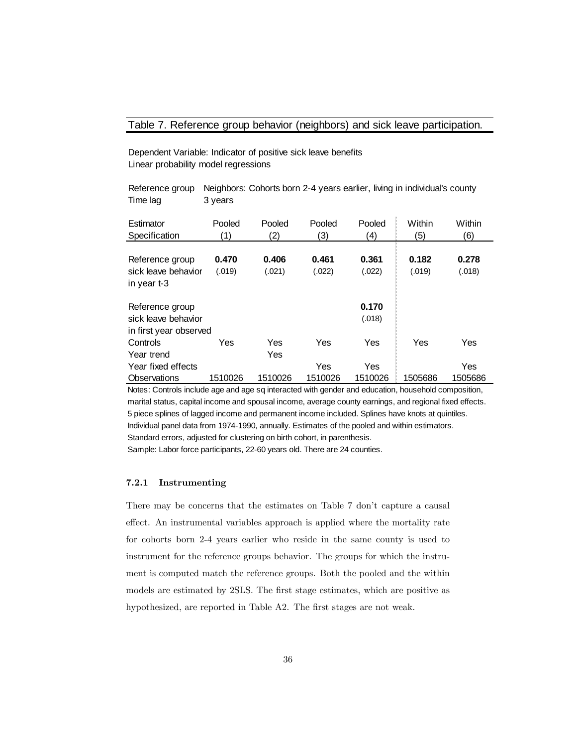Table 7. Reference group behavior (neighbors) and sick leave participation.

Dependent Variable: Indicator of positive sick leave benefits
Linear probability model regressions

Reference group: Neighbors: Cohorts born 2-4 years earlier, living in individual's county
Time lag: 3 years

| Estimator | Pooled | Pooled | Pooled | Pooled | Within | Within |
|---|---|---|---|---|---|---|
| Specification | (1) | (2) | (3) | (4) | (5) | (6) |
| Reference group sick leave behavior in year t-3 | **0.470** | **0.406** | **0.461** | **0.361** | **0.182** | **0.278** |
| | (.019) | (.021) | (.022) | (.022) | (.019) | (.018) |
| Reference group sick leave behavior in first year observed | | | | **0.170** | | |
| | | | | (.018) | | |
| Controls | Yes | Yes | Yes | Yes | Yes | Yes |
| Year trend | | Yes | | | | |
| Year fixed effects | | | Yes | Yes | | Yes |
| Observations | 1510026 | 1510026 | 1510026 | 1510026 | 1505686 | 1505686 |

Notes: Controls include age and age sq interacted with gender and education, household composition, marital status, capital income and spousal income, average county earnings, and regional fixed effects. 5 piece splines of lagged income and permanent income included. Splines have knots at quintiles. Individual panel data from 1974-1990, annually. Estimates of the pooled and within estimators. Standard errors, adjusted for clustering on birth cohort, in parenthesis.
Sample: Labor force participants, 22-60 years old. There are 24 counties.

#### 7.2.1 Instrumenting

There may be concerns that the estimates on Table 7 don't capture a causal effect. An instrumental variables approach is applied where the mortality rate for cohorts born 2-4 years earlier who reside in the same county is used to instrument for the reference groups behavior. The groups for which the instrument is computed match the reference groups. Both the pooled and the within models are estimated by 2SLS. The first stage estimates, which are positive as hypothesized, are reported in Table A2. The first stages are not weak.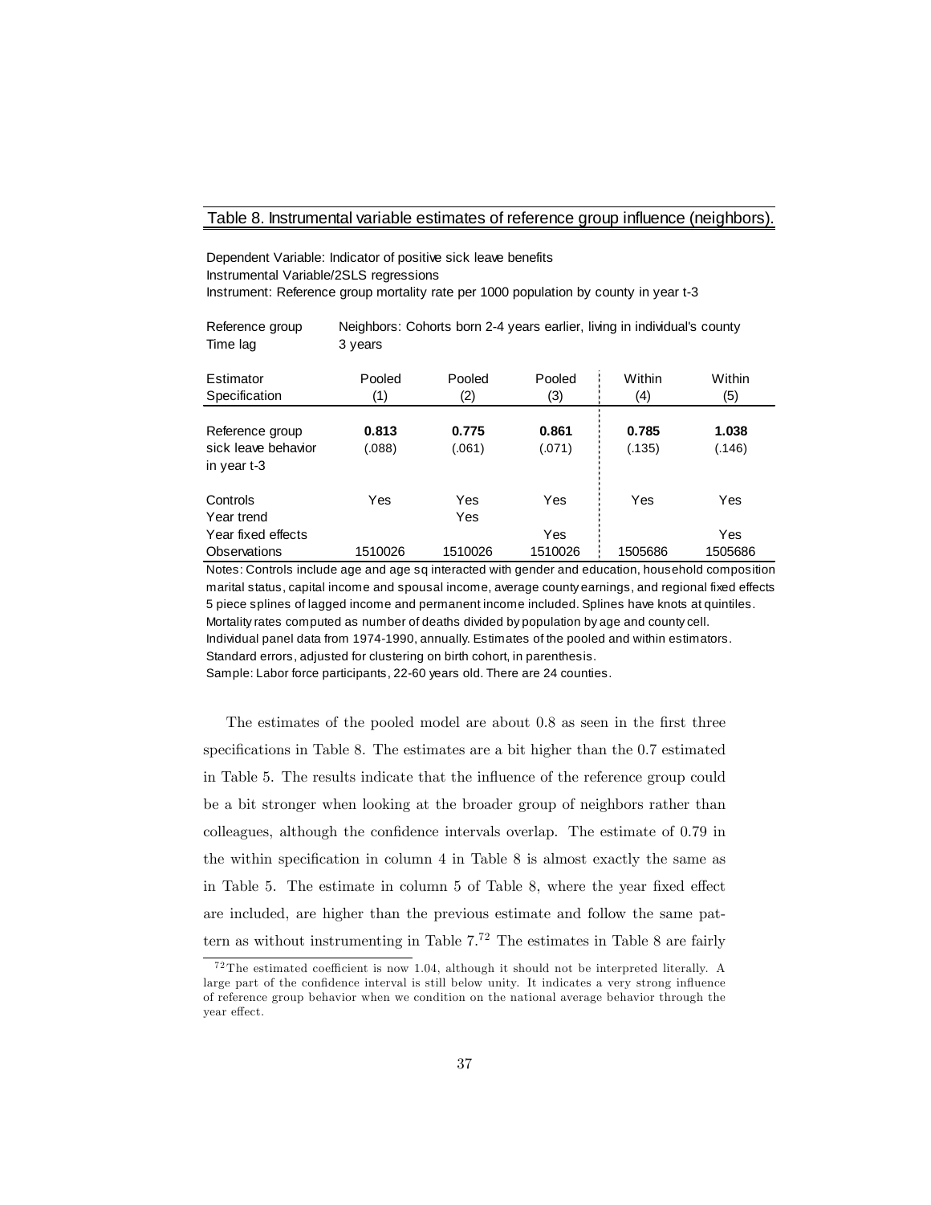Table 8. Instrumental variable estimates of reference group influence (neighbors).

Dependent Variable: Indicator of positive sick leave benefits
Instrumental Variable/2SLS regressions
Instrument: Reference group mortality rate per 1000 population by county in year t-3

Reference group: Neighbors: Cohorts born 2-4 years earlier, living in individual's county
Time lag: 3 years

| Estimator | Pooled | Pooled | Pooled | Within | Within |
|---|---|---|---|---|---|
| Specification | (1) | (2) | (3) | (4) | (5) |
| Reference group sick leave behavior in year t-3 | **0.813** | **0.775** | **0.861** | **0.785** | **1.038** |
| | (.088) | (.061) | (.071) | (.135) | (.146) |
| Controls | Yes | Yes | Yes | Yes | Yes |
| Year trend | | Yes | | | |
| Year fixed effects | | | Yes | | Yes |
| Observations | 1510026 | 1510026 | 1510026 | 1505686 | 1505686 |

Notes: Controls include age and age sq interacted with gender and education, household composition marital status, capital income and spousal income, average county earnings, and regional fixed effects 5 piece splines of lagged income and permanent income included. Splines have knots at quintiles. Mortality rates computed as number of deaths divided by population by age and county cell. Individual panel data from 1974-1990, annually. Estimates of the pooled and within estimators. Standard errors, adjusted for clustering on birth cohort, in parenthesis.
Sample: Labor force participants, 22-60 years old. There are 24 counties.

The estimates of the pooled model are about 0.8 as seen in the first three specifications in Table 8. The estimates are a bit higher than the 0.7 estimated in Table 5. The results indicate that the influence of the reference group could be a bit stronger when looking at the broader group of neighbors rather than colleagues, although the confidence intervals overlap. The estimate of 0.79 in the within specification in column 4 in Table 8 is almost exactly the same as in Table 5. The estimate in column 5 of Table 8, where the year fixed effect are included, are higher than the previous estimate and follow the same pattern as without instrumenting in Table 7.[72] The estimates in Table 8 are fairly

[72] The estimated coefficient is now 1.04, although it should not be interpreted literally. A large part of the confidence interval is still below unity. It indicates a very strong influence of reference group behavior when we condition on the national average behavior through the year effect.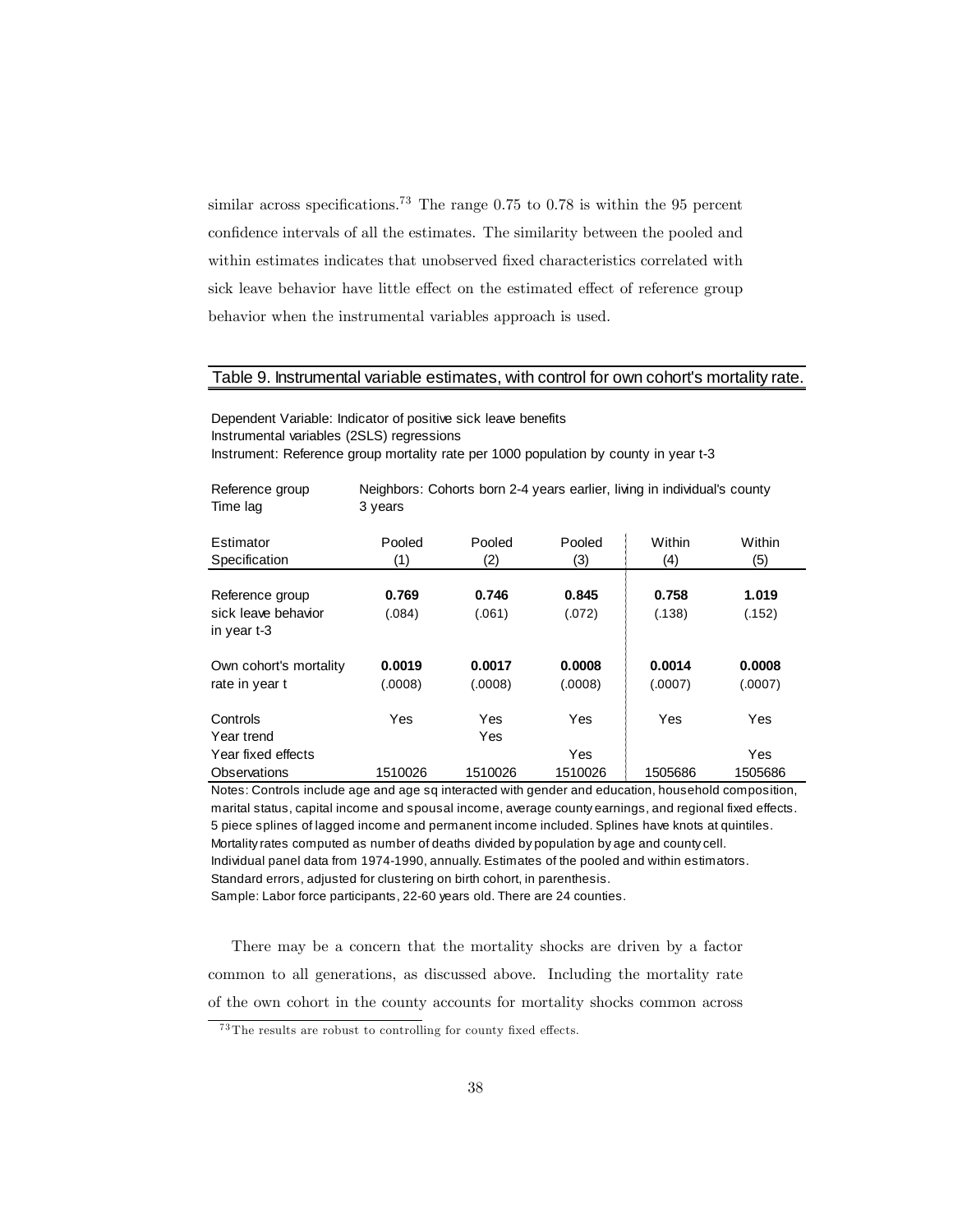similar across specifications.[73] The range 0.75 to 0.78 is within the 95 percent confidence intervals of all the estimates. The similarity between the pooled and within estimates indicates that unobserved fixed characteristics correlated with sick leave behavior have little effect on the estimated effect of reference group behavior when the instrumental variables approach is used.

Table 9. Instrumental variable estimates, with control for own cohort's mortality rate.

Dependent Variable: Indicator of positive sick leave benefits
Instrumental variables (2SLS) regressions
Instrument: Reference group mortality rate per 1000 population by county in year t-3

Reference group: Neighbors: Cohorts born 2-4 years earlier, living in individual's county
Time lag: 3 years

| Estimator | Pooled | Pooled | Pooled | Within | Within |
|---|---|---|---|---|---|
| Specification | (1) | (2) | (3) | (4) | (5) |
| Reference group sick leave behavior in year t-3 | **0.769** | **0.746** | **0.845** | **0.758** | **1.019** |
| | (.084) | (.061) | (.072) | (.138) | (.152) |
| Own cohort's mortality rate in year t | **0.0019** | **0.0017** | **0.0008** | **0.0014** | **0.0008** |
| | (.0008) | (.0008) | (.0008) | (.0007) | (.0007) |
| Controls | Yes | Yes | Yes | Yes | Yes |
| Year trend | | Yes | | | |
| Year fixed effects | | | Yes | | Yes |
| Observations | 1510026 | 1510026 | 1510026 | 1505686 | 1505686 |

Notes: Controls include age and age sq interacted with gender and education, household composition, marital status, capital income and spousal income, average county earnings, and regional fixed effects. 5 piece splines of lagged income and permanent income included. Splines have knots at quintiles. Mortality rates computed as number of deaths divided by population by age and county cell. Individual panel data from 1974-1990, annually. Estimates of the pooled and within estimators. Standard errors, adjusted for clustering on birth cohort, in parenthesis.
Sample: Labor force participants, 22-60 years old. There are 24 counties.

There may be a concern that the mortality shocks are driven by a factor common to all generations, as discussed above. Including the mortality rate of the own cohort in the county accounts for mortality shocks common across

[73] The results are robust to controlling for county fixed effects.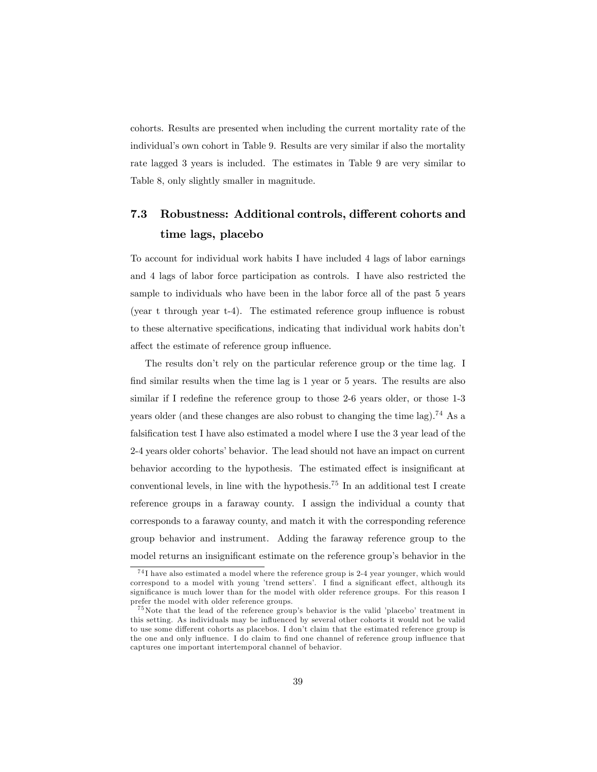cohorts. Results are presented when including the current mortality rate of the individual's own cohort in Table 9. Results are very similar if also the mortality rate lagged 3 years is included. The estimates in Table 9 are very similar to Table 8, only slightly smaller in magnitude.

## 7.3 Robustness: Additional controls, different cohorts and time lags, placebo

To account for individual work habits I have included 4 lags of labor earnings and 4 lags of labor force participation as controls. I have also restricted the sample to individuals who have been in the labor force all of the past 5 years (year t through year t-4). The estimated reference group influence is robust to these alternative specifications, indicating that individual work habits don't affect the estimate of reference group influence.

The results don't rely on the particular reference group or the time lag. I find similar results when the time lag is 1 year or 5 years. The results are also similar if I redefine the reference group to those 2-6 years older, or those 1-3 years older (and these changes are also robust to changing the time lag).[74] As a falsification test I have also estimated a model where I use the 3 year lead of the 2-4 years older cohorts' behavior. The lead should not have an impact on current behavior according to the hypothesis. The estimated effect is insignificant at conventional levels, in line with the hypothesis.[75] In an additional test I create reference groups in a faraway county. I assign the individual a county that corresponds to a faraway county, and match it with the corresponding reference group behavior and instrument. Adding the faraway reference group to the model returns an insignificant estimate on the reference group's behavior in the

[74] I have also estimated a model where the reference group is 2-4 year younger, which would correspond to a model with young 'trend setters'. I find a significant effect, although its significance is much lower than for the model with older reference groups. For this reason I prefer the model with older reference groups.

[75] Note that the lead of the reference group's behavior is the valid 'placebo' treatment in this setting. As individuals may be influenced by several other cohorts it would not be valid to use some different cohorts as placebos. I don't claim that the estimated reference group is the one and only influence. I do claim to find one channel of reference group influence that captures one important intertemporal channel of behavior.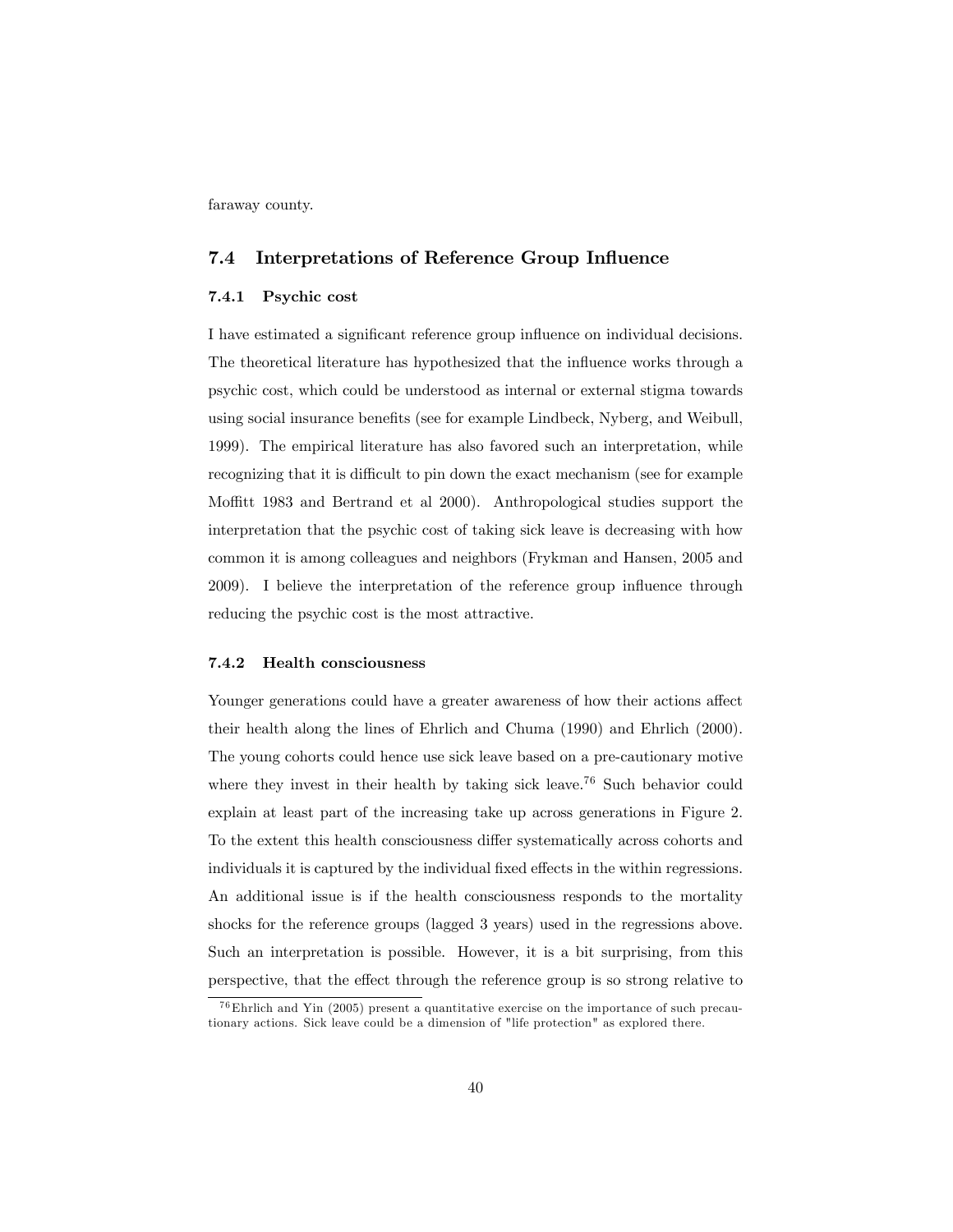faraway county.

## 7.4 Interpretations of Reference Group Influence

### 7.4.1 Psychic cost

I have estimated a significant reference group influence on individual decisions. The theoretical literature has hypothesized that the influence works through a psychic cost, which could be understood as internal or external stigma towards using social insurance benefits (see for example Lindbeck, Nyberg, and Weibull, 1999). The empirical literature has also favored such an interpretation, while recognizing that it is difficult to pin down the exact mechanism (see for example Moffitt 1983 and Bertrand et al 2000). Anthropological studies support the interpretation that the psychic cost of taking sick leave is decreasing with how common it is among colleagues and neighbors (Frykman and Hansen, 2005 and 2009). I believe the interpretation of the reference group influence through reducing the psychic cost is the most attractive.

### 7.4.2 Health consciousness

Younger generations could have a greater awareness of how their actions affect their health along the lines of Ehrlich and Chuma (1990) and Ehrlich (2000). The young cohorts could hence use sick leave based on a pre-cautionary motive where they invest in their health by taking sick leave.[76] Such behavior could explain at least part of the increasing take up across generations in Figure 2. To the extent this health consciousness differ systematically across cohorts and individuals it is captured by the individual fixed effects in the within regressions. An additional issue is if the health consciousness responds to the mortality shocks for the reference groups (lagged 3 years) used in the regressions above. Such an interpretation is possible. However, it is a bit surprising, from this perspective, that the effect through the reference group is so strong relative to

[76] Ehrlich and Yin (2005) present a quantitative exercise on the importance of such precautionary actions. Sick leave could be a dimension of "life protection" as explored there.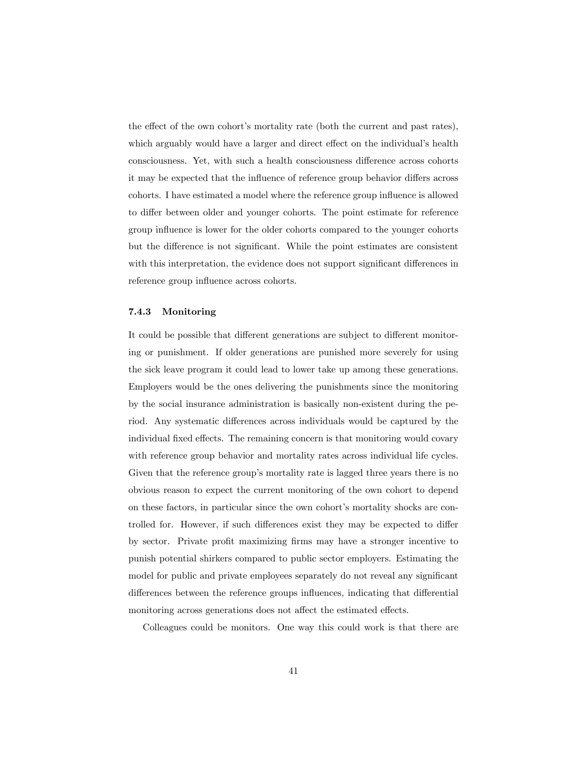the effect of the own cohort's mortality rate (both the current and past rates), which arguably would have a larger and direct effect on the individual's health consciousness. Yet, with such a health consciousness difference across cohorts it may be expected that the influence of reference group behavior differs across cohorts. I have estimated a model where the reference group influence is allowed to differ between older and younger cohorts. The point estimate for reference group influence is lower for the older cohorts compared to the younger cohorts but the difference is not significant. While the point estimates are consistent with this interpretation, the evidence does not support significant differences in reference group influence across cohorts.

#### 7.4.3 Monitoring

It could be possible that different generations are subject to different monitoring or punishment. If older generations are punished more severely for using the sick leave program it could lead to lower take up among these generations. Employers would be the ones delivering the punishments since the monitoring by the social insurance administration is basically non-existent during the period. Any systematic differences across individuals would be captured by the individual fixed effects. The remaining concern is that monitoring would covary with reference group behavior and mortality rates across individual life cycles. Given that the reference group's mortality rate is lagged three years there is no obvious reason to expect the current monitoring of the own cohort to depend on these factors, in particular since the own cohort's mortality shocks are controlled for. However, if such differences exist they may be expected to differ by sector. Private profit maximizing firms may have a stronger incentive to punish potential shirkers compared to public sector employers. Estimating the model for public and private employees separately do not reveal any significant differences between the reference groups influences, indicating that differential monitoring across generations does not affect the estimated effects.

Colleagues could be monitors. One way this could work is that there are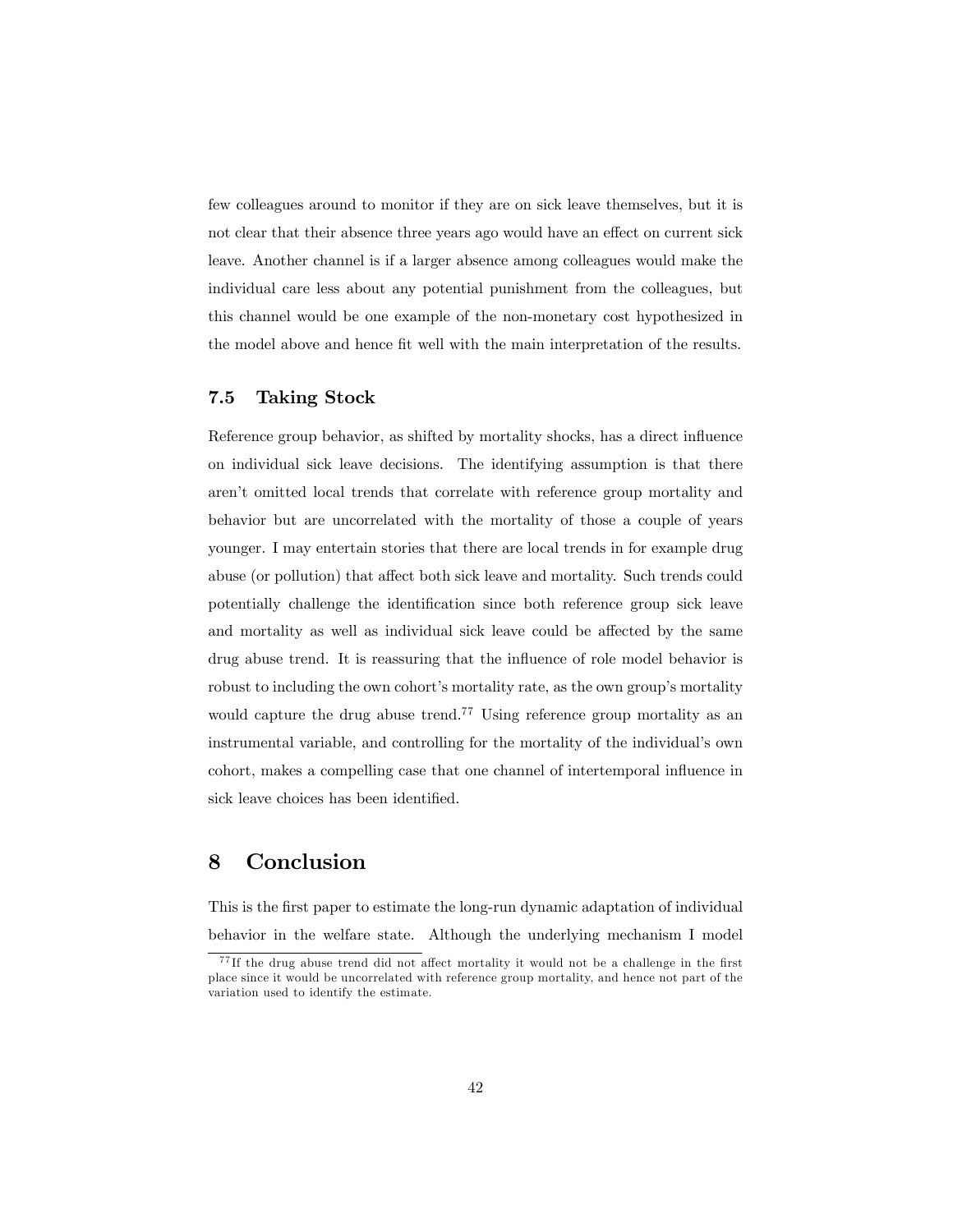few colleagues around to monitor if they are on sick leave themselves, but it is not clear that their absence three years ago would have an effect on current sick leave. Another channel is if a larger absence among colleagues would make the individual care less about any potential punishment from the colleagues, but this channel would be one example of the non-monetary cost hypothesized in the model above and hence fit well with the main interpretation of the results.

### 7.5 Taking Stock

Reference group behavior, as shifted by mortality shocks, has a direct influence on individual sick leave decisions. The identifying assumption is that there aren't omitted local trends that correlate with reference group mortality and behavior but are uncorrelated with the mortality of those a couple of years younger. I may entertain stories that there are local trends in for example drug abuse (or pollution) that affect both sick leave and mortality. Such trends could potentially challenge the identification since both reference group sick leave and mortality as well as individual sick leave could be affected by the same drug abuse trend. It is reassuring that the influence of role model behavior is robust to including the own cohort's mortality rate, as the own group's mortality would capture the drug abuse trend.[77] Using reference group mortality as an instrumental variable, and controlling for the mortality of the individual's own cohort, makes a compelling case that one channel of intertemporal influence in sick leave choices has been identified.

## 8 Conclusion

This is the first paper to estimate the long-run dynamic adaptation of individual behavior in the welfare state. Although the underlying mechanism I model

[77] If the drug abuse trend did not affect mortality it would not be a challenge in the first place since it would be uncorrelated with reference group mortality, and hence not part of the variation used to identify the estimate.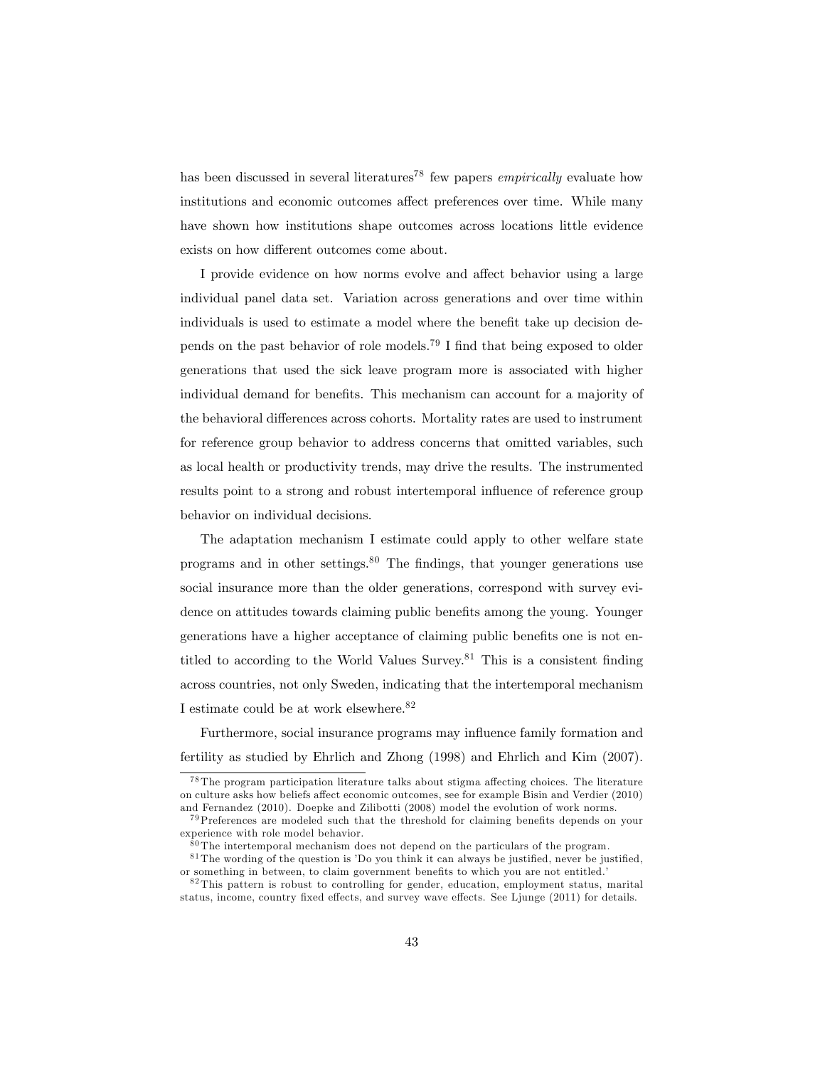has been discussed in several literatures[78] few papers *empirically* evaluate how institutions and economic outcomes affect preferences over time. While many have shown how institutions shape outcomes across locations little evidence exists on how different outcomes come about.

I provide evidence on how norms evolve and affect behavior using a large individual panel data set. Variation across generations and over time within individuals is used to estimate a model where the benefit take up decision depends on the past behavior of role models.[79] I find that being exposed to older generations that used the sick leave program more is associated with higher individual demand for benefits. This mechanism can account for a majority of the behavioral differences across cohorts. Mortality rates are used to instrument for reference group behavior to address concerns that omitted variables, such as local health or productivity trends, may drive the results. The instrumented results point to a strong and robust intertemporal influence of reference group behavior on individual decisions.

The adaptation mechanism I estimate could apply to other welfare state programs and in other settings.[80] The findings, that younger generations use social insurance more than the older generations, correspond with survey evidence on attitudes towards claiming public benefits among the young. Younger generations have a higher acceptance of claiming public benefits one is not entitled to according to the World Values Survey.[81] This is a consistent finding across countries, not only Sweden, indicating that the intertemporal mechanism I estimate could be at work elsewhere.[82]

Furthermore, social insurance programs may influence family formation and fertility as studied by Ehrlich and Zhong (1998) and Ehrlich and Kim (2007).

[78] The program participation literature talks about stigma affecting choices. The literature on culture asks how beliefs affect economic outcomes, see for example Bisin and Verdier (2010) and Fernandez (2010). Doepke and Zilibotti (2008) model the evolution of work norms.

[79] Preferences are modeled such that the threshold for claiming benefits depends on your experience with role model behavior.

[80] The intertemporal mechanism does not depend on the particulars of the program.

[81] The wording of the question is 'Do you think it can always be justified, never be justified, or something in between, to claim government benefits to which you are not entitled.'

[82] This pattern is robust to controlling for gender, education, employment status, marital status, income, country fixed effects, and survey wave effects. See Ljunge (2011) for details.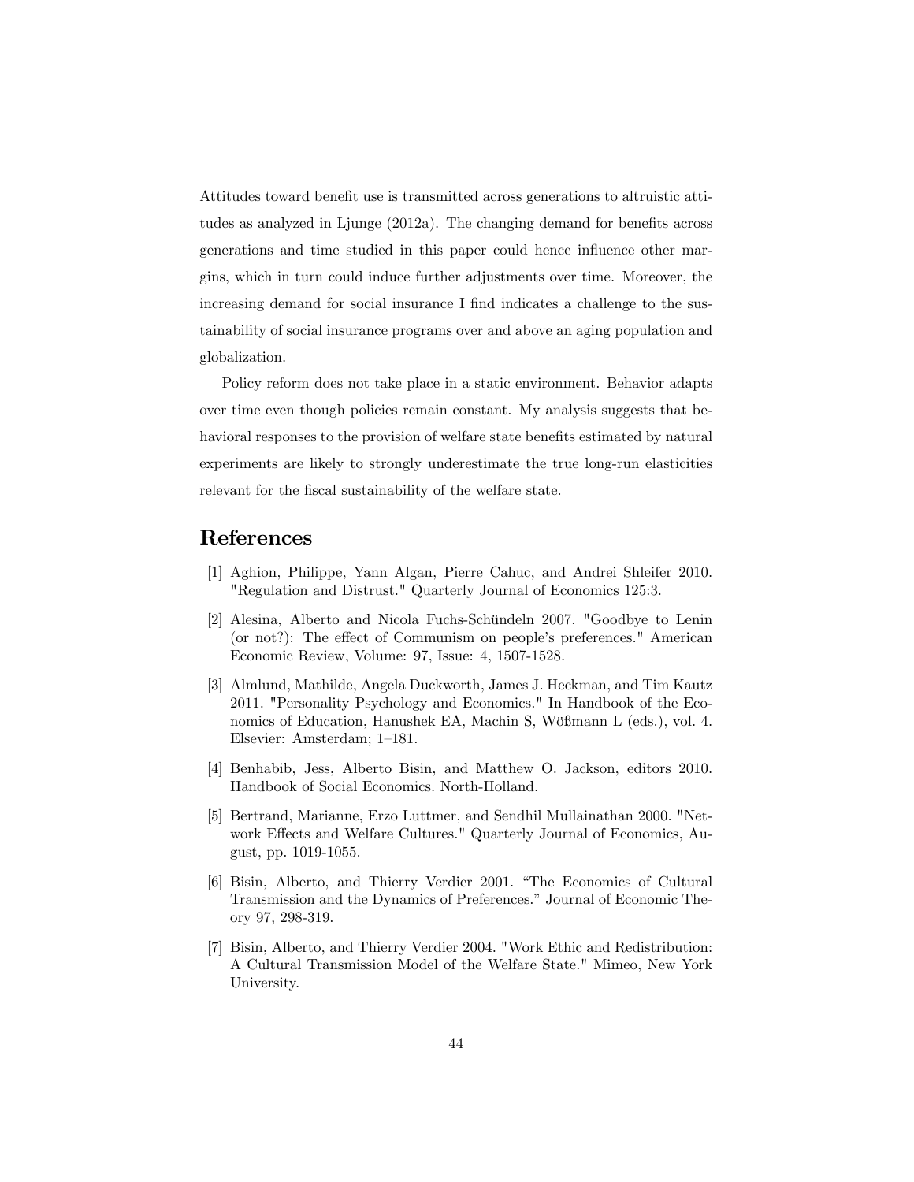Attitudes toward benefit use is transmitted across generations to altruistic attitudes as analyzed in Ljunge (2012a). The changing demand for benefits across generations and time studied in this paper could hence influence other margins, which in turn could induce further adjustments over time. Moreover, the increasing demand for social insurance I find indicates a challenge to the sustainability of social insurance programs over and above an aging population and globalization.

Policy reform does not take place in a static environment. Behavior adapts over time even though policies remain constant. My analysis suggests that behavioral responses to the provision of welfare state benefits estimated by natural experiments are likely to strongly underestimate the true long-run elasticities relevant for the fiscal sustainability of the welfare state.

# References

[1] Aghion, Philippe, Yann Algan, Pierre Cahuc, and Andrei Shleifer 2010. "Regulation and Distrust." Quarterly Journal of Economics 125:3.

[2] Alesina, Alberto and Nicola Fuchs-Schündeln 2007. "Goodbye to Lenin (or not?): The effect of Communism on people's preferences." American Economic Review, Volume: 97, Issue: 4, 1507-1528.

[3] Almlund, Mathilde, Angela Duckworth, James J. Heckman, and Tim Kautz 2011. "Personality Psychology and Economics." In Handbook of the Economics of Education, Hanushek EA, Machin S, Wößmann L (eds.), vol. 4. Elsevier: Amsterdam; 1–181.

[4] Benhabib, Jess, Alberto Bisin, and Matthew O. Jackson, editors 2010. Handbook of Social Economics. North-Holland.

[5] Bertrand, Marianne, Erzo Luttmer, and Sendhil Mullainathan 2000. "Network Effects and Welfare Cultures." Quarterly Journal of Economics, August, pp. 1019-1055.

[6] Bisin, Alberto, and Thierry Verdier 2001. "The Economics of Cultural Transmission and the Dynamics of Preferences." Journal of Economic Theory 97, 298-319.

[7] Bisin, Alberto, and Thierry Verdier 2004. "Work Ethic and Redistribution: A Cultural Transmission Model of the Welfare State." Mimeo, New York University.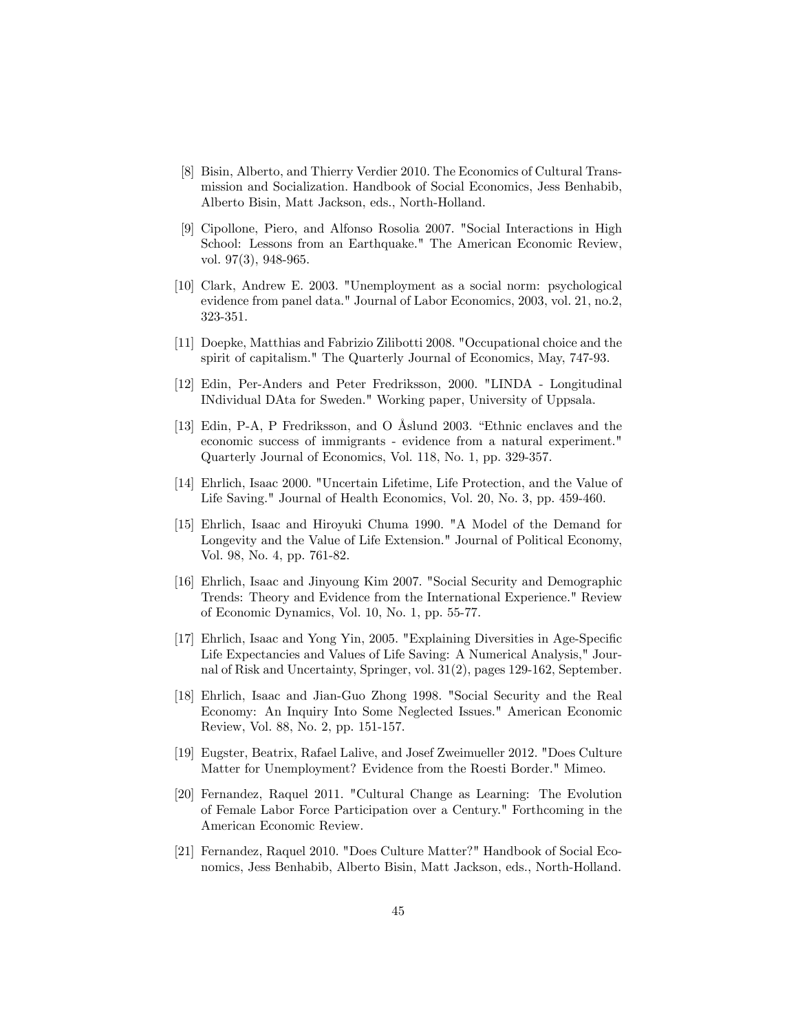[8] Bisin, Alberto, and Thierry Verdier 2010. The Economics of Cultural Transmission and Socialization. Handbook of Social Economics, Jess Benhabib, Alberto Bisin, Matt Jackson, eds., North-Holland.

[9] Cipollone, Piero, and Alfonso Rosolia 2007. "Social Interactions in High School: Lessons from an Earthquake." The American Economic Review, vol. 97(3), 948-965.

[10] Clark, Andrew E. 2003. "Unemployment as a social norm: psychological evidence from panel data." Journal of Labor Economics, 2003, vol. 21, no.2, 323-351.

[11] Doepke, Matthias and Fabrizio Zilibotti 2008. "Occupational choice and the spirit of capitalism." The Quarterly Journal of Economics, May, 747-93.

[12] Edin, Per-Anders and Peter Fredriksson, 2000. "LINDA - Longitudinal INdividual DAta for Sweden." Working paper, University of Uppsala.

[13] Edin, P-A, P Fredriksson, and O Åslund 2003. "Ethnic enclaves and the economic success of immigrants - evidence from a natural experiment." Quarterly Journal of Economics, Vol. 118, No. 1, pp. 329-357.

[14] Ehrlich, Isaac 2000. "Uncertain Lifetime, Life Protection, and the Value of Life Saving." Journal of Health Economics, Vol. 20, No. 3, pp. 459-460.

[15] Ehrlich, Isaac and Hiroyuki Chuma 1990. "A Model of the Demand for Longevity and the Value of Life Extension." Journal of Political Economy, Vol. 98, No. 4, pp. 761-82.

[16] Ehrlich, Isaac and Jinyoung Kim 2007. "Social Security and Demographic Trends: Theory and Evidence from the International Experience." Review of Economic Dynamics, Vol. 10, No. 1, pp. 55-77.

[17] Ehrlich, Isaac and Yong Yin, 2005. "Explaining Diversities in Age-Specific Life Expectancies and Values of Life Saving: A Numerical Analysis," Journal of Risk and Uncertainty, Springer, vol. 31(2), pages 129-162, September.

[18] Ehrlich, Isaac and Jian-Guo Zhong 1998. "Social Security and the Real Economy: An Inquiry Into Some Neglected Issues." American Economic Review, Vol. 88, No. 2, pp. 151-157.

[19] Eugster, Beatrix, Rafael Lalive, and Josef Zweimueller 2012. "Does Culture Matter for Unemployment? Evidence from the Roesti Border." Mimeo.

[20] Fernandez, Raquel 2011. "Cultural Change as Learning: The Evolution of Female Labor Force Participation over a Century." Forthcoming in the American Economic Review.

[21] Fernandez, Raquel 2010. "Does Culture Matter?" Handbook of Social Economics, Jess Benhabib, Alberto Bisin, Matt Jackson, eds., North-Holland.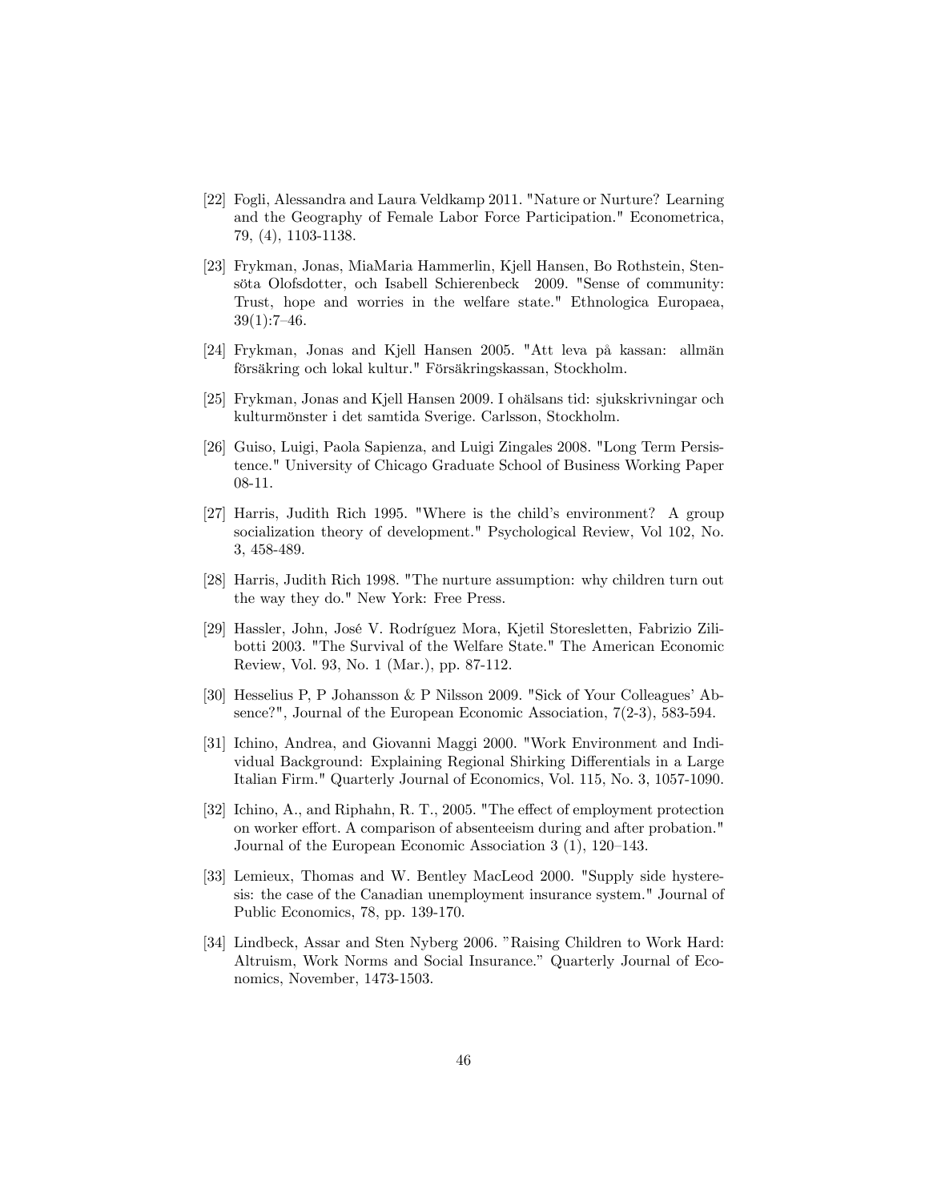[22] Fogli, Alessandra and Laura Veldkamp 2011. "Nature or Nurture? Learning and the Geography of Female Labor Force Participation." Econometrica, 79, (4), 1103-1138.

[23] Frykman, Jonas, MiaMaria Hammerlin, Kjell Hansen, Bo Rothstein, Stensöta Olofsdotter, och Isabell Schierenbeck 2009. "Sense of community: Trust, hope and worries in the welfare state." Ethnologica Europaea, 39(1):7–46.

[24] Frykman, Jonas and Kjell Hansen 2005. "Att leva på kassan: allmän försäkring och lokal kultur." Försäkringskassan, Stockholm.

[25] Frykman, Jonas and Kjell Hansen 2009. I ohälsans tid: sjukskrivningar och kulturmönster i det samtida Sverige. Carlsson, Stockholm.

[26] Guiso, Luigi, Paola Sapienza, and Luigi Zingales 2008. "Long Term Persistence." University of Chicago Graduate School of Business Working Paper 08-11.

[27] Harris, Judith Rich 1995. "Where is the child's environment? A group socialization theory of development." Psychological Review, Vol 102, No. 3, 458-489.

[28] Harris, Judith Rich 1998. "The nurture assumption: why children turn out the way they do." New York: Free Press.

[29] Hassler, John, José V. Rodríguez Mora, Kjetil Storesletten, Fabrizio Zilibotti 2003. "The Survival of the Welfare State." The American Economic Review, Vol. 93, No. 1 (Mar.), pp. 87-112.

[30] Hesselius P, P Johansson & P Nilsson 2009. "Sick of Your Colleagues' Absence?", Journal of the European Economic Association, 7(2-3), 583-594.

[31] Ichino, Andrea, and Giovanni Maggi 2000. "Work Environment and Individual Background: Explaining Regional Shirking Differentials in a Large Italian Firm." Quarterly Journal of Economics, Vol. 115, No. 3, 1057-1090.

[32] Ichino, A., and Riphahn, R. T., 2005. "The effect of employment protection on worker effort. A comparison of absenteeism during and after probation." Journal of the European Economic Association 3 (1), 120–143.

[33] Lemieux, Thomas and W. Bentley MacLeod 2000. "Supply side hysteresis: the case of the Canadian unemployment insurance system." Journal of Public Economics, 78, pp. 139-170.

[34] Lindbeck, Assar and Sten Nyberg 2006. "Raising Children to Work Hard: Altruism, Work Norms and Social Insurance." Quarterly Journal of Economics, November, 1473-1503.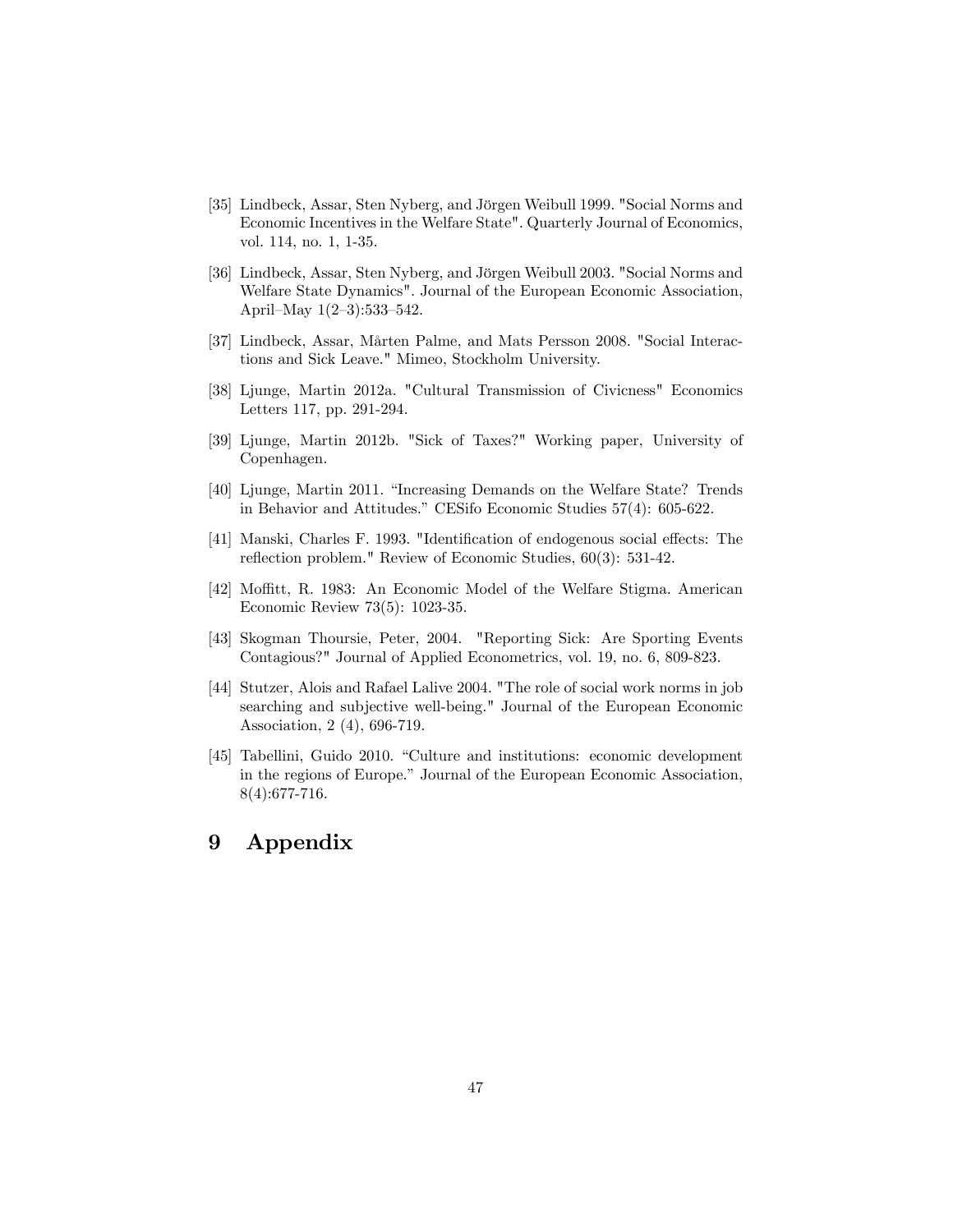[35] Lindbeck, Assar, Sten Nyberg, and Jörgen Weibull 1999. "Social Norms and Economic Incentives in the Welfare State". Quarterly Journal of Economics, vol. 114, no. 1, 1-35.

[36] Lindbeck, Assar, Sten Nyberg, and Jörgen Weibull 2003. "Social Norms and Welfare State Dynamics". Journal of the European Economic Association, April–May 1(2–3):533–542.

[37] Lindbeck, Assar, Mårten Palme, and Mats Persson 2008. "Social Interactions and Sick Leave." Mimeo, Stockholm University.

[38] Ljunge, Martin 2012a. "Cultural Transmission of Civicness" Economics Letters 117, pp. 291-294.

[39] Ljunge, Martin 2012b. "Sick of Taxes?" Working paper, University of Copenhagen.

[40] Ljunge, Martin 2011. "Increasing Demands on the Welfare State? Trends in Behavior and Attitudes." CESifo Economic Studies 57(4): 605-622.

[41] Manski, Charles F. 1993. "Identification of endogenous social effects: The reflection problem." Review of Economic Studies, 60(3): 531-42.

[42] Moffitt, R. 1983: An Economic Model of the Welfare Stigma. American Economic Review 73(5): 1023-35.

[43] Skogman Thoursie, Peter, 2004. "Reporting Sick: Are Sporting Events Contagious?" Journal of Applied Econometrics, vol. 19, no. 6, 809-823.

[44] Stutzer, Alois and Rafael Lalive 2004. "The role of social work norms in job searching and subjective well-being." Journal of the European Economic Association, 2 (4), 696-719.

[45] Tabellini, Guido 2010. "Culture and institutions: economic development in the regions of Europe." Journal of the European Economic Association, 8(4):677-716.

# 9 Appendix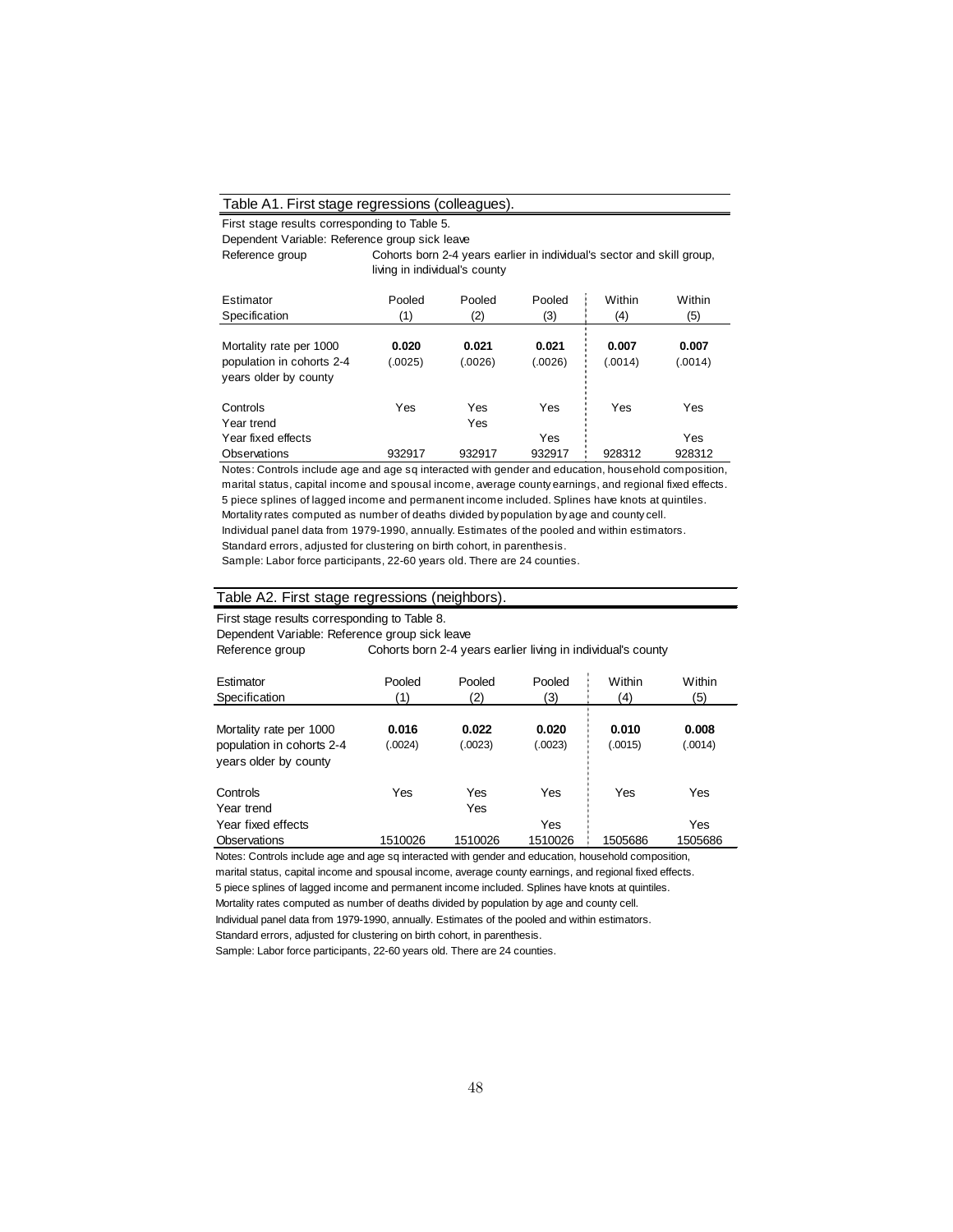Table A1. First stage regressions (colleagues).

First stage results corresponding to Table 5.
Dependent Variable: Reference group sick leave
Reference group: Cohorts born 2-4 years earlier in individual's sector and skill group, living in individual's county

| Estimator | Pooled | Pooled | Pooled | Within | Within |
|---|---|---|---|---|---|
| Specification | (1) | (2) | (3) | (4) | (5) |
| Mortality rate per 1000 population in cohorts 2-4 years older by county | **0.020** | **0.021** | **0.021** | **0.007** | **0.007** |
| | (.0025) | (.0026) | (.0026) | (.0014) | (.0014) |
| Controls | Yes | Yes | Yes | Yes | Yes |
| Year trend | | Yes | | | |
| Year fixed effects | | | Yes | | Yes |
| Observations | 932917 | 932917 | 932917 | 928312 | 928312 |

Notes: Controls include age and age sq interacted with gender and education, household composition, marital status, capital income and spousal income, average county earnings, and regional fixed effects. 5 piece splines of lagged income and permanent income included. Splines have knots at quintiles. Mortality rates computed as number of deaths divided by population by age and county cell. Individual panel data from 1979-1990, annually. Estimates of the pooled and within estimators. Standard errors, adjusted for clustering on birth cohort, in parenthesis. Sample: Labor force participants, 22-60 years old. There are 24 counties.

Table A2. First stage regressions (neighbors).

First stage results corresponding to Table 8.
Dependent Variable: Reference group sick leave
Reference group: Cohorts born 2-4 years earlier living in individual's county

| Estimator | Pooled | Pooled | Pooled | Within | Within |
|---|---|---|---|---|---|
| Specification | (1) | (2) | (3) | (4) | (5) |
| Mortality rate per 1000 population in cohorts 2-4 years older by county | **0.016** | **0.022** | **0.020** | **0.010** | **0.008** |
| | (.0024) | (.0023) | (.0023) | (.0015) | (.0014) |
| Controls | Yes | Yes | Yes | Yes | Yes |
| Year trend | | Yes | | | |
| Year fixed effects | | | Yes | | Yes |
| Observations | 1510026 | 1510026 | 1510026 | 1505686 | 1505686 |

Notes: Controls include age and age sq interacted with gender and education, household composition, marital status, capital income and spousal income, average county earnings, and regional fixed effects. 5 piece splines of lagged income and permanent income included. Splines have knots at quintiles. Mortality rates computed as number of deaths divided by population by age and county cell. Individual panel data from 1979-1990, annually. Estimates of the pooled and within estimators. Standard errors, adjusted for clustering on birth cohort, in parenthesis. Sample: Labor force participants, 22-60 years old. There are 24 counties.